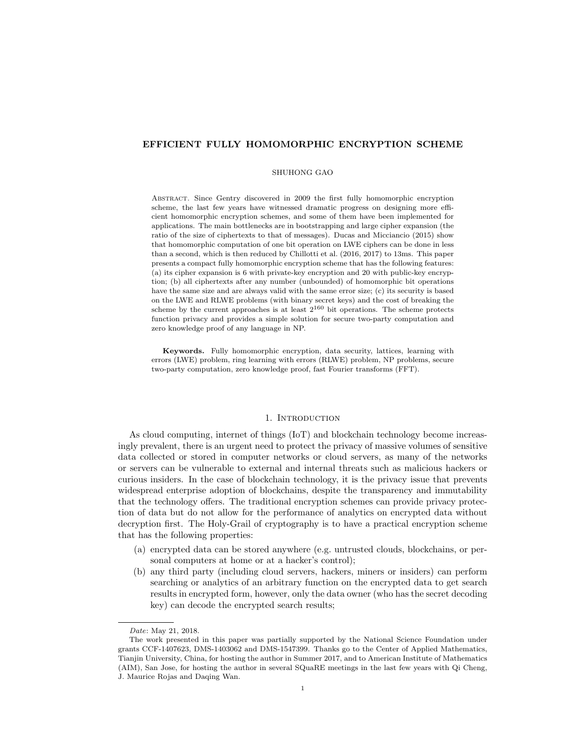# EFFICIENT FULLY HOMOMORPHIC ENCRYPTION SCHEME

SHUHONG GAO

Abstract. Since Gentry discovered in 2009 the first fully homomorphic encryption scheme, the last few years have witnessed dramatic progress on designing more efficient homomorphic encryption schemes, and some of them have been implemented for applications. The main bottlenecks are in bootstrapping and large cipher expansion (the ratio of the size of ciphertexts to that of messages). Ducas and Micciancio (2015) show that homomorphic computation of one bit operation on LWE ciphers can be done in less than a second, which is then reduced by Chillotti et al. (2016, 2017) to 13ms. This paper presents a compact fully homomorphic encryption scheme that has the following features: (a) its cipher expansion is 6 with private-key encryption and 20 with public-key encryption; (b) all ciphertexts after any number (unbounded) of homomorphic bit operations have the same size and are always valid with the same error size; (c) its security is based on the LWE and RLWE problems (with binary secret keys) and the cost of breaking the scheme by the current approaches is at least $2^{160}$ bit operations. The scheme protects function privacy and provides a simple solution for secure two-party computation and zero knowledge proof of any language in NP.

**Keywords.** Fully homomorphic encryption, data security, lattices, learning with errors (LWE) problem, ring learning with errors (RLWE) problem, NP problems, secure two-party computation, zero knowledge proof, fast Fourier transforms (FFT).

## 1. Introduction

As cloud computing, internet of things (IoT) and blockchain technology become increasingly prevalent, there is an urgent need to protect the privacy of massive volumes of sensitive data collected or stored in computer networks or cloud servers, as many of the networks or servers can be vulnerable to external and internal threats such as malicious hackers or curious insiders. In the case of blockchain technology, it is the privacy issue that prevents widespread enterprise adoption of blockchains, despite the transparency and immutability that the technology offers. The traditional encryption schemes can provide privacy protection of data but do not allow for the performance of analytics on encrypted data without decryption first. The Holy-Grail of cryptography is to have a practical encryption scheme that has the following properties:

(a) encrypted data can be stored anywhere (e.g. untrusted clouds, blockchains, or personal computers at home or at a hacker's control);
(b) any third party (including cloud servers, hackers, miners or insiders) can perform searching or analytics of an arbitrary function on the encrypted data to get search results in encrypted form, however, only the data owner (who has the secret decoding key) can decode the encrypted search results;

---

*Date*: May 21, 2018.

The work presented in this paper was partially supported by the National Science Foundation under grants CCF-1407623, DMS-1403062 and DMS-1547399. Thanks go to the Center of Applied Mathematics, Tianjin University, China, for hosting the author in Summer 2017, and to American Institute of Mathematics (AIM), San Jose, for hosting the author in several SQuaRE meetings in the last few years with Qi Cheng, J. Maurice Rojas and Daqing Wan.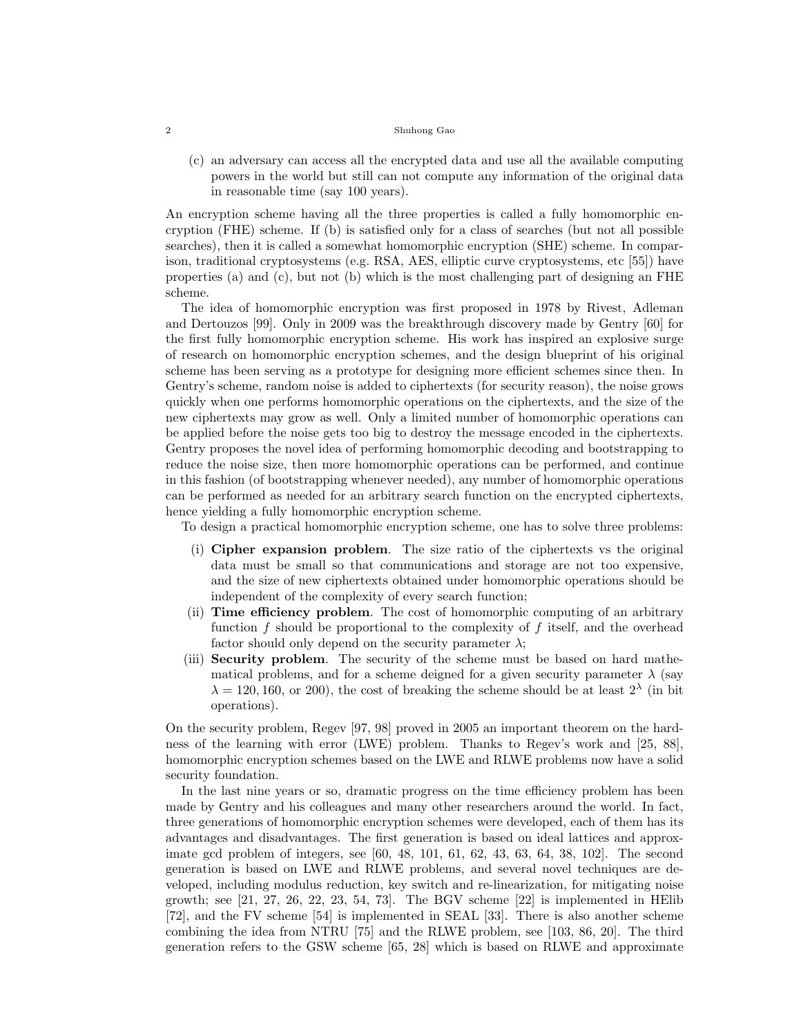(c) an adversary can access all the encrypted data and use all the available computing powers in the world but still can not compute any information of the original data in reasonable time (say 100 years).

An encryption scheme having all the three properties is called a fully homomorphic encryption (FHE) scheme. If (b) is satisfied only for a class of searches (but not all possible searches), then it is called a somewhat homomorphic encryption (SHE) scheme. In comparison, traditional cryptosystems (e.g. RSA, AES, elliptic curve cryptosystems, etc [55]) have properties (a) and (c), but not (b) which is the most challenging part of designing an FHE scheme.

The idea of homomorphic encryption was first proposed in 1978 by Rivest, Adleman and Dertouzos [99]. Only in 2009 was the breakthrough discovery made by Gentry [60] for the first fully homomorphic encryption scheme. His work has inspired an explosive surge of research on homomorphic encryption schemes, and the design blueprint of his original scheme has been serving as a prototype for designing more efficient schemes since then. In Gentry's scheme, random noise is added to ciphertexts (for security reason), the noise grows quickly when one performs homomorphic operations on the ciphertexts, and the size of the new ciphertexts may grow as well. Only a limited number of homomorphic operations can be applied before the noise gets too big to destroy the message encoded in the ciphertexts. Gentry proposes the novel idea of performing homomorphic decoding and bootstrapping to reduce the noise size, then more homomorphic operations can be performed, and continue in this fashion (of bootstrapping whenever needed), any number of homomorphic operations can be performed as needed for an arbitrary search function on the encrypted ciphertexts, hence yielding a fully homomorphic encryption scheme.

To design a practical homomorphic encryption scheme, one has to solve three problems:

(i) **Cipher expansion problem**. The size ratio of the ciphertexts vs the original data must be small so that communications and storage are not too expensive, and the size of new ciphertexts obtained under homomorphic operations should be independent of the complexity of every search function;

(ii) **Time efficiency problem**. The cost of homomorphic computing of an arbitrary function $f$ should be proportional to the complexity of $f$ itself, and the overhead factor should only depend on the security parameter $\lambda$;

(iii) **Security problem**. The security of the scheme must be based on hard mathematical problems, and for a scheme deigned for a given security parameter $\lambda$ (say $\lambda = 120, 160$, or 200), the cost of breaking the scheme should be at least $2^\lambda$ (in bit operations).

On the security problem, Regev [97, 98] proved in 2005 an important theorem on the hardness of the learning with error (LWE) problem. Thanks to Regev's work and [25, 88], homomorphic encryption schemes based on the LWE and RLWE problems now have a solid security foundation.

In the last nine years or so, dramatic progress on the time efficiency problem has been made by Gentry and his colleagues and many other researchers around the world. In fact, three generations of homomorphic encryption schemes were developed, each of them has its advantages and disadvantages. The first generation is based on ideal lattices and approximate gcd problem of integers, see [60, 48, 101, 61, 62, 43, 63, 64, 38, 102]. The second generation is based on LWE and RLWE problems, and several novel techniques are developed, including modulus reduction, key switch and re-linearization, for mitigating noise growth; see [21, 27, 26, 22, 23, 54, 73]. The BGV scheme [22] is implemented in HElib [72], and the FV scheme [54] is implemented in SEAL [33]. There is also another scheme combining the idea from NTRU [75] and the RLWE problem, see [103, 86, 20]. The third generation refers to the GSW scheme [65, 28] which is based on RLWE and approximate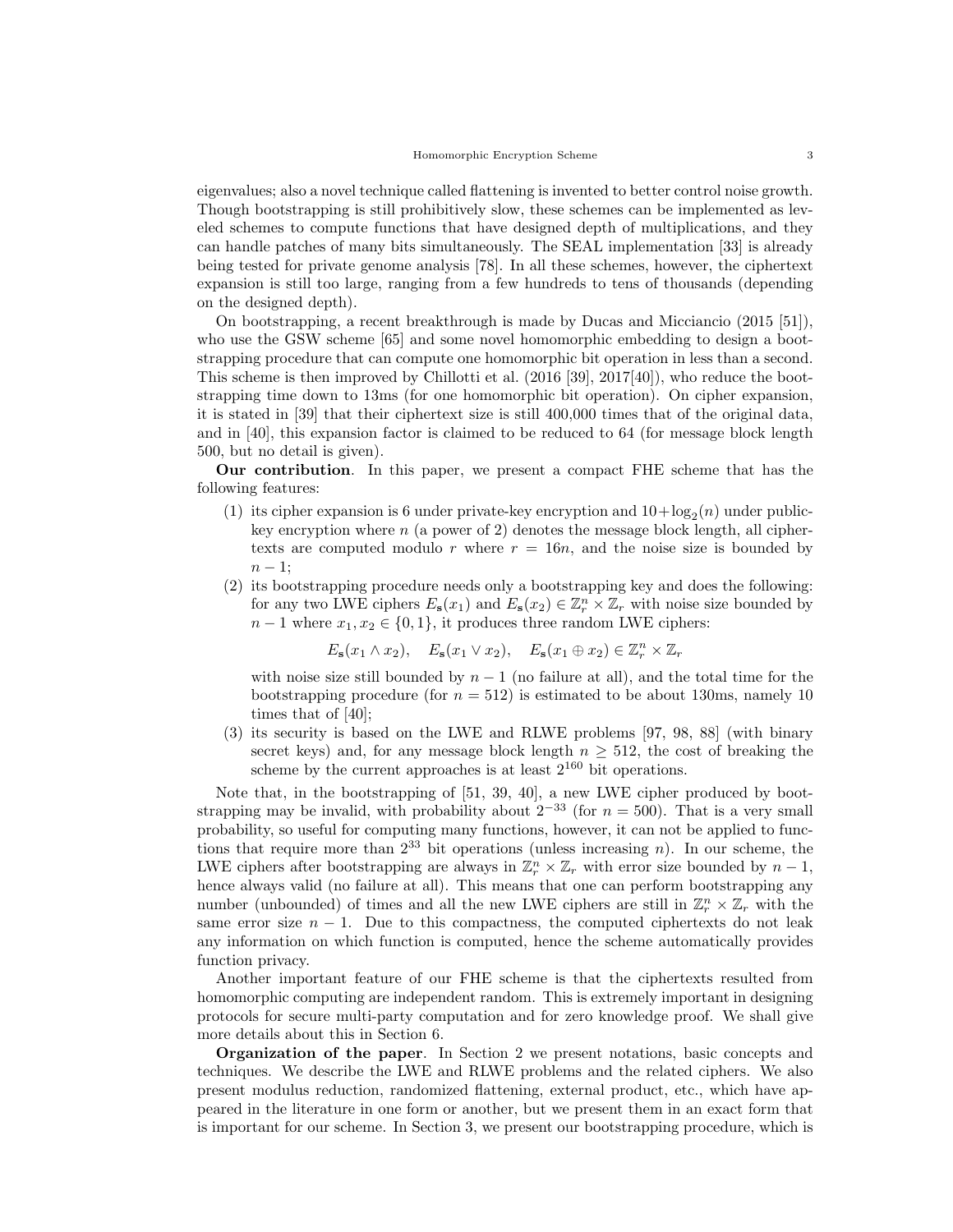eigenvalues; also a novel technique called flattening is invented to better control noise growth. Though bootstrapping is still prohibitively slow, these schemes can be implemented as leveled schemes to compute functions that have designed depth of multiplications, and they can handle patches of many bits simultaneously. The SEAL implementation [33] is already being tested for private genome analysis [78]. In all these schemes, however, the ciphertext expansion is still too large, ranging from a few hundreds to tens of thousands (depending on the designed depth).

On bootstrapping, a recent breakthrough is made by Ducas and Micciancio (2015 [51]), who use the GSW scheme [65] and some novel homomorphic embedding to design a bootstrapping procedure that can compute one homomorphic bit operation in less than a second. This scheme is then improved by Chillotti et al. (2016 [39], 2017[40]), who reduce the bootstrapping time down to 13ms (for one homomorphic bit operation). On cipher expansion, it is stated in [39] that their ciphertext size is still 400,000 times that of the original data, and in [40], this expansion factor is claimed to be reduced to 64 (for message block length 500, but no detail is given).

**Our contribution**. In this paper, we present a compact FHE scheme that has the following features:

1. its cipher expansion is 6 under private-key encryption and $10+\log_2(n)$ under public-key encryption where $n$ (a power of 2) denotes the message block length, all ciphertexts are computed modulo $r$ where $r = 16n$, and the noise size is bounded by $n-1$;
2. its bootstrapping procedure needs only a bootstrapping key and does the following: for any two LWE ciphers $E_{\mathbf{s}}(x_1)$ and $E_{\mathbf{s}}(x_2) \in \mathbb{Z}_r^n \times \mathbb{Z}_r$ with noise size bounded by $n-1$ where $x_1, x_2 \in \{0,1\}$, it produces three random LWE ciphers:
$$E_{\mathbf{s}}(x_1 \wedge x_2), \quad E_{\mathbf{s}}(x_1 \vee x_2), \quad E_{\mathbf{s}}(x_1 \oplus x_2) \in \mathbb{Z}_r^n \times \mathbb{Z}_r$$
with noise size still bounded by $n-1$ (no failure at all), and the total time for the bootstrapping procedure (for $n = 512$) is estimated to be about 130ms, namely 10 times that of [40];
3. its security is based on the LWE and RLWE problems [97, 98, 88] (with binary secret keys) and, for any message block length $n \geq 512$, the cost of breaking the scheme by the current approaches is at least $2^{160}$ bit operations.

Note that, in the bootstrapping of [51, 39, 40], a new LWE cipher produced by bootstrapping may be invalid, with probability about $2^{-33}$ (for $n = 500$). That is a very small probability, so useful for computing many functions, however, it can not be applied to functions that require more than $2^{33}$ bit operations (unless increasing $n$). In our scheme, the LWE ciphers after bootstrapping are always in $\mathbb{Z}_r^n \times \mathbb{Z}_r$ with error size bounded by $n-1$, hence always valid (no failure at all). This means that one can perform bootstrapping any number (unbounded) of times and all the new LWE ciphers are still in $\mathbb{Z}_r^n \times \mathbb{Z}_r$ with the same error size $n-1$. Due to this compactness, the computed ciphertexts do not leak any information on which function is computed, hence the scheme automatically provides function privacy.

Another important feature of our FHE scheme is that the ciphertexts resulted from homomorphic computing are independent random. This is extremely important in designing protocols for secure multi-party computation and for zero knowledge proof. We shall give more details about this in Section 6.

**Organization of the paper**. In Section 2 we present notations, basic concepts and techniques. We describe the LWE and RLWE problems and the related ciphers. We also present modulus reduction, randomized flattening, external product, etc., which have appeared in the literature in one form or another, but we present them in an exact form that is important for our scheme. In Section 3, we present our bootstrapping procedure, which is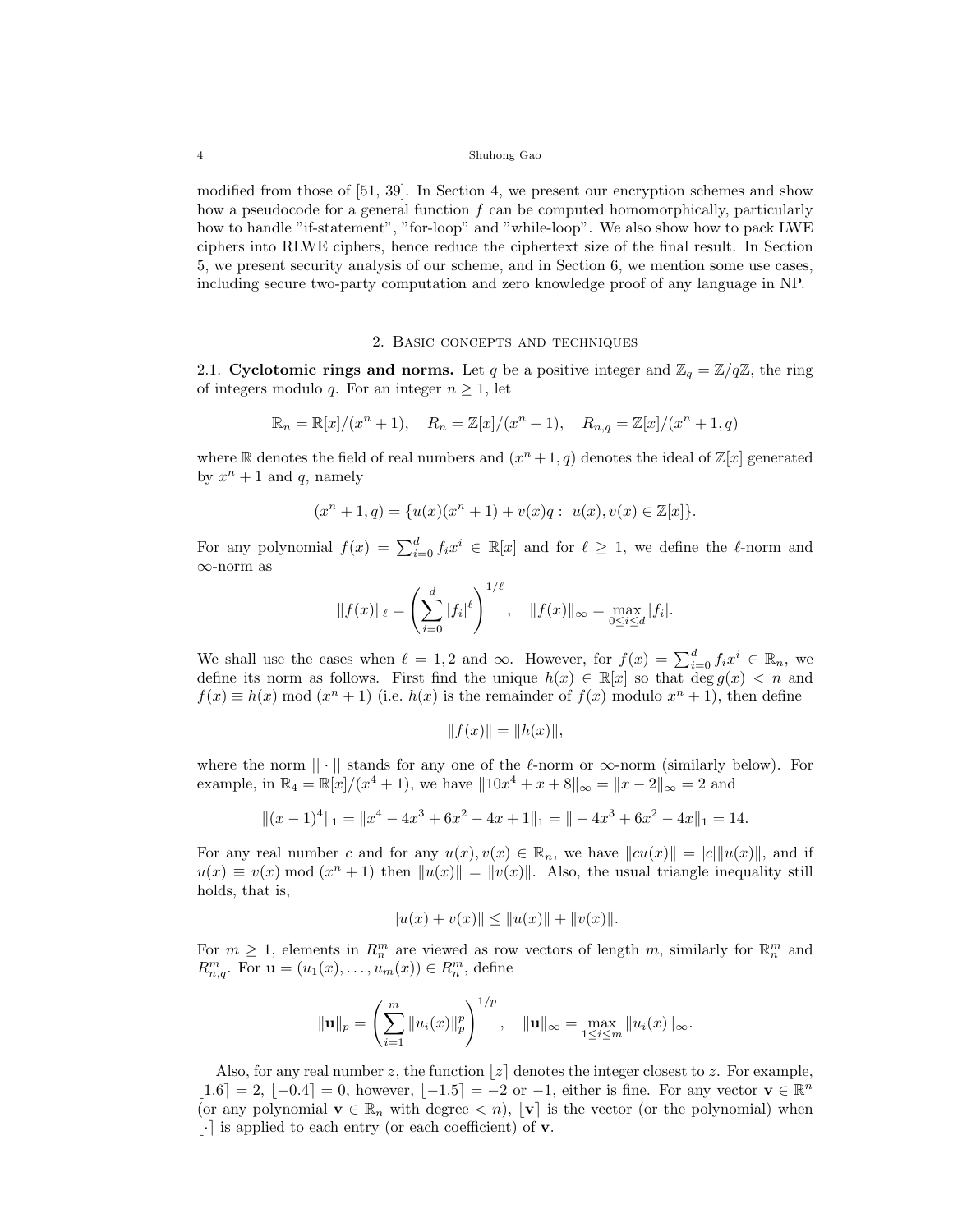modified from those of [51, 39]. In Section 4, we present our encryption schemes and show how a pseudocode for a general function $f$ can be computed homomorphically, particularly how to handle "if-statement", "for-loop" and "while-loop". We also show how to pack LWE ciphers into RLWE ciphers, hence reduce the ciphertext size of the final result. In Section 5, we present security analysis of our scheme, and in Section 6, we mention some use cases, including secure two-party computation and zero knowledge proof of any language in NP.

## 2. Basic concepts and techniques

**2.1. Cyclotomic rings and norms.** Let $q$ be a positive integer and $\mathbb{Z}_q = \mathbb{Z}/q\mathbb{Z}$, the ring of integers modulo $q$. For an integer $n \geq 1$, let

$$\mathbb{R}_n = \mathbb{R}[x]/(x^n+1), \quad R_n = \mathbb{Z}[x]/(x^n+1), \quad R_{n,q} = \mathbb{Z}[x]/(x^n+1, q)$$

where $\mathbb{R}$ denotes the field of real numbers and $(x^n+1, q)$ denotes the ideal of $\mathbb{Z}[x]$ generated by $x^n+1$ and $q$, namely

$$(x^n+1, q) = \{u(x)(x^n+1) + v(x)q : \ u(x), v(x) \in \mathbb{Z}[x]\}.$$

For any polynomial $f(x) = \sum_{i=0}^{d} f_i x^i \in \mathbb{R}[x]$ and for $\ell \geq 1$, we define the $\ell$-norm and $\infty$-norm as

$$\|f(x)\|_\ell = \left(\sum_{i=0}^{d} |f_i|^\ell\right)^{1/\ell}, \quad \|f(x)\|_\infty = \max_{0\leq i\leq d} |f_i|.$$

We shall use the cases when $\ell = 1, 2$ and $\infty$. However, for $f(x) = \sum_{i=0}^{d} f_i x^i \in \mathbb{R}_n$, we define its norm as follows. First find the unique $h(x) \in \mathbb{R}[x]$ so that $\deg g(x) < n$ and $f(x) \equiv h(x) \bmod (x^n+1)$ (i.e. $h(x)$ is the remainder of $f(x)$ modulo $x^n+1$), then define

$$\|f(x)\| = \|h(x)\|,$$

where the norm $||\cdot||$ stands for any one of the $\ell$-norm or $\infty$-norm (similarly below). For example, in $\mathbb{R}_4 = \mathbb{R}[x]/(x^4+1)$, we have $\|10x^4 + x + 8\|_\infty = \|x - 2\|_\infty = 2$ and

$$\|(x-1)^4\|_1 = \|x^4 - 4x^3 + 6x^2 - 4x + 1\|_1 = \| - 4x^3 + 6x^2 - 4x\|_1 = 14.$$

For any real number $c$ and for any $u(x), v(x) \in \mathbb{R}_n$, we have $\|cu(x)\| = |c|\|u(x)\|$, and if $u(x) \equiv v(x) \bmod (x^n+1)$ then $\|u(x)\| = \|v(x)\|$. Also, the usual triangle inequality still holds, that is,

$$\|u(x) + v(x)\| \leq \|u(x)\| + \|v(x)\|.$$

For $m \geq 1$, elements in $R_n^m$ are viewed as row vectors of length $m$, similarly for $\mathbb{R}_n^m$ and $R_{n,q}^m$. For $\mathbf{u} = (u_1(x), \ldots, u_m(x)) \in R_n^m$, define

$$\|\mathbf{u}\|_p = \left(\sum_{i=1}^{m} \|u_i(x)\|_p^p\right)^{1/p}, \quad \|\mathbf{u}\|_\infty = \max_{1\leq i\leq m} \|u_i(x)\|_\infty.$$

Also, for any real number $z$, the function $\lfloor z \rceil$ denotes the integer closest to $z$. For example, $\lfloor 1.6 \rceil = 2$, $\lfloor -0.4 \rceil = 0$, however, $\lfloor -1.5 \rceil = -2$ or $-1$, either is fine. For any vector $\mathbf{v} \in \mathbb{R}^n$ (or any polynomial $\mathbf{v} \in \mathbb{R}_n$ with degree $< n$), $\lfloor \mathbf{v} \rceil$ is the vector (or the polynomial) when $\lfloor \cdot \rceil$ is applied to each entry (or each coefficient) of $\mathbf{v}$.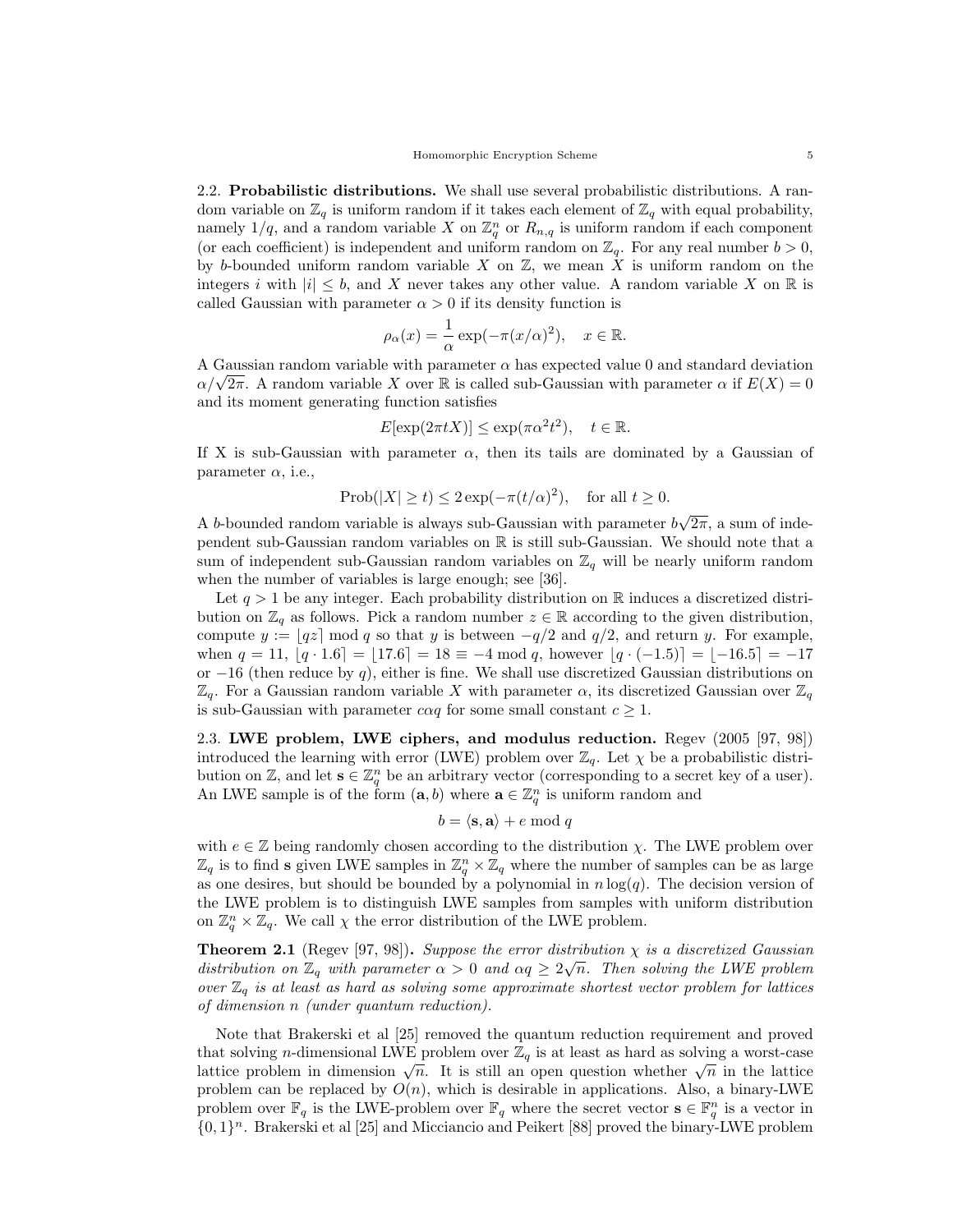**2.2. Probabilistic distributions.** We shall use several probabilistic distributions. A random variable on $\mathbb{Z}_q$ is uniform random if it takes each element of $\mathbb{Z}_q$ with equal probability, namely $1/q$, and a random variable $X$ on $\mathbb{Z}_q^n$ or $R_{n,q}$ is uniform random if each component (or each coefficient) is independent and uniform random on $\mathbb{Z}_q$. For any real number $b > 0$, by $b$-bounded uniform random variable $X$ on $\mathbb{Z}$, we mean $X$ is uniform random on the integers $i$ with $|i| \leq b$, and $X$ never takes any other value. A random variable $X$ on $\mathbb{R}$ is called Gaussian with parameter $\alpha > 0$ if its density function is

$$\rho_\alpha(x) = \frac{1}{\alpha} \exp(-\pi(x/\alpha)^2), \quad x \in \mathbb{R}.$$

A Gaussian random variable with parameter $\alpha$ has expected value 0 and standard deviation $\alpha/\sqrt{2\pi}$. A random variable $X$ over $\mathbb{R}$ is called sub-Gaussian with parameter $\alpha$ if $E(X) = 0$ and its moment generating function satisfies

$$E[\exp(2\pi t X)] \leq \exp(\pi \alpha^2 t^2), \quad t \in \mathbb{R}.$$

If X is sub-Gaussian with parameter $\alpha$, then its tails are dominated by a Gaussian of parameter $\alpha$, i.e.,

$$\text{Prob}(|X| \geq t) \leq 2\exp(-\pi(t/\alpha)^2), \quad \text{for all } t \geq 0.$$

A $b$-bounded random variable is always sub-Gaussian with parameter $b\sqrt{2\pi}$, a sum of independent sub-Gaussian random variables on $\mathbb{R}$ is still sub-Gaussian. We should note that a sum of independent sub-Gaussian random variables on $\mathbb{Z}_q$ will be nearly uniform random when the number of variables is large enough; see [36].

Let $q > 1$ be any integer. Each probability distribution on $\mathbb{R}$ induces a discretized distribution on $\mathbb{Z}_q$ as follows. Pick a random number $z \in \mathbb{R}$ according to the given distribution, compute $y := \lfloor qz \rceil \bmod q$ so that $y$ is between $-q/2$ and $q/2$, and return $y$. For example, when $q = 11$, $\lfloor q \cdot 1.6 \rceil = \lfloor 17.6 \rceil = 18 \equiv -4 \bmod q$, however $\lfloor q \cdot (-1.5) \rceil = \lfloor -16.5 \rceil = -17$ or $-16$ (then reduce by $q$), either is fine. We shall use discretized Gaussian distributions on $\mathbb{Z}_q$. For a Gaussian random variable $X$ with parameter $\alpha$, its discretized Gaussian over $\mathbb{Z}_q$ is sub-Gaussian with parameter $c\alpha q$ for some small constant $c \geq 1$.

**2.3. LWE problem, LWE ciphers, and modulus reduction.** Regev (2005 [97, 98]) introduced the learning with error (LWE) problem over $\mathbb{Z}_q$. Let $\chi$ be a probabilistic distribution on $\mathbb{Z}$, and let $\mathbf{s} \in \mathbb{Z}_q^n$ be an arbitrary vector (corresponding to a secret key of a user). An LWE sample is of the form $(\mathbf{a}, b)$ where $\mathbf{a} \in \mathbb{Z}_q^n$ is uniform random and

$$b = \langle \mathbf{s}, \mathbf{a} \rangle + e \bmod q$$

with $e \in \mathbb{Z}$ being randomly chosen according to the distribution $\chi$. The LWE problem over $\mathbb{Z}_q$ is to find $\mathbf{s}$ given LWE samples in $\mathbb{Z}_q^n \times \mathbb{Z}_q$ where the number of samples can be as large as one desires, but should be bounded by a polynomial in $n \log(q)$. The decision version of the LWE problem is to distinguish LWE samples from samples with uniform distribution on $\mathbb{Z}_q^n \times \mathbb{Z}_q$. We call $\chi$ the error distribution of the LWE problem.

**Theorem 2.1** (Regev [97, 98]). *Suppose the error distribution $\chi$ is a discretized Gaussian distribution on $\mathbb{Z}_q$ with parameter $\alpha > 0$ and $\alpha q \geq 2\sqrt{n}$. Then solving the LWE problem over $\mathbb{Z}_q$ is at least as hard as solving some approximate shortest vector problem for lattices of dimension $n$ (under quantum reduction).*

Note that Brakerski et al [25] removed the quantum reduction requirement and proved that solving $n$-dimensional LWE problem over $\mathbb{Z}_q$ is at least as hard as solving a worst-case lattice problem in dimension $\sqrt{n}$. It is still an open question whether $\sqrt{n}$ in the lattice problem can be replaced by $O(n)$, which is desirable in applications. Also, a binary-LWE problem over $\mathbb{F}_q$ is the LWE-problem over $\mathbb{F}_q$ where the secret vector $\mathbf{s} \in \mathbb{F}_q^n$ is a vector in $\{0, 1\}^n$. Brakerski et al [25] and Micciancio and Peikert [88] proved the binary-LWE problem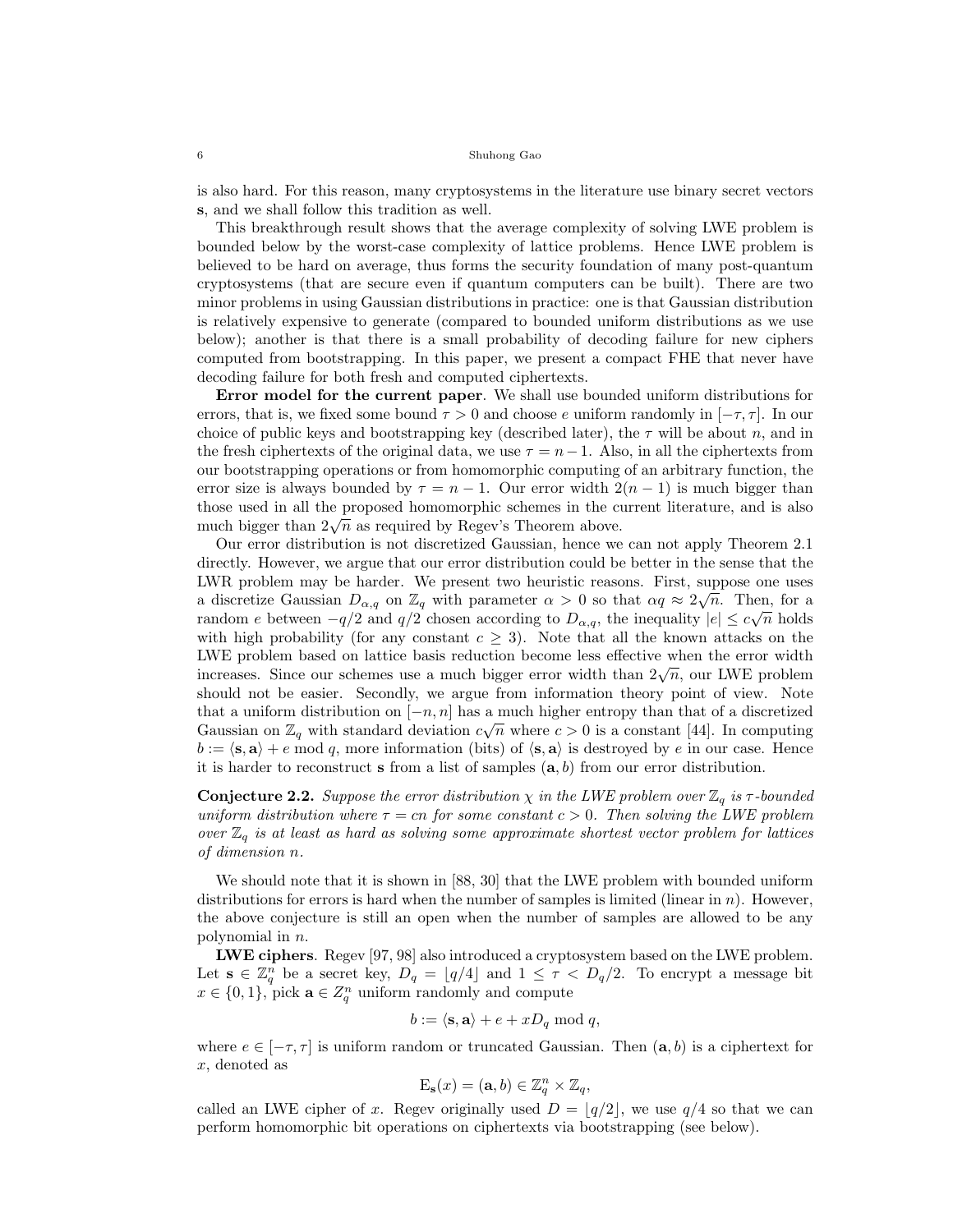is also hard. For this reason, many cryptosystems in the literature use binary secret vectors $\mathbf{s}$, and we shall follow this tradition as well.

This breakthrough result shows that the average complexity of solving LWE problem is bounded below by the worst-case complexity of lattice problems. Hence LWE problem is believed to be hard on average, thus forms the security foundation of many post-quantum cryptosystems (that are secure even if quantum computers can be built). There are two minor problems in using Gaussian distributions in practice: one is that Gaussian distribution is relatively expensive to generate (compared to bounded uniform distributions as we use below); another is that there is a small probability of decoding failure for new ciphers computed from bootstrapping. In this paper, we present a compact FHE that never have decoding failure for both fresh and computed ciphertexts.

**Error model for the current paper**. We shall use bounded uniform distributions for errors, that is, we fixed some bound $\tau > 0$ and choose $e$ uniform randomly in $[-\tau, \tau]$. In our choice of public keys and bootstrapping key (described later), the $\tau$ will be about $n$, and in the fresh ciphertexts of the original data, we use $\tau = n-1$. Also, in all the ciphertexts from our bootstrapping operations or from homomorphic computing of an arbitrary function, the error size is always bounded by $\tau = n-1$. Our error width $2(n-1)$ is much bigger than those used in all the proposed homomorphic schemes in the current literature, and is also much bigger than $2\sqrt{n}$ as required by Regev's Theorem above.

Our error distribution is not discretized Gaussian, hence we can not apply Theorem 2.1 directly. However, we argue that our error distribution could be better in the sense that the LWR problem may be harder. We present two heuristic reasons. First, suppose one uses a discretize Gaussian $D_{\alpha,q}$ on $\mathbb{Z}_q$ with parameter $\alpha > 0$ so that $\alpha q \approx 2\sqrt{n}$. Then, for a random $e$ between $-q/2$ and $q/2$ chosen according to $D_{\alpha,q}$, the inequality $|e| \leq c\sqrt{n}$ holds with high probability (for any constant $c \geq 3$). Note that all the known attacks on the LWE problem based on lattice basis reduction become less effective when the error width increases. Since our schemes use a much bigger error width than $2\sqrt{n}$, our LWE problem should not be easier. Secondly, we argue from information theory point of view. Note that a uniform distribution on $[-n, n]$ has a much higher entropy than that of a discretized Gaussian on $\mathbb{Z}_q$ with standard deviation $c\sqrt{n}$ where $c > 0$ is a constant [44]. In computing $b := \langle \mathbf{s}, \mathbf{a} \rangle + e \bmod q$, more information (bits) of $\langle \mathbf{s}, \mathbf{a} \rangle$ is destroyed by $e$ in our case. Hence it is harder to reconstruct $\mathbf{s}$ from a list of samples $(\mathbf{a}, b)$ from our error distribution.

**Conjecture 2.2.** *Suppose the error distribution $\chi$ in the LWE problem over $\mathbb{Z}_q$ is $\tau$-bounded uniform distribution where $\tau = cn$ for some constant $c > 0$. Then solving the LWE problem over $\mathbb{Z}_q$ is at least as hard as solving some approximate shortest vector problem for lattices of dimension $n$.*

We should note that it is shown in [88, 30] that the LWE problem with bounded uniform distributions for errors is hard when the number of samples is limited (linear in $n$). However, the above conjecture is still an open when the number of samples are allowed to be any polynomial in $n$.

**LWE ciphers**. Regev [97, 98] also introduced a cryptosystem based on the LWE problem. Let $\mathbf{s} \in \mathbb{Z}_q^n$ be a secret key, $D_q = \lfloor q/4 \rfloor$ and $1 \leq \tau < D_q/2$. To encrypt a message bit $x \in \{0, 1\}$, pick $\mathbf{a} \in Z_q^n$ uniform randomly and compute

$$b := \langle \mathbf{s}, \mathbf{a} \rangle + e + xD_q \bmod q,$$

where $e \in [-\tau, \tau]$ is uniform random or truncated Gaussian. Then $(\mathbf{a}, b)$ is a ciphertext for $x$, denoted as

$$\mathrm{E}_{\mathbf{s}}(x) = (\mathbf{a}, b) \in \mathbb{Z}_q^n \times \mathbb{Z}_q,$$

called an LWE cipher of $x$. Regev originally used $D = \lfloor q/2 \rfloor$, we use $q/4$ so that we can perform homomorphic bit operations on ciphertexts via bootstrapping (see below).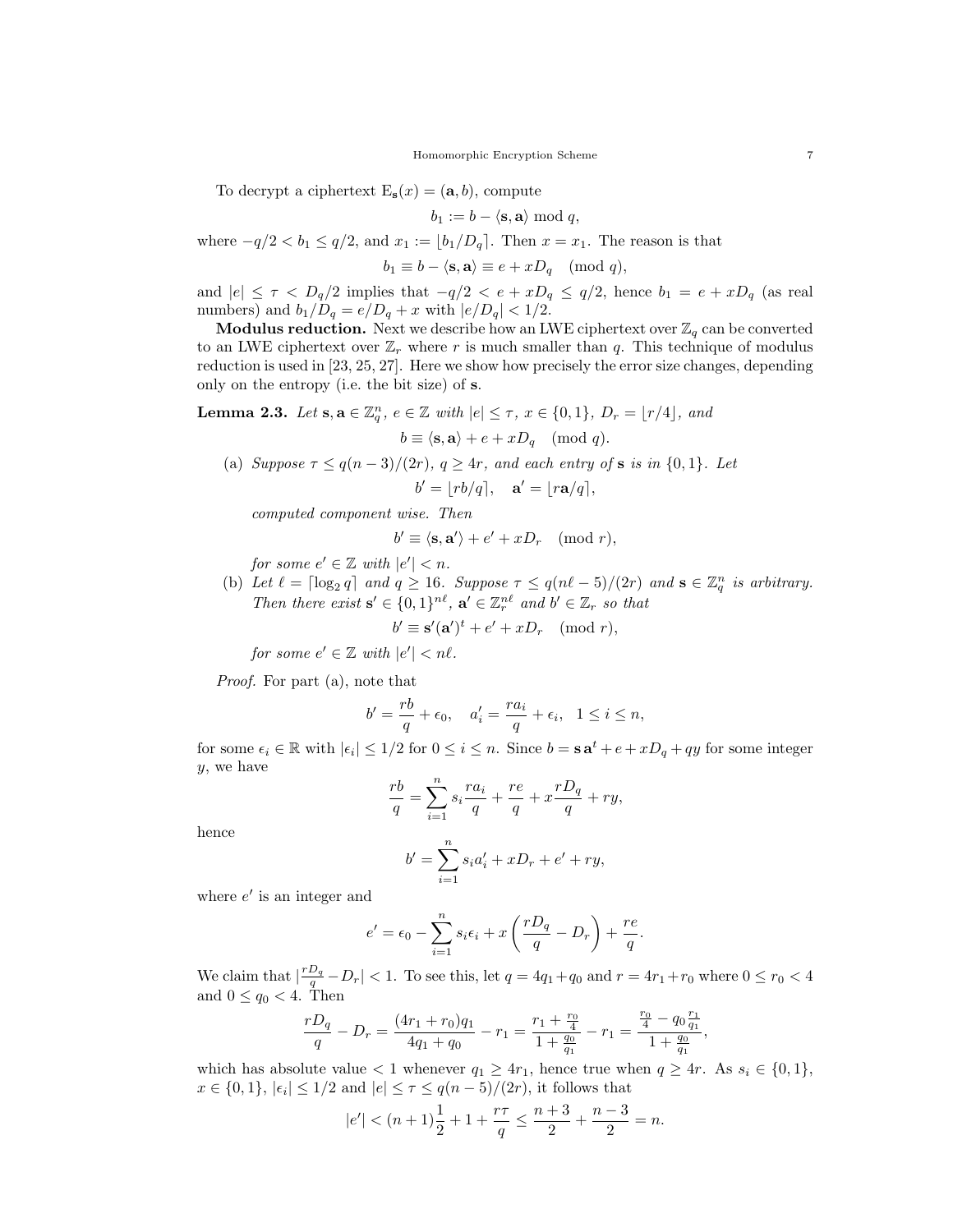To decrypt a ciphertext $\mathrm{E}_{\mathbf{s}}(x) = (\mathbf{a}, b)$, compute

$$b_1 := b - \langle \mathbf{s}, \mathbf{a} \rangle \bmod q,$$

where $-q/2 < b_1 \le q/2$, and $x_1 := \lfloor b_1/D_q \rceil$. Then $x = x_1$. The reason is that

$$b_1 \equiv b - \langle \mathbf{s}, \mathbf{a} \rangle \equiv e + xD_q \pmod{q},$$

and $|e| \le \tau < D_q/2$ implies that $-q/2 < e + xD_q \le q/2$, hence $b_1 = e + xD_q$ (as real numbers) and $b_1/D_q = e/D_q + x$ with $|e/D_q| < 1/2$.

**Modulus reduction.** Next we describe how an LWE ciphertext over $\mathbb{Z}_q$ can be converted to an LWE ciphertext over $\mathbb{Z}_r$ where $r$ is much smaller than $q$. This technique of modulus reduction is used in [23, 25, 27]. Here we show how precisely the error size changes, depending only on the entropy (i.e. the bit size) of $\mathbf{s}$.

**Lemma 2.3.** *Let $\mathbf{s}, \mathbf{a} \in \mathbb{Z}_q^n$, $e \in \mathbb{Z}$ with $|e| \le \tau$, $x \in \{0,1\}$, $D_r = \lfloor r/4 \rfloor$, and*

$$b \equiv \langle \mathbf{s}, \mathbf{a} \rangle + e + xD_q \pmod{q}.$$

(a) *Suppose $\tau \le q(n-3)/(2r)$, $q \ge 4r$, and each entry of $\mathbf{s}$ is in $\{0,1\}$. Let*

$$b' = \lfloor rb/q \rceil, \quad \mathbf{a}' = \lfloor r\mathbf{a}/q \rceil,$$

*computed component wise. Then*

$$b' \equiv \langle \mathbf{s}, \mathbf{a}' \rangle + e' + xD_r \pmod{r},$$

*for some $e' \in \mathbb{Z}$ with $|e'| < n$.*

(b) *Let $\ell = \lceil \log_2 q \rceil$ and $q \ge 16$. Suppose $\tau \le q(n\ell - 5)/(2r)$ and $\mathbf{s} \in \mathbb{Z}_q^n$ is arbitrary. Then there exist $\mathbf{s}' \in \{0,1\}^{n\ell}$, $\mathbf{a}' \in \mathbb{Z}_r^{n\ell}$ and $b' \in \mathbb{Z}_r$ so that*

$$b' \equiv \mathbf{s}'(\mathbf{a}')^t + e' + xD_r \pmod{r},$$

*for some $e' \in \mathbb{Z}$ with $|e'| < n\ell$.*

*Proof.* For part (a), note that

$$b' = \frac{rb}{q} + \epsilon_0, \quad a_i' = \frac{ra_i}{q} + \epsilon_i, \quad 1 \le i \le n,$$

for some $\epsilon_i \in \mathbb{R}$ with $|\epsilon_i| \le 1/2$ for $0 \le i \le n$. Since $b = \mathbf{s}\,\mathbf{a}^t + e + xD_q + qy$ for some integer $y$, we have

$$\frac{rb}{q} = \sum_{i=1}^{n} s_i \frac{ra_i}{q} + \frac{re}{q} + x\frac{rD_q}{q} + ry,$$

hence

$$b' = \sum_{i=1}^{n} s_i a_i' + xD_r + e' + ry,$$

where $e'$ is an integer and

$$e' = \epsilon_0 - \sum_{i=1}^{n} s_i \epsilon_i + x\left(\frac{rD_q}{q} - D_r\right) + \frac{re}{q}.$$

We claim that $|\frac{rD_q}{q} - D_r| < 1$. To see this, let $q = 4q_1 + q_0$ and $r = 4r_1 + r_0$ where $0 \le r_0 < 4$ and $0 \le q_0 < 4$. Then

$$\frac{rD_q}{q} - D_r = \frac{(4r_1 + r_0)q_1}{4q_1 + q_0} - r_1 = \frac{r_1 + \frac{r_0}{4}}{1 + \frac{q_0}{q_1}} - r_1 = \frac{\frac{r_0}{4} - q_0\frac{r_1}{q_1}}{1 + \frac{q_0}{q_1}},$$

which has absolute value $< 1$ whenever $q_1 \ge 4r_1$, hence true when $q \ge 4r$. As $s_i \in \{0,1\}$, $x \in \{0,1\}$, $|\epsilon_i| \le 1/2$ and $|e| \le \tau \le q(n-5)/(2r)$, it follows that

$$|e'| < (n+1)\frac{1}{2} + 1 + \frac{r\tau}{q} \le \frac{n+3}{2} + \frac{n-3}{2} = n.$$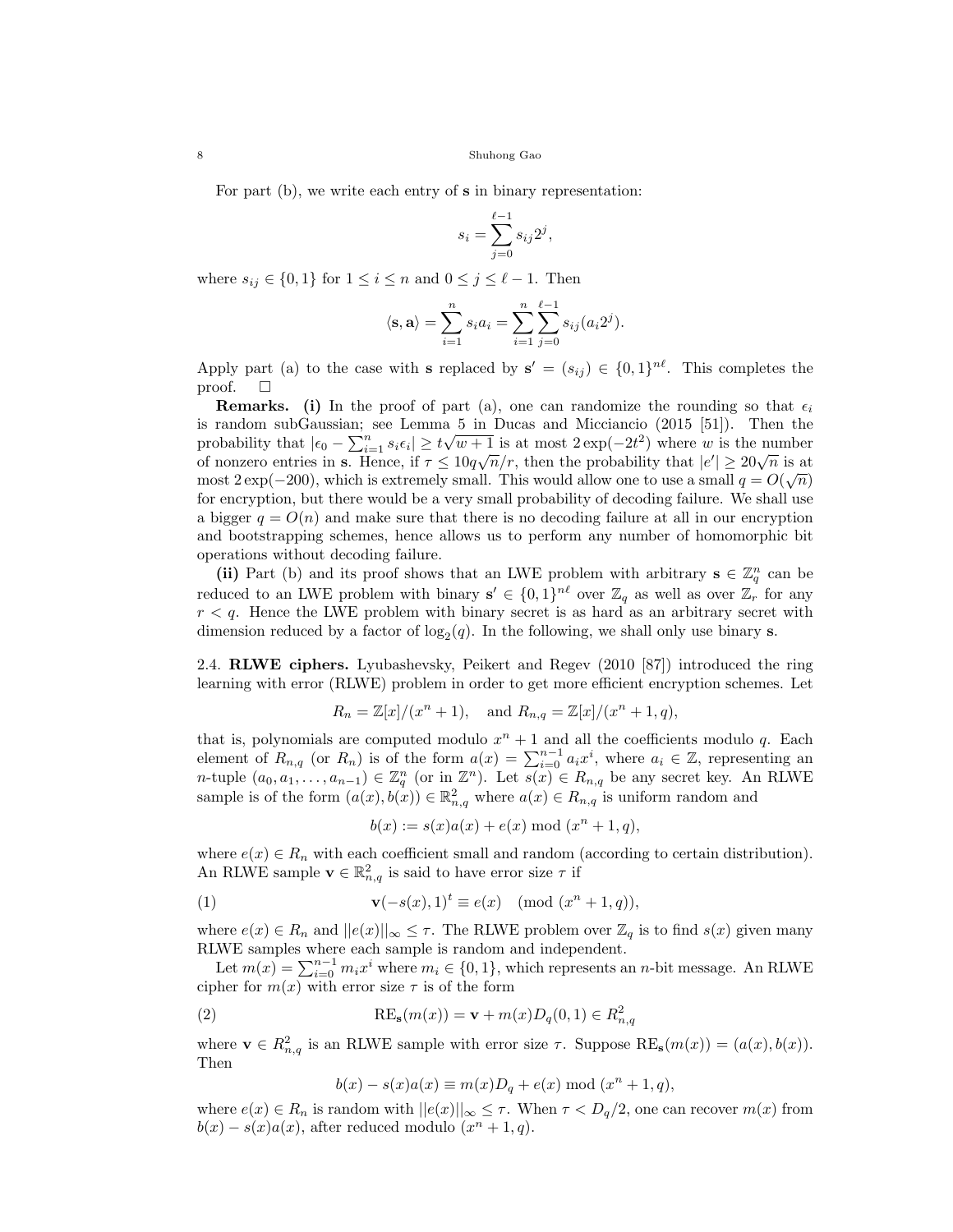For part (b), we write each entry of $\mathbf{s}$ in binary representation:

$$s_i = \sum_{j=0}^{\ell-1} s_{ij} 2^j,$$

where $s_{ij} \in \{0,1\}$ for $1 \le i \le n$ and $0 \le j \le \ell - 1$. Then

$$\langle \mathbf{s}, \mathbf{a} \rangle = \sum_{i=1}^{n} s_i a_i = \sum_{i=1}^{n} \sum_{j=0}^{\ell-1} s_{ij}(a_i 2^j).$$

Apply part (a) to the case with $\mathbf{s}$ replaced by $\mathbf{s}' = (s_{ij}) \in \{0,1\}^{n\ell}$. This completes the proof. □

**Remarks. (i)** In the proof of part (a), one can randomize the rounding so that $\epsilon_i$ is random subGaussian; see Lemma 5 in Ducas and Micciancio (2015 [51]). Then the probability that $|\epsilon_0 - \sum_{i=1}^{n} s_i \epsilon_i| \ge t\sqrt{w+1}$ is at most $2\exp(-2t^2)$ where $w$ is the number of nonzero entries in $\mathbf{s}$. Hence, if $\tau \le 10q\sqrt{n}/r$, then the probability that $|e'| \ge 20\sqrt{n}$ is at most $2\exp(-200)$, which is extremely small. This would allow one to use a small $q = O(\sqrt{n})$ for encryption, but there would be a very small probability of decoding failure. We shall use a bigger $q = O(n)$ and make sure that there is no decoding failure at all in our encryption and bootstrapping schemes, hence allows us to perform any number of homomorphic bit operations without decoding failure.

**(ii)** Part (b) and its proof shows that an LWE problem with arbitrary $\mathbf{s} \in \mathbb{Z}_q^n$ can be reduced to an LWE problem with binary $\mathbf{s}' \in \{0,1\}^{n\ell}$ over $\mathbb{Z}_q$ as well as over $\mathbb{Z}_r$ for any $r < q$. Hence the LWE problem with binary secret is as hard as an arbitrary secret with dimension reduced by a factor of $\log_2(q)$. In the following, we shall only use binary $\mathbf{s}$.

2.4. **RLWE ciphers.** Lyubashevsky, Peikert and Regev (2010 [87]) introduced the ring learning with error (RLWE) problem in order to get more efficient encryption schemes. Let

$$R_n = \mathbb{Z}[x]/(x^n + 1), \quad \text{and } R_{n,q} = \mathbb{Z}[x]/(x^n + 1, q),$$

that is, polynomials are computed modulo $x^n + 1$ and all the coefficients modulo $q$. Each element of $R_{n,q}$ (or $R_n$) is of the form $a(x) = \sum_{i=0}^{n-1} a_i x^i$, where $a_i \in \mathbb{Z}$, representing an $n$-tuple $(a_0, a_1, \ldots, a_{n-1}) \in \mathbb{Z}_q^n$ (or in $\mathbb{Z}^n$). Let $s(x) \in R_{n,q}$ be any secret key. An RLWE sample is of the form $(a(x), b(x)) \in \mathbb{R}_{n,q}^2$ where $a(x) \in R_{n,q}$ is uniform random and

$$b(x) := s(x)a(x) + e(x) \bmod (x^n + 1, q),$$

where $e(x) \in R_n$ with each coefficient small and random (according to certain distribution). An RLWE sample $\mathbf{v} \in \mathbb{R}_{n,q}^2$ is said to have error size $\tau$ if

$$\mathbf{v}(-s(x), 1)^t \equiv e(x) \pmod{(x^n + 1, q)}, \tag{1}$$

where $e(x) \in R_n$ and $||e(x)||_\infty \le \tau$. The RLWE problem over $\mathbb{Z}_q$ is to find $s(x)$ given many RLWE samples where each sample is random and independent.

Let $m(x) = \sum_{i=0}^{n-1} m_i x^i$ where $m_i \in \{0,1\}$, which represents an $n$-bit message. An RLWE cipher for $m(x)$ with error size $\tau$ is of the form

$$\mathrm{RE}_{\mathbf{s}}(m(x)) = \mathbf{v} + m(x) D_q(0,1) \in R_{n,q}^2 \tag{2}$$

where $\mathbf{v} \in R_{n,q}^2$ is an RLWE sample with error size $\tau$. Suppose $\mathrm{RE}_{\mathbf{s}}(m(x)) = (a(x), b(x))$. Then

$$b(x) - s(x)a(x) \equiv m(x) D_q + e(x) \bmod (x^n + 1, q),$$

where $e(x) \in R_n$ is random with $||e(x)||_\infty \le \tau$. When $\tau < D_q/2$, one can recover $m(x)$ from $b(x) - s(x)a(x)$, after reduced modulo $(x^n + 1, q)$.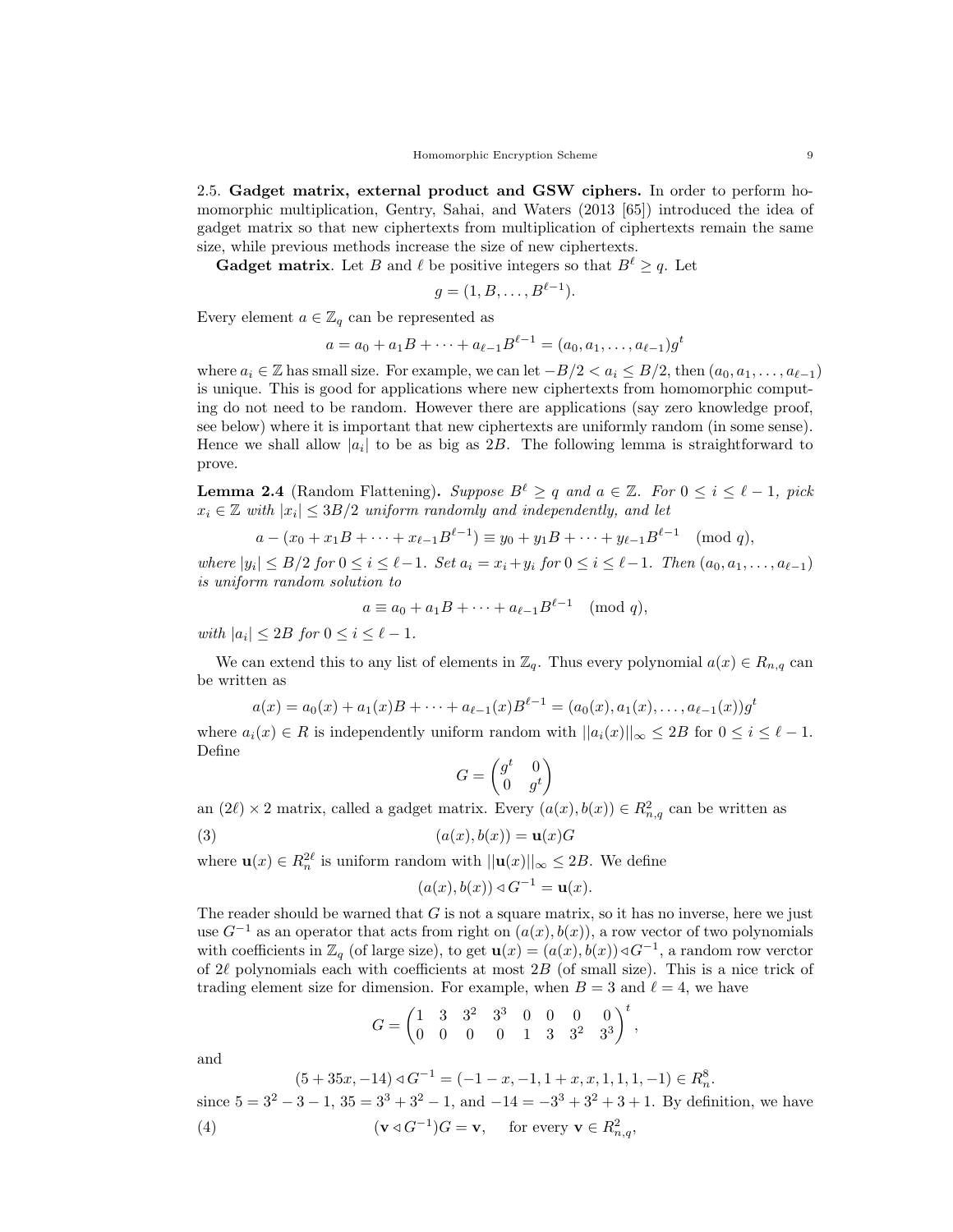2.5. **Gadget matrix, external product and GSW ciphers.** In order to perform homomorphic multiplication, Gentry, Sahai, and Waters (2013 [65]) introduced the idea of gadget matrix so that new ciphertexts from multiplication of ciphertexts remain the same size, while previous methods increase the size of new ciphertexts.

**Gadget matrix**. Let $B$ and $\ell$ be positive integers so that $B^\ell \geq q$. Let

$$g = (1, B, \ldots, B^{\ell-1}).$$

Every element $a \in \mathbb{Z}_q$ can be represented as

$$a = a_0 + a_1 B + \cdots + a_{\ell-1}B^{\ell-1} = (a_0, a_1, \ldots, a_{\ell-1})g^t$$

where $a_i \in \mathbb{Z}$ has small size. For example, we can let $-B/2 < a_i \leq B/2$, then $(a_0, a_1, \ldots, a_{\ell-1})$ is unique. This is good for applications where new ciphertexts from homomorphic computing do not need to be random. However there are applications (say zero knowledge proof, see below) where it is important that new ciphertexts are uniformly random (in some sense). Hence we shall allow $|a_i|$ to be as big as $2B$. The following lemma is straightforward to prove.

**Lemma 2.4** (Random Flattening). *Suppose $B^\ell \geq q$ and $a \in \mathbb{Z}$. For $0 \leq i \leq \ell - 1$, pick $x_i \in \mathbb{Z}$ with $|x_i| \leq 3B/2$ uniform randomly and independently, and let*

$$a - (x_0 + x_1 B + \cdots + x_{\ell-1}B^{\ell-1}) \equiv y_0 + y_1 B + \cdots + y_{\ell-1}B^{\ell-1} \pmod q,$$

*where $|y_i| \leq B/2$ for $0 \leq i \leq \ell-1$. Set $a_i = x_i + y_i$ for $0 \leq i \leq \ell - 1$. Then $(a_0, a_1, \ldots, a_{\ell-1})$ is uniform random solution to*

$$a \equiv a_0 + a_1 B + \cdots + a_{\ell-1}B^{\ell-1} \pmod q,$$

*with $|a_i| \leq 2B$ for $0 \leq i \leq \ell - 1$.*

We can extend this to any list of elements in $\mathbb{Z}_q$. Thus every polynomial $a(x) \in R_{n,q}$ can be written as

$$a(x) = a_0(x) + a_1(x)B + \cdots + a_{\ell-1}(x)B^{\ell-1} = (a_0(x), a_1(x), \ldots, a_{\ell-1}(x))g^t$$

where $a_i(x) \in R$ is independently uniform random with $||a_i(x)||_\infty \leq 2B$ for $0 \leq i \leq \ell - 1$. Define

$$G = \begin{pmatrix} g^t & 0 \\ 0 & g^t \end{pmatrix}$$

an $(2\ell) \times 2$ matrix, called a gadget matrix. Every $(a(x), b(x)) \in R_{n,q}^2$ can be written as

$$(a(x), b(x)) = \mathbf{u}(x)G \tag{3}$$

where $\mathbf{u}(x) \in R_n^{2\ell}$ is uniform random with $||\mathbf{u}(x)||_\infty \leq 2B$. We define

$$(a(x), b(x)) \triangleleft G^{-1} = \mathbf{u}(x).$$

The reader should be warned that $G$ is not a square matrix, so it has no inverse, here we just use $G^{-1}$ as an operator that acts from right on $(a(x), b(x))$, a row vector of two polynomials with coefficients in $\mathbb{Z}_q$ (of large size), to get $\mathbf{u}(x) = (a(x), b(x)) \triangleleft G^{-1}$, a random row verctor of $2\ell$ polynomials each with coefficients at most $2B$ (of small size). This is a nice trick of trading element size for dimension. For example, when $B = 3$ and $\ell = 4$, we have

$$G = \begin{pmatrix} 1 & 3 & 3^2 & 3^3 & 0 & 0 & 0 & 0 \\ 0 & 0 & 0 & 0 & 1 & 3 & 3^2 & 3^3 \end{pmatrix}^t,$$

and

$$(5 + 35x, -14) \triangleleft G^{-1} = (-1 - x, -1, 1 + x, x, 1, 1, 1, -1) \in R_n^8.$$

since $5 = 3^2 - 3 - 1$, $35 = 3^3 + 3^2 - 1$, and $-14 = -3^3 + 3^2 + 3 + 1$. By definition, we have

$$(\mathbf{v} \triangleleft G^{-1})G = \mathbf{v}, \quad \text{for every } \mathbf{v} \in R_{n,q}^2, \tag{4}$$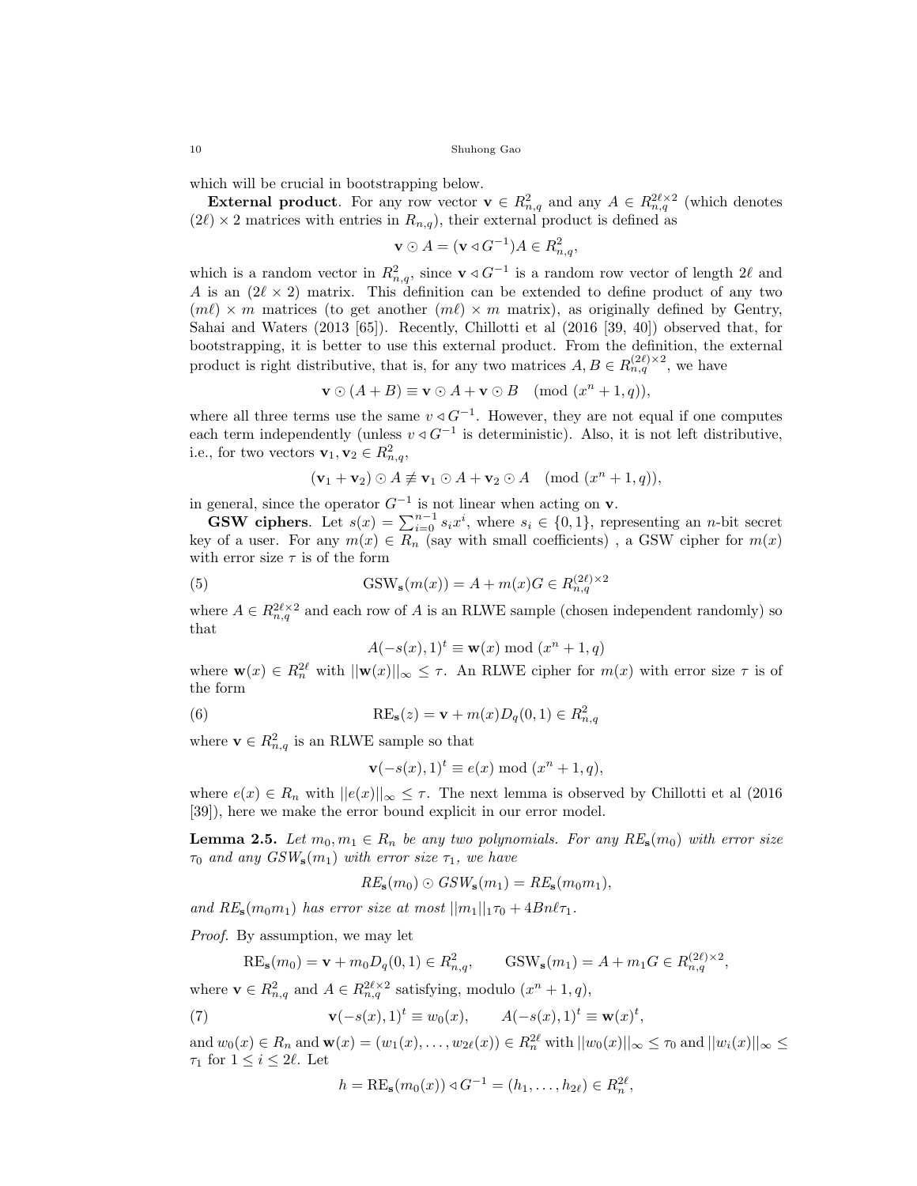which will be crucial in bootstrapping below.

**External product**. For any row vector $\mathbf{v} \in R_{n,q}^2$ and any $A \in R_{n,q}^{2\ell\times 2}$ (which denotes $(2\ell)\times 2$ matrices with entries in $R_{n,q}$), their external product is defined as

$$\mathbf{v} \odot A = (\mathbf{v} \triangleleft G^{-1})A \in R_{n,q}^2,$$

which is a random vector in $R_{n,q}^2$, since $\mathbf{v} \triangleleft G^{-1}$ is a random row vector of length $2\ell$ and $A$ is an $(2\ell \times 2)$ matrix. This definition can be extended to define product of any two $(m\ell) \times m$ matrices (to get another $(m\ell) \times m$ matrix), as originally defined by Gentry, Sahai and Waters (2013 [65]). Recently, Chillotti et al (2016 [39, 40]) observed that, for bootstrapping, it is better to use this external product. From the definition, the external product is right distributive, that is, for any two matrices $A, B \in R_{n,q}^{(2\ell)\times 2}$, we have

$$\mathbf{v} \odot (A + B) \equiv \mathbf{v} \odot A + \mathbf{v} \odot B \pmod{(x^n + 1, q)},$$

where all three terms use the same $v \triangleleft G^{-1}$. However, they are not equal if one computes each term independently (unless $v \triangleleft G^{-1}$ is deterministic). Also, it is not left distributive, i.e., for two vectors $\mathbf{v}_1, \mathbf{v}_2 \in R_{n,q}^2$,

$$(\mathbf{v}_1 + \mathbf{v}_2) \odot A \not\equiv \mathbf{v}_1 \odot A + \mathbf{v}_2 \odot A \pmod{(x^n + 1, q)},$$

in general, since the operator $G^{-1}$ is not linear when acting on $\mathbf{v}$.

**GSW ciphers**. Let $s(x) = \sum_{i=0}^{n-1} s_i x^i$, where $s_i \in \{0, 1\}$, representing an $n$-bit secret key of a user. For any $m(x) \in R_n$ (say with small coefficients) , a GSW cipher for $m(x)$ with error size $\tau$ is of the form

$$\text{GSW}_{\mathbf{s}}(m(x)) = A + m(x)G \in R_{n,q}^{(2\ell)\times 2} \tag{5}$$

where $A \in R_{n,q}^{2\ell\times 2}$ and each row of $A$ is an RLWE sample (chosen independent randomly) so that

$$A(-s(x), 1)^t \equiv \mathbf{w}(x) \bmod (x^n + 1, q)$$

where $\mathbf{w}(x) \in R_n^{2\ell}$ with $||\mathbf{w}(x)||_\infty \leq \tau$. An RLWE cipher for $m(x)$ with error size $\tau$ is of the form

$$\text{RE}_{\mathbf{s}}(z) = \mathbf{v} + m(x)D_q(0, 1) \in R_{n,q}^2 \tag{6}$$

where $\mathbf{v} \in R_{n,q}^2$ is an RLWE sample so that

$$\mathbf{v}(-s(x), 1)^t \equiv e(x) \bmod (x^n + 1, q),$$

where $e(x) \in R_n$ with $||e(x)||_\infty \leq \tau$. The next lemma is observed by Chillotti et al (2016 [39]), here we make the error bound explicit in our error model.

**Lemma 2.5.** *Let $m_0, m_1 \in R_n$ be any two polynomials. For any $RE_{\mathbf{s}}(m_0)$ with error size $\tau_0$ and any $GSW_{\mathbf{s}}(m_1)$ with error size $\tau_1$, we have*

$$RE_{\mathbf{s}}(m_0) \odot GSW_{\mathbf{s}}(m_1) = RE_{\mathbf{s}}(m_0 m_1),$$

*and $RE_{\mathbf{s}}(m_0 m_1)$ has error size at most $||m_1||_1 \tau_0 + 4Bn\ell\tau_1$.*

*Proof.* By assumption, we may let

$$\text{RE}_{\mathbf{s}}(m_0) = \mathbf{v} + m_0 D_q(0, 1) \in R_{n,q}^2, \qquad \text{GSW}_{\mathbf{s}}(m_1) = A + m_1 G \in R_{n,q}^{(2\ell)\times 2},$$

where $\mathbf{v} \in R_{n,q}^2$ and $A \in R_{n,q}^{2\ell\times 2}$ satisfying, modulo $(x^n + 1, q)$,

$$\mathbf{v}(-s(x), 1)^t \equiv w_0(x), \qquad A(-s(x), 1)^t \equiv \mathbf{w}(x)^t, \tag{7}$$

and $w_0(x) \in R_n$ and $\mathbf{w}(x) = (w_1(x), \ldots, w_{2\ell}(x)) \in R_n^{2\ell}$ with $||w_0(x)||_\infty \leq \tau_0$ and $||w_i(x)||_\infty \leq \tau_1$ for $1 \leq i \leq 2\ell$. Let

$$h = \text{RE}_{\mathbf{s}}(m_0(x)) \triangleleft G^{-1} = (h_1, \ldots, h_{2\ell}) \in R_n^{2\ell},$$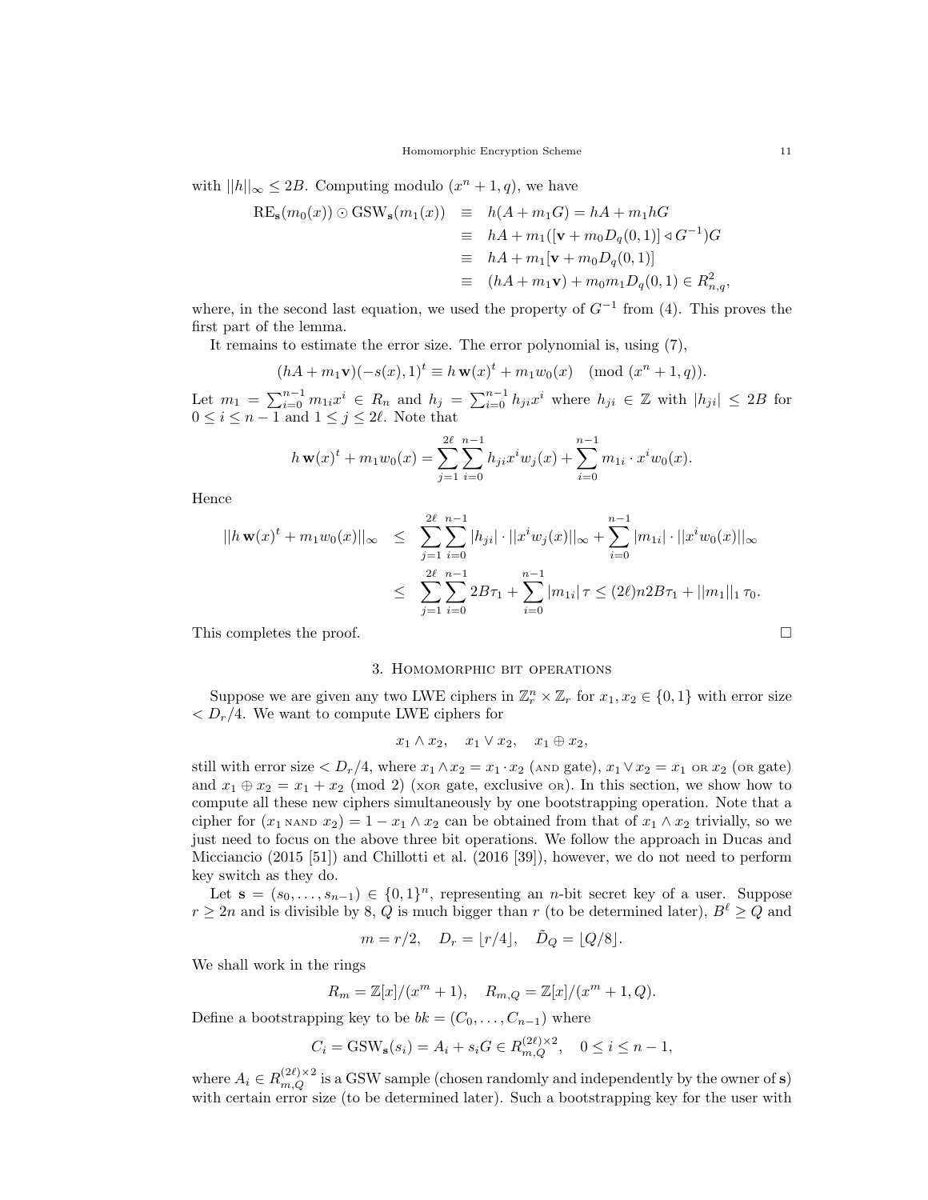with $||h||_\infty \leq 2B$. Computing modulo $(x^n+1, q)$, we have

$$
\begin{aligned}
\mathrm{RE}_{\mathbf{s}}(m_0(x)) \odot \mathrm{GSW}_{\mathbf{s}}(m_1(x)) &\equiv h(A + m_1 G) = hA + m_1 hG \\
&\equiv hA + m_1([\mathbf{v} + m_0 D_q(0,1)] \triangleleft G^{-1})G \\
&\equiv hA + m_1[\mathbf{v} + m_0 D_q(0,1)] \\
&\equiv (hA + m_1 \mathbf{v}) + m_0 m_1 D_q(0,1) \in R_{n,q}^2,
\end{aligned}
$$

where, in the second last equation, we used the property of $G^{-1}$ from (4). This proves the first part of the lemma.

It remains to estimate the error size. The error polynomial is, using (7),

$$(hA + m_1\mathbf{v})(-s(x), 1)^t \equiv h\,\mathbf{w}(x)^t + m_1 w_0(x) \pmod{(x^n+1, q)}.$$

Let $m_1 = \sum_{i=0}^{n-1} m_{1i} x^i \in R_n$ and $h_j = \sum_{i=0}^{n-1} h_{ji} x^i$ where $h_{ji} \in \mathbb{Z}$ with $|h_{ji}| \leq 2B$ for $0 \leq i \leq n-1$ and $1 \leq j \leq 2\ell$. Note that

$$h\,\mathbf{w}(x)^t + m_1 w_0(x) = \sum_{j=1}^{2\ell} \sum_{i=0}^{n-1} h_{ji} x^i w_j(x) + \sum_{i=0}^{n-1} m_{1i} \cdot x^i w_0(x).$$

Hence

$$
\begin{aligned}
||h\,\mathbf{w}(x)^t + m_1 w_0(x)||_\infty &\leq \sum_{j=1}^{2\ell} \sum_{i=0}^{n-1} |h_{ji}| \cdot ||x^i w_j(x)||_\infty + \sum_{i=0}^{n-1} |m_{1i}| \cdot ||x^i w_0(x)||_\infty \\
&\leq \sum_{j=1}^{2\ell} \sum_{i=0}^{n-1} 2B\tau_1 + \sum_{i=0}^{n-1} |m_{1i}|\,\tau \leq (2\ell) n 2B\tau_1 + ||m_1||_1\,\tau_0.
\end{aligned}
$$

This completes the proof. □

## 3. Homomorphic bit operations

Suppose we are given any two LWE ciphers in $\mathbb{Z}_r^n \times \mathbb{Z}_r$ for $x_1, x_2 \in \{0,1\}$ with error size $< D_r/4$. We want to compute LWE ciphers for

$$x_1 \wedge x_2, \quad x_1 \vee x_2, \quad x_1 \oplus x_2,$$

still with error size $< D_r/4$, where $x_1 \wedge x_2 = x_1 \cdot x_2$ (AND gate), $x_1 \vee x_2 = x_1$ OR $x_2$ (OR gate) and $x_1 \oplus x_2 = x_1 + x_2 \pmod 2$ (XOR gate, exclusive OR). In this section, we show how to compute all these new ciphers simultaneously by one bootstrapping operation. Note that a cipher for $(x_1$ NAND $x_2) = 1 - x_1 \wedge x_2$ can be obtained from that of $x_1 \wedge x_2$ trivially, so we just need to focus on the above three bit operations. We follow the approach in Ducas and Micciancio (2015 [51]) and Chillotti et al. (2016 [39]), however, we do not need to perform key switch as they do.

Let $\mathbf{s} = (s_0, \ldots, s_{n-1}) \in \{0,1\}^n$, representing an $n$-bit secret key of a user. Suppose $r \geq 2n$ and is divisible by 8, $Q$ is much bigger than $r$ (to be determined later), $B^\ell \geq Q$ and

$$m = r/2, \quad D_r = \lfloor r/4 \rfloor, \quad \tilde{D}_Q = \lfloor Q/8 \rfloor.$$

We shall work in the rings

$$R_m = \mathbb{Z}[x]/(x^m+1), \quad R_{m,Q} = \mathbb{Z}[x]/(x^m+1, Q).$$

Define a bootstrapping key to be $bk = (C_0, \ldots, C_{n-1})$ where

$$C_i = \mathrm{GSW}_{\mathbf{s}}(s_i) = A_i + s_i G \in R_{m,Q}^{(2\ell)\times 2}, \quad 0 \leq i \leq n-1,$$

where $A_i \in R_{m,Q}^{(2\ell)\times 2}$ is a GSW sample (chosen randomly and independently by the owner of $\mathbf{s}$) with certain error size (to be determined later). Such a bootstrapping key for the user with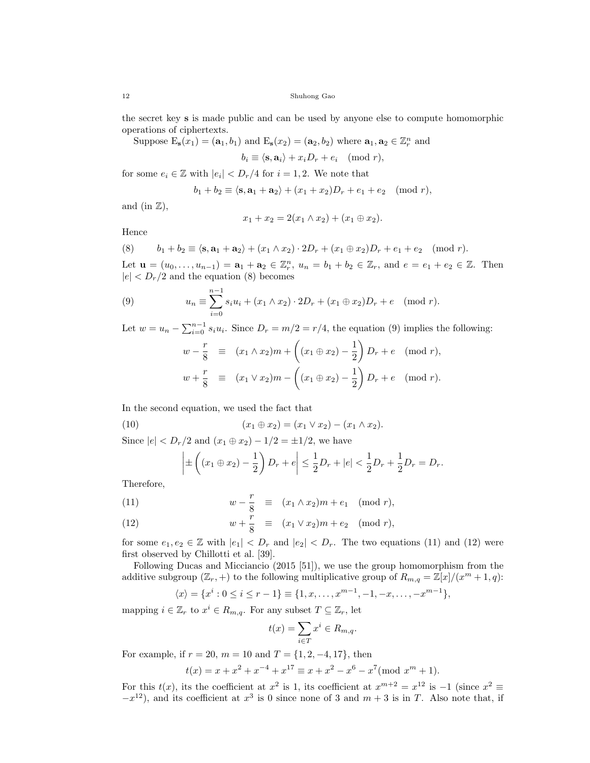the secret key $\mathbf{s}$ is made public and can be used by anyone else to compute homomorphic operations of ciphertexts.

Suppose $\mathrm{E}_{\mathbf{s}}(x_1) = (\mathbf{a}_1, b_1)$ and $\mathrm{E}_{\mathbf{s}}(x_2) = (\mathbf{a}_2, b_2)$ where $\mathbf{a}_1, \mathbf{a}_2 \in \mathbb{Z}_r^n$ and

$$b_i \equiv \langle \mathbf{s}, \mathbf{a}_i \rangle + x_i D_r + e_i \pmod r,$$

for some $e_i \in \mathbb{Z}$ with $|e_i| < D_r/4$ for $i = 1, 2$. We note that

$$b_1 + b_2 \equiv \langle \mathbf{s}, \mathbf{a}_1 + \mathbf{a}_2 \rangle + (x_1 + x_2) D_r + e_1 + e_2 \pmod r,$$

and (in $\mathbb{Z}$),

$$x_1 + x_2 = 2(x_1 \wedge x_2) + (x_1 \oplus x_2).$$

Hence

$$b_1 + b_2 \equiv \langle \mathbf{s}, \mathbf{a}_1 + \mathbf{a}_2 \rangle + (x_1 \wedge x_2) \cdot 2D_r + (x_1 \oplus x_2) D_r + e_1 + e_2 \pmod r. \tag{8}$$

Let $\mathbf{u} = (u_0, \ldots, u_{n-1}) = \mathbf{a}_1 + \mathbf{a}_2 \in \mathbb{Z}_r^n$, $u_n = b_1 + b_2 \in \mathbb{Z}_r$, and $e = e_1 + e_2 \in \mathbb{Z}$. Then $|e| < D_r/2$ and the equation (8) becomes

$$u_n \equiv \sum_{i=0}^{n-1} s_i u_i + (x_1 \wedge x_2) \cdot 2D_r + (x_1 \oplus x_2) D_r + e \pmod r. \tag{9}$$

Let $w = u_n - \sum_{i=0}^{n-1} s_i u_i$. Since $D_r = m/2 = r/4$, the equation (9) implies the following:

$$\begin{aligned} w - \frac{r}{8} &\equiv (x_1 \wedge x_2) m + \left( (x_1 \oplus x_2) - \frac{1}{2} \right) D_r + e \pmod r, \\ w + \frac{r}{8} &\equiv (x_1 \vee x_2) m - \left( (x_1 \oplus x_2) - \frac{1}{2} \right) D_r + e \pmod r. \end{aligned}$$

In the second equation, we used the fact that

$$(x_1 \oplus x_2) = (x_1 \vee x_2) - (x_1 \wedge x_2). \tag{10}$$

Since $|e| < D_r/2$ and $(x_1 \oplus x_2) - 1/2 = \pm 1/2$, we have

$$\left| \pm \left( (x_1 \oplus x_2) - \frac{1}{2} \right) D_r + e \right| \le \frac{1}{2} D_r + |e| < \frac{1}{2} D_r + \frac{1}{2} D_r = D_r.$$

Therefore,

$$w - \frac{r}{8} \equiv (x_1 \wedge x_2) m + e_1 \pmod r, \tag{11}$$

$$w + \frac{r}{8} \equiv (x_1 \vee x_2) m + e_2 \pmod r, \tag{12}$$

for some $e_1, e_2 \in \mathbb{Z}$ with $|e_1| < D_r$ and $|e_2| < D_r$. The two equations (11) and (12) were first observed by Chillotti et al. [39].

Following Ducas and Micciancio (2015 [51]), we use the group homomorphism from the additive subgroup $(\mathbb{Z}_r, +)$ to the following multiplicative group of $R_{m,q} = \mathbb{Z}[x]/(x^m + 1, q)$:

$$\langle x \rangle = \{x^i : 0 \le i \le r-1\} \equiv \{1, x, \ldots, x^{m-1}, -1, -x, \ldots, -x^{m-1}\},$$

mapping $i \in \mathbb{Z}_r$ to $x^i \in R_{m,q}$. For any subset $T \subseteq \mathbb{Z}_r$, let

$$t(x) = \sum_{i \in T} x^i \in R_{m,q}.$$

For example, if $r = 20$, $m = 10$ and $T = \{1, 2, -4, 17\}$, then

$$t(x) = x + x^2 + x^{-4} + x^{17} \equiv x + x^2 - x^6 - x^7 (\mathrm{mod}\ x^m + 1).$$

For this $t(x)$, its the coefficient at $x^2$ is 1, its coefficient at $x^{m+2} = x^{12}$ is $-1$ (since $x^2 \equiv -x^{12}$), and its coefficient at $x^3$ is 0 since none of 3 and $m + 3$ is in $T$. Also note that, if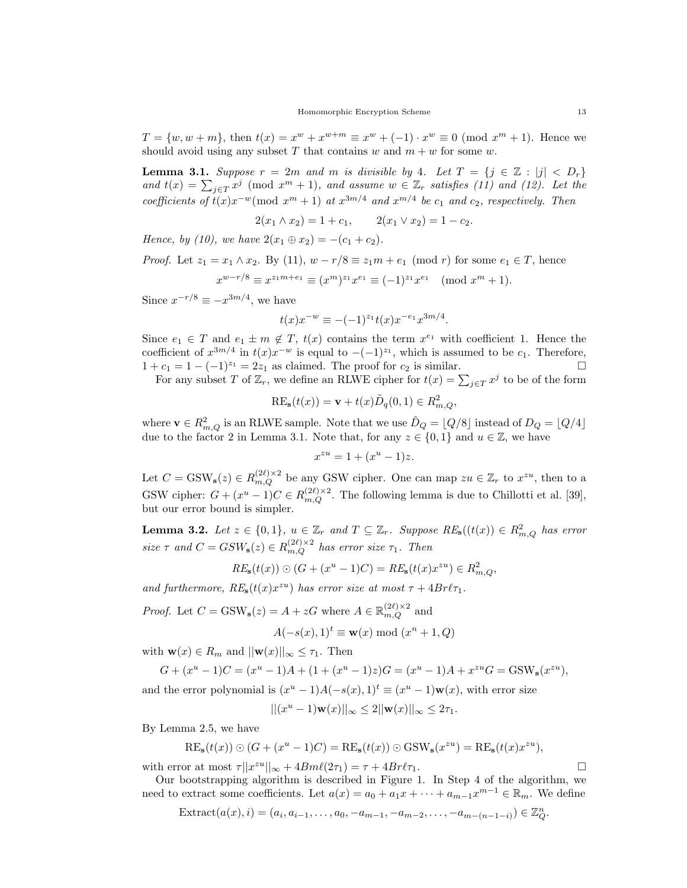$T = \{w, w+m\}$, then $t(x) = x^w + x^{w+m} \equiv x^w + (-1) \cdot x^w \equiv 0 \pmod{x^m+1}$. Hence we should avoid using any subset $T$ that contains $w$ and $m+w$ for some $w$.

**Lemma 3.1.** *Suppose $r = 2m$ and $m$ is divisible by 4. Let $T = \{j \in \mathbb{Z} : |j| < D_r\}$ and $t(x) = \sum_{j \in T} x^j \pmod{x^m+1}$, and assume $w \in \mathbb{Z}_r$ satisfies (11) and (12). Let the coefficients of $t(x)x^{-w} (\mathrm{mod}\ x^m+1)$ at $x^{3m/4}$ and $x^{m/4}$ be $c_1$ and $c_2$, respectively. Then*

$$2(x_1 \wedge x_2) = 1 + c_1, \qquad 2(x_1 \vee x_2) = 1 - c_2.$$

*Hence, by (10), we have $2(x_1 \oplus x_2) = -(c_1 + c_2)$.*

*Proof.* Let $z_1 = x_1 \wedge x_2$. By (11), $w - r/8 \equiv z_1 m + e_1 \pmod r$ for some $e_1 \in T$, hence

$$x^{w-r/8} \equiv x^{z_1 m + e_1} \equiv (x^m)^{z_1} x^{e_1} \equiv (-1)^{z_1} x^{e_1} \pmod{x^m+1}.$$

Since $x^{-r/8} \equiv -x^{3m/4}$, we have

$$t(x)x^{-w} \equiv -(-1)^{z_1} t(x) x^{-e_1} x^{3m/4}.$$

Since $e_1 \in T$ and $e_1 \pm m \notin T$, $t(x)$ contains the term $x^{e_1}$ with coefficient 1. Hence the coefficient of $x^{3m/4}$ in $t(x)x^{-w}$ is equal to $-(-1)^{z_1}$, which is assumed to be $c_1$. Therefore, $1 + c_1 = 1 - (-1)^{z_1} = 2z_1$ as claimed. The proof for $c_2$ is similar. □

For any subset $T$ of $\mathbb{Z}_r$, we define an RLWE cipher for $t(x) = \sum_{j \in T} x^j$ to be of the form

$$\mathrm{RE}_{\mathbf{s}}(t(x)) = \mathbf{v} + t(x)\tilde{D}_q(0,1) \in R_{m,Q}^2,$$

where $\mathbf{v} \in R_{m,Q}^2$ is an RLWE sample. Note that we use $\tilde{D}_Q = \lfloor Q/8 \rfloor$ instead of $D_Q = \lfloor Q/4 \rfloor$ due to the factor 2 in Lemma 3.1. Note that, for any $z \in \{0,1\}$ and $u \in \mathbb{Z}$, we have

$$x^{zu} = 1 + (x^u - 1)z.$$

Let $C = \mathrm{GSW}_{\mathbf{s}}(z) \in R_{m,Q}^{(2\ell)\times 2}$ be any GSW cipher. One can map $zu \in \mathbb{Z}_r$ to $x^{zu}$, then to a GSW cipher: $G + (x^u - 1)C \in R_{m,Q}^{(2\ell)\times 2}$. The following lemma is due to Chillotti et al. [39], but our error bound is simpler.

**Lemma 3.2.** *Let $z \in \{0,1\}$, $u \in \mathbb{Z}_r$ and $T \subseteq \mathbb{Z}_r$. Suppose $RE_{\mathbf{s}}((t(x)) \in R_{m,Q}^2$ has error size $\tau$ and $C = GSW_{\mathbf{s}}(z) \in R_{m,Q}^{(2\ell)\times 2}$ has error size $\tau_1$. Then*

$$RE_{\mathbf{s}}(t(x)) \odot (G + (x^u - 1)C) = RE_{\mathbf{s}}(t(x)x^{zu}) \in R_{m,Q}^2,$$

*and furthermore, $RE_{\mathbf{s}}(t(x)x^{zu})$ has error size at most $\tau + 4Br\ell\tau_1$.*

*Proof.* Let $C = \mathrm{GSW}_{\mathbf{s}}(z) = A + zG$ where $A \in \mathbb{R}_{m,Q}^{(2\ell)\times 2}$ and

$$A(-s(x), 1)^t \equiv \mathbf{w}(x) \bmod (x^n + 1, Q)$$

with $\mathbf{w}(x) \in R_m$ and $||\mathbf{w}(x)||_\infty \le \tau_1$. Then

$$G + (x^u - 1)C = (x^u - 1)A + (1 + (x^u - 1)z)G = (x^u - 1)A + x^{zu}G = \mathrm{GSW}_{\mathbf{s}}(x^{zu}),$$

and the error polynomial is $(x^u - 1)A(-s(x), 1)^t \equiv (x^u - 1)\mathbf{w}(x)$, with error size

$$||(x^u - 1)\mathbf{w}(x)||_\infty \le 2||\mathbf{w}(x)||_\infty \le 2\tau_1.$$

By Lemma 2.5, we have

$$\mathrm{RE}_{\mathbf{s}}(t(x)) \odot (G + (x^u - 1)C) = \mathrm{RE}_{\mathbf{s}}(t(x)) \odot \mathrm{GSW}_{\mathbf{s}}(x^{zu}) = \mathrm{RE}_{\mathbf{s}}(t(x)x^{zu}),$$

with error at most $\tau ||x^{zu}||_\infty + 4Bm\ell(2\tau_1) = \tau + 4Br\ell\tau_1$. □

Our bootstrapping algorithm is described in Figure 1. In Step 4 of the algorithm, we need to extract some coefficients. Let $a(x) = a_0 + a_1 x + \cdots + a_{m-1}x^{m-1} \in \mathbb{R}_m$. We define

$$\mathrm{Extract}(a(x), i) = (a_i, a_{i-1}, \ldots, a_0, -a_{m-1}, -a_{m-2}, \ldots, -a_{m-(n-1-i)}) \in \mathbb{Z}_Q^n.$$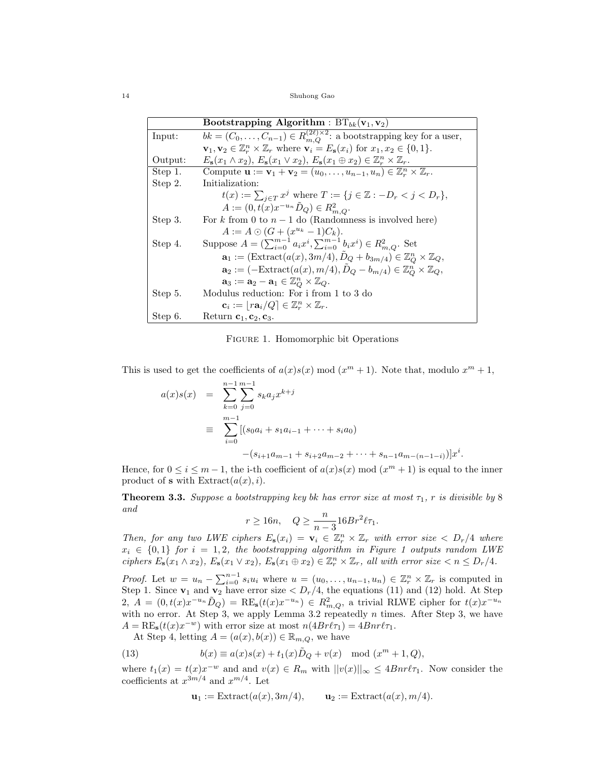| | **Bootstrapping Algorithm** : $\mathrm{BT}_{bk}(\mathbf{v}_1, \mathbf{v}_2)$ |
|---|---|
| Input: | $bk = (C_0, \ldots, C_{n-1}) \in R_{m,Q}^{(2\ell)\times 2}$: a bootstrapping key for a user, $\mathbf{v}_1, \mathbf{v}_2 \in \mathbb{Z}_r^n \times \mathbb{Z}_r$ where $\mathbf{v}_i = E_{\mathbf{s}}(x_i)$ for $x_1, x_2 \in \{0, 1\}$. |
| Output: | $E_{\mathbf{s}}(x_1 \wedge x_2)$, $E_{\mathbf{s}}(x_1 \vee x_2)$, $E_{\mathbf{s}}(x_1 \oplus x_2) \in \mathbb{Z}_r^n \times \mathbb{Z}_r$. |
| Step 1. | Compute $\mathbf{u} := \mathbf{v}_1 + \mathbf{v}_2 = (u_0, \ldots, u_{n-1}, u_n) \in \mathbb{Z}_r^n \times \mathbb{Z}_r$. |
| Step 2. | Initialization: $t(x) := \sum_{j \in T} x^j$ where $T := \{j \in \mathbb{Z} : -D_r < j < D_r\}$, $A := (0, t(x)x^{-u_n}\tilde{D}_Q) \in R_{m,Q}^2$. |
| Step 3. | For $k$ from 0 to $n-1$ do (Randomness is involved here) $A := A \odot (G + (x^{u_k} - 1)C_k)$. |
| Step 4. | Suppose $A = (\sum_{i=0}^{m-1} a_i x^i, \sum_{i=0}^{m-1} b_i x^i) \in R_{m,Q}^2$. Set $\mathbf{a}_1 := (\mathrm{Extract}(a(x), 3m/4), \tilde{D}_Q + b_{3m/4}) \in \mathbb{Z}_Q^n \times \mathbb{Z}_Q$, $\mathbf{a}_2 := (-\mathrm{Extract}(a(x), m/4), \tilde{D}_Q - b_{m/4}) \in \mathbb{Z}_Q^n \times \mathbb{Z}_Q$, $\mathbf{a}_3 := \mathbf{a}_2 - \mathbf{a}_1 \in \mathbb{Z}_Q^n \times \mathbb{Z}_Q$. |
| Step 5. | Modulus reduction: For i from 1 to 3 do $\mathbf{c}_i := \lfloor r\mathbf{a}_i/Q \rceil \in \mathbb{Z}_r^n \times \mathbb{Z}_r$. |
| Step 6. | Return $\mathbf{c}_1, \mathbf{c}_2, \mathbf{c}_3$. |

Figure 1. Homomorphic bit Operations

This is used to get the coefficients of $a(x)s(x) \bmod (x^m + 1)$. Note that, modulo $x^m + 1$,

$$
\begin{aligned}
a(x)s(x) &= \sum_{k=0}^{n-1} \sum_{j=0}^{m-1} s_k a_j x^{k+j} \\
&\equiv \sum_{i=0}^{m-1} [(s_0 a_i + s_1 a_{i-1} + \cdots + s_i a_0) \\
&\qquad - (s_{i+1} a_{m-1} + s_{i+2} a_{m-2} + \cdots + s_{n-1} a_{m-(n-1-i)})] x^i.
\end{aligned}
$$

Hence, for $0 \le i \le m-1$, the i-th coefficient of $a(x)s(x) \bmod (x^m + 1)$ is equal to the inner product of $\mathbf{s}$ with $\mathrm{Extract}(a(x), i)$.

**Theorem 3.3.** *Suppose a bootstrapping key bk has error size at most $\tau_1$, $r$ is divisible by 8 and*

$$
r \ge 16n, \quad Q \ge \frac{n}{n-3} 16 B r^2 \ell \tau_1.
$$

*Then, for any two LWE ciphers $E_{\mathbf{s}}(x_i) = \mathbf{v}_i \in \mathbb{Z}_r^n \times \mathbb{Z}_r$ with error size $< D_r/4$ where $x_i \in \{0, 1\}$ for $i = 1, 2$, the bootstrapping algorithm in Figure 1 outputs random LWE ciphers $E_{\mathbf{s}}(x_1 \wedge x_2)$, $E_{\mathbf{s}}(x_1 \vee x_2)$, $E_{\mathbf{s}}(x_1 \oplus x_2) \in \mathbb{Z}_r^n \times \mathbb{Z}_r$, all with error size $< n \le D_r/4$.*

*Proof.* Let $w = u_n - \sum_{i=0}^{n-1} s_i u_i$ where $u = (u_0, \ldots, u_{n-1}, u_n) \in \mathbb{Z}_r^n \times \mathbb{Z}_r$ is computed in Step 1. Since $\mathbf{v}_1$ and $\mathbf{v}_2$ have error size $< D_r/4$, the equations (11) and (12) hold. At Step 2, $A = (0, t(x)x^{-u_n}\tilde{D}_Q) = \mathrm{RE}_{\mathbf{s}}(t(x)x^{-u_n}) \in R_{m,Q}^2$, a trivial RLWE cipher for $t(x)x^{-u_n}$ with no error. At Step 3, we apply Lemma 3.2 repeatedly $n$ times. After Step 3, we have $A = \mathrm{RE}_{\mathbf{s}}(t(x)x^{-w})$ with error size at most $n(4Br\ell\tau_1) = 4Bnr\ell\tau_1$.

At Step 4, letting $A = (a(x), b(x)) \in \mathbb{R}_{m,Q}$, we have

$$
b(x) \equiv a(x)s(x) + t_1(x)\tilde{D}_Q + v(x) \mod (x^m + 1, Q), \tag{13}
$$

where $t_1(x) = t(x)x^{-w}$ and and $v(x) \in R_m$ with $||v(x)||_\infty \le 4Bnr\ell\tau_1$. Now consider the coefficients at $x^{3m/4}$ and $x^{m/4}$. Let

$$
\mathbf{u}_1 := \mathrm{Extract}(a(x), 3m/4), \qquad \mathbf{u}_2 := \mathrm{Extract}(a(x), m/4).
$$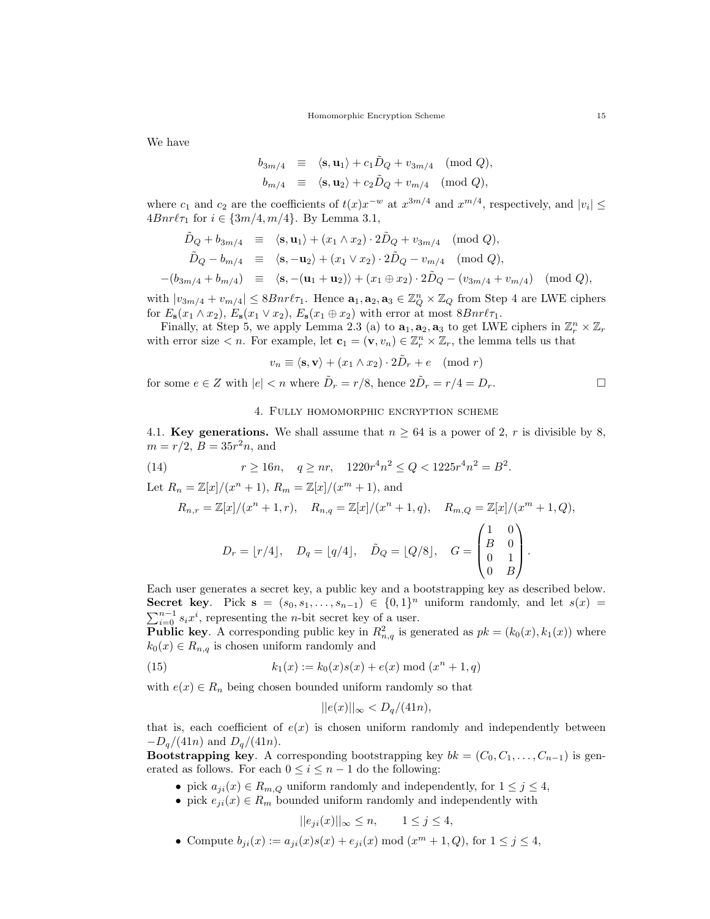We have

$$
\begin{aligned}
b_{3m/4} &\equiv \langle \mathbf{s}, \mathbf{u}_1 \rangle + c_1 \tilde{D}_Q + v_{3m/4} \pmod{Q},\\
b_{m/4} &\equiv \langle \mathbf{s}, \mathbf{u}_2 \rangle + c_2 \tilde{D}_Q + v_{m/4} \pmod{Q},
\end{aligned}
$$

where $c_1$ and $c_2$ are the coefficients of $t(x)x^{-w}$ at $x^{3m/4}$ and $x^{m/4}$, respectively, and $|v_i| \le 4Bnr\ell\tau_1$ for $i \in \{3m/4, m/4\}$. By Lemma 3.1,

$$
\begin{aligned}
\tilde{D}_Q + b_{3m/4} &\equiv \langle \mathbf{s}, \mathbf{u}_1 \rangle + (x_1 \wedge x_2) \cdot 2\tilde{D}_Q + v_{3m/4} \pmod{Q},\\
\tilde{D}_Q - b_{m/4} &\equiv \langle \mathbf{s}, -\mathbf{u}_2 \rangle + (x_1 \vee x_2) \cdot 2\tilde{D}_Q - v_{m/4} \pmod{Q},\\
-(b_{3m/4} + b_{m/4}) &\equiv \langle \mathbf{s}, -(\mathbf{u}_1 + \mathbf{u}_2) \rangle + (x_1 \oplus x_2) \cdot 2\tilde{D}_Q - (v_{3m/4} + v_{m/4}) \pmod{Q},
\end{aligned}
$$

with $|v_{3m/4} + v_{m/4}| \le 8Bnr\ell\tau_1$. Hence $\mathbf{a}_1, \mathbf{a}_2, \mathbf{a}_3 \in \mathbb{Z}_Q^n \times \mathbb{Z}_Q$ from Step 4 are LWE ciphers for $E_{\mathbf{s}}(x_1 \wedge x_2)$, $E_{\mathbf{s}}(x_1 \vee x_2)$, $E_{\mathbf{s}}(x_1 \oplus x_2)$ with error at most $8Bnr\ell\tau_1$.

Finally, at Step 5, we apply Lemma 2.3 (a) to $\mathbf{a}_1, \mathbf{a}_2, \mathbf{a}_3$ to get LWE ciphers in $\mathbb{Z}_r^n \times \mathbb{Z}_r$ with error size $< n$. For example, let $\mathbf{c}_1 = (\mathbf{v}, v_n) \in \mathbb{Z}_r^n \times \mathbb{Z}_r$, the lemma tells us that

$$
v_n \equiv \langle \mathbf{s}, \mathbf{v} \rangle + (x_1 \wedge x_2) \cdot 2\tilde{D}_r + e \pmod{r}
$$

for some $e \in Z$ with $|e| < n$ where $\tilde{D}_r = r/8$, hence $2\tilde{D}_r = r/4 = D_r$. □

## 4. Fully homomorphic encryption scheme

**4.1. Key generations.** We shall assume that $n \ge 64$ is a power of 2, $r$ is divisible by 8, $m = r/2$, $B = 35r^2n$, and

$$
r \ge 16n, \quad q \ge nr, \quad 1220r^4n^2 \le Q < 1225r^4n^2 = B^2. \tag{14}
$$

Let $R_n = \mathbb{Z}[x]/(x^n+1)$, $R_m = \mathbb{Z}[x]/(x^m+1)$, and

$$
R_{n,r} = \mathbb{Z}[x]/(x^n+1, r), \quad R_{n,q} = \mathbb{Z}[x]/(x^n+1, q), \quad R_{m,Q} = \mathbb{Z}[x]/(x^m+1, Q),
$$

$$
D_r = \lfloor r/4 \rfloor, \quad D_q = \lfloor q/4 \rfloor, \quad \tilde{D}_Q = \lfloor Q/8 \rfloor, \quad G = \begin{pmatrix} 1 & 0 \\ B & 0 \\ 0 & 1 \\ 0 & B \end{pmatrix}.
$$

Each user generates a secret key, a public key and a bootstrapping key as described below.

**Secret key**. Pick $\mathbf{s} = (s_0, s_1, \dots, s_{n-1}) \in \{0,1\}^n$ uniform randomly, and let $s(x) = \sum_{i=0}^{n-1} s_i x^i$, representing the $n$-bit secret key of a user.

**Public key**. A corresponding public key in $R_{n,q}^2$ is generated as $pk = (k_0(x), k_1(x))$ where $k_0(x) \in R_{n,q}$ is chosen uniform randomly and

$$
k_1(x) := k_0(x)s(x) + e(x) \bmod (x^n+1, q) \tag{15}
$$

with $e(x) \in R_n$ being chosen bounded uniform randomly so that

$$
||e(x)||_\infty < D_q/(41n),
$$

that is, each coefficient of $e(x)$ is chosen uniform randomly and independently between $-D_q/(41n)$ and $D_q/(41n)$.

**Bootstrapping key**. A corresponding bootstrapping key $bk = (C_0, C_1, \dots, C_{n-1})$ is generated as follows. For each $0 \le i \le n-1$ do the following:

- pick $a_{ji}(x) \in R_{m,Q}$ uniform randomly and independently, for $1 \le j \le 4$,
- pick $e_{ji}(x) \in R_m$ bounded uniform randomly and independently with

$$
||e_{ji}(x)||_\infty \le n, \qquad 1 \le j \le 4,
$$

- Compute $b_{ji}(x) := a_{ji}(x)s(x) + e_{ji}(x) \bmod (x^m+1, Q)$, for $1 \le j \le 4$,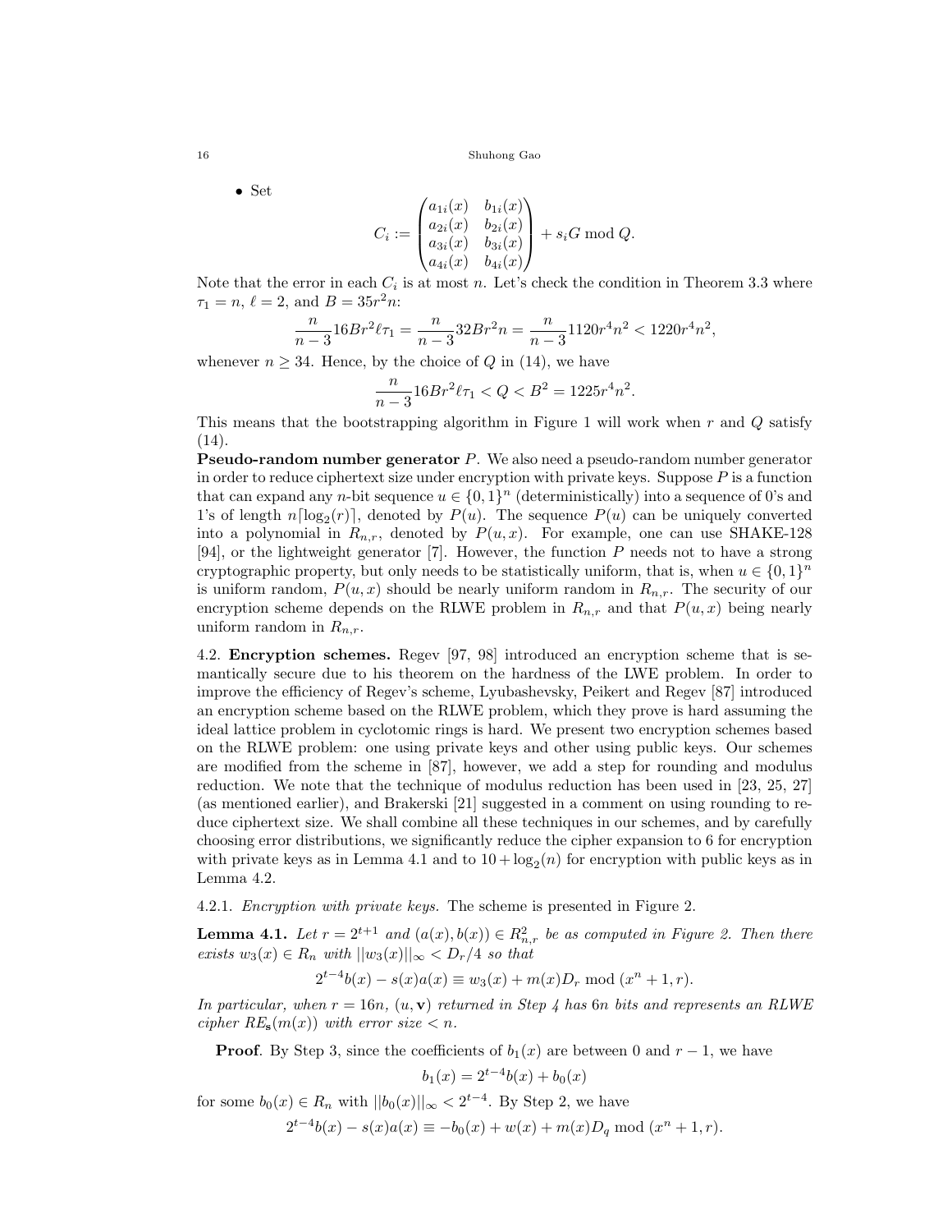- Set

$$C_i := \begin{pmatrix} a_{1i}(x) & b_{1i}(x) \\ a_{2i}(x) & b_{2i}(x) \\ a_{3i}(x) & b_{3i}(x) \\ a_{4i}(x) & b_{4i}(x) \end{pmatrix} + s_i G \bmod Q.$$

Note that the error in each $C_i$ is at most $n$. Let's check the condition in Theorem 3.3 where $\tau_1 = n$, $\ell = 2$, and $B = 35r^2n$:

$$\frac{n}{n-3}16Br^2\ell\tau_1 = \frac{n}{n-3}32Br^2n = \frac{n}{n-3}1120r^4n^2 < 1220r^4n^2,$$

whenever $n \geq 34$. Hence, by the choice of $Q$ in (14), we have

$$\frac{n}{n-3}16Br^2\ell\tau_1 < Q < B^2 = 1225r^4n^2.$$

This means that the bootstrapping algorithm in Figure 1 will work when $r$ and $Q$ satisfy (14).

**Pseudo-random number generator** $P$. We also need a pseudo-random number generator in order to reduce ciphertext size under encryption with private keys. Suppose $P$ is a function that can expand any $n$-bit sequence $u \in \{0,1\}^n$ (deterministically) into a sequence of 0's and 1's of length $n\lceil \log_2(r) \rceil$, denoted by $P(u)$. The sequence $P(u)$ can be uniquely converted into a polynomial in $R_{n,r}$, denoted by $P(u,x)$. For example, one can use SHAKE-128 [94], or the lightweight generator [7]. However, the function $P$ needs not to have a strong cryptographic property, but only needs to be statistically uniform, that is, when $u \in \{0,1\}^n$ is uniform random, $P(u,x)$ should be nearly uniform random in $R_{n,r}$. The security of our encryption scheme depends on the RLWE problem in $R_{n,r}$ and that $P(u,x)$ being nearly uniform random in $R_{n,r}$.

4.2. **Encryption schemes.** Regev [97, 98] introduced an encryption scheme that is semantically secure due to his theorem on the hardness of the LWE problem. In order to improve the efficiency of Regev's scheme, Lyubashevsky, Peikert and Regev [87] introduced an encryption scheme based on the RLWE problem, which they prove is hard assuming the ideal lattice problem in cyclotomic rings is hard. We present two encryption schemes based on the RLWE problem: one using private keys and other using public keys. Our schemes are modified from the scheme in [87], however, we add a step for rounding and modulus reduction. We note that the technique of modulus reduction has been used in [23, 25, 27] (as mentioned earlier), and Brakerski [21] suggested in a comment on using rounding to reduce ciphertext size. We shall combine all these techniques in our schemes, and by carefully choosing error distributions, we significantly reduce the cipher expansion to 6 for encryption with private keys as in Lemma 4.1 and to $10 + \log_2(n)$ for encryption with public keys as in Lemma 4.2.

4.2.1. *Encryption with private keys.* The scheme is presented in Figure 2.

**Lemma 4.1.** *Let $r = 2^{t+1}$ and $(a(x), b(x)) \in R_{n,r}^2$ be as computed in Figure 2. Then there exists $w_3(x) \in R_n$ with $||w_3(x)||_\infty < D_r/4$ so that*

$$2^{t-4}b(x) - s(x)a(x) \equiv w_3(x) + m(x)D_r \bmod (x^n+1, r).$$

*In particular, when $r = 16n$, $(u, \mathbf{v})$ returned in Step 4 has $6n$ bits and represents an RLWE cipher $RE_{\mathbf{s}}(m(x))$ with error size $< n$.*

**Proof**. By Step 3, since the coefficients of $b_1(x)$ are between 0 and $r-1$, we have

$$b_1(x) = 2^{t-4}b(x) + b_0(x)$$

for some $b_0(x) \in R_n$ with $||b_0(x)||_\infty < 2^{t-4}$. By Step 2, we have

$$2^{t-4}b(x) - s(x)a(x) \equiv -b_0(x) + w(x) + m(x)D_q \bmod (x^n+1, r).$$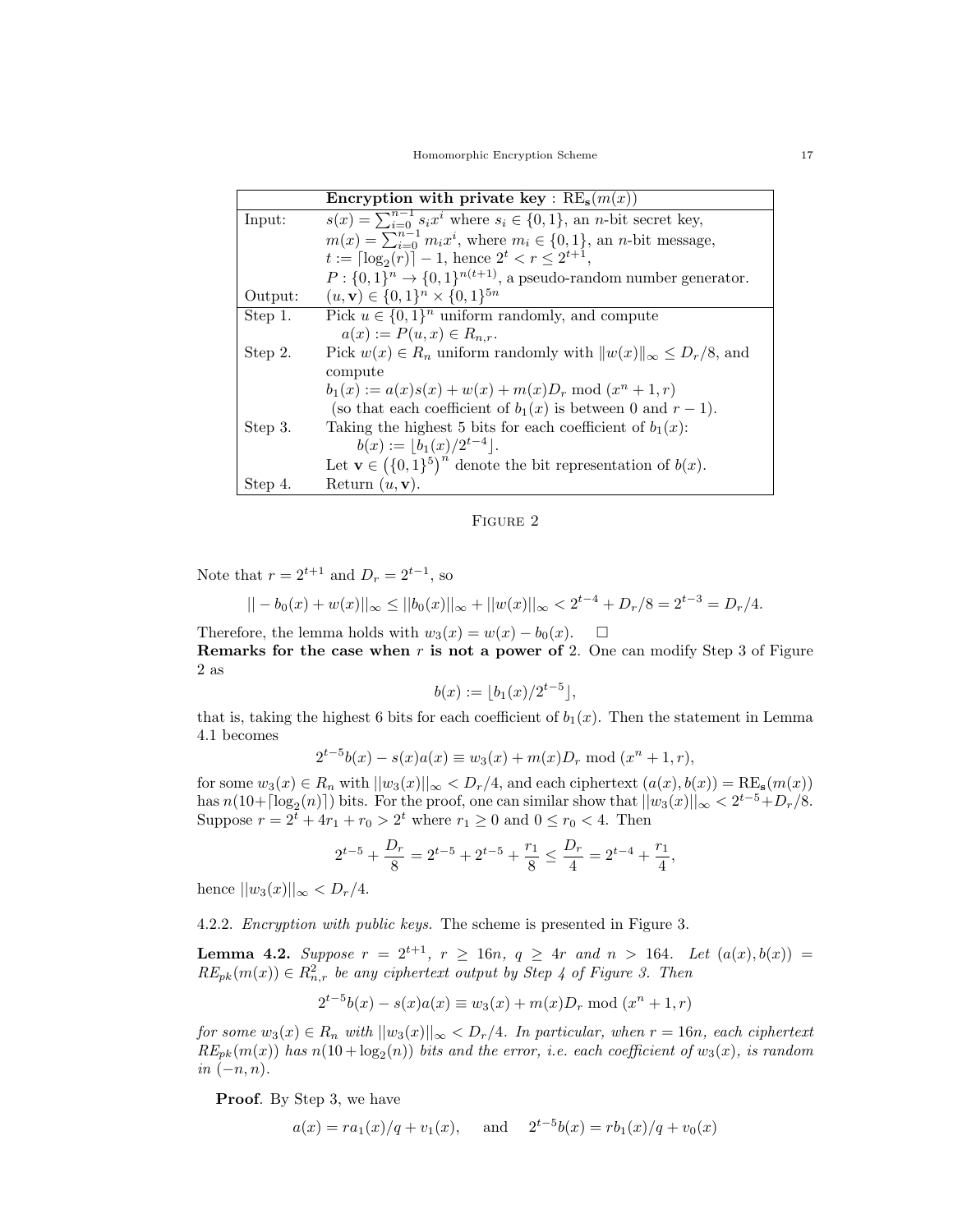|  | **Encryption with private key** : $\mathrm{RE}_{\mathbf{s}}(m(x))$ |
|---|---|
| Input: | $s(x) = \sum_{i=0}^{n-1} s_i x^i$ where $s_i \in \{0,1\}$, an $n$-bit secret key, $m(x) = \sum_{i=0}^{n-1} m_i x^i$, where $m_i \in \{0,1\}$, an $n$-bit message, $t := \lceil \log_2(r) \rceil - 1$, hence $2^t < r \le 2^{t+1}$, $P : \{0,1\}^n \to \{0,1\}^{n(t+1)}$, a pseudo-random number generator. |
| Output: | $(u, \mathbf{v}) \in \{0,1\}^n \times \{0,1\}^{5n}$ |
| Step 1. | Pick $u \in \{0,1\}^n$ uniform randomly, and compute $a(x) := P(u,x) \in R_{n,r}$. |
| Step 2. | Pick $w(x) \in R_n$ uniform randomly with $\|w(x)\|_\infty \le D_r/8$, and compute $b_1(x) := a(x)s(x) + w(x) + m(x)D_r \bmod (x^n+1, r)$ (so that each coefficient of $b_1(x)$ is between 0 and $r-1$). |
| Step 3. | Taking the highest 5 bits for each coefficient of $b_1(x)$: $b(x) := \lfloor b_1(x)/2^{t-4} \rfloor$. Let $\mathbf{v} \in \left(\{0,1\}^5\right)^n$ denote the bit representation of $b(x)$. |
| Step 4. | Return $(u, \mathbf{v})$. |

Figure 2

Note that $r = 2^{t+1}$ and $D_r = 2^{t-1}$, so

$$||-b_0(x) + w(x)||_\infty \le ||b_0(x)||_\infty + ||w(x)||_\infty < 2^{t-4} + D_r/8 = 2^{t-3} = D_r/4.$$

Therefore, the lemma holds with $w_3(x) = w(x) - b_0(x)$. $\square$

**Remarks for the case when $r$ is not a power of 2**. One can modify Step 3 of Figure 2 as

$$b(x) := \lfloor b_1(x)/2^{t-5} \rfloor,$$

that is, taking the highest 6 bits for each coefficient of $b_1(x)$. Then the statement in Lemma 4.1 becomes

$$2^{t-5}b(x) - s(x)a(x) \equiv w_3(x) + m(x)D_r \bmod (x^n+1, r),$$

for some $w_3(x) \in R_n$ with $||w_3(x)||_\infty < D_r/4$, and each ciphertext $(a(x), b(x)) = \mathrm{RE}_{\mathbf{s}}(m(x))$ has $n(10+\lceil \log_2(n) \rceil)$ bits. For the proof, one can similar show that $||w_3(x)||_\infty < 2^{t-5}+D_r/8$. Suppose $r = 2^t + 4r_1 + r_0 > 2^t$ where $r_1 \ge 0$ and $0 \le r_0 < 4$. Then

$$2^{t-5} + \frac{D_r}{8} = 2^{t-5} + 2^{t-5} + \frac{r_1}{8} \le \frac{D_r}{4} = 2^{t-4} + \frac{r_1}{4},$$

hence $||w_3(x)||_\infty < D_r/4$.

4.2.2. *Encryption with public keys.* The scheme is presented in Figure 3.

**Lemma 4.2.** *Suppose $r = 2^{t+1}$, $r \ge 16n$, $q \ge 4r$ and $n > 164$. Let $(a(x), b(x)) = RE_{pk}(m(x)) \in R_{n,r}^2$ be any ciphertext output by Step 4 of Figure 3. Then*

$$2^{t-5}b(x) - s(x)a(x) \equiv w_3(x) + m(x)D_r \bmod (x^n+1, r)$$

*for some $w_3(x) \in R_n$ with $||w_3(x)||_\infty < D_r/4$. In particular, when $r = 16n$, each ciphertext $RE_{pk}(m(x))$ has $n(10+\log_2(n))$ bits and the error, i.e. each coefficient of $w_3(x)$, is random in $(-n, n)$.*

**Proof**. By Step 3, we have

$$a(x) = ra_1(x)/q + v_1(x), \quad \text{and} \quad 2^{t-5}b(x) = rb_1(x)/q + v_0(x)$$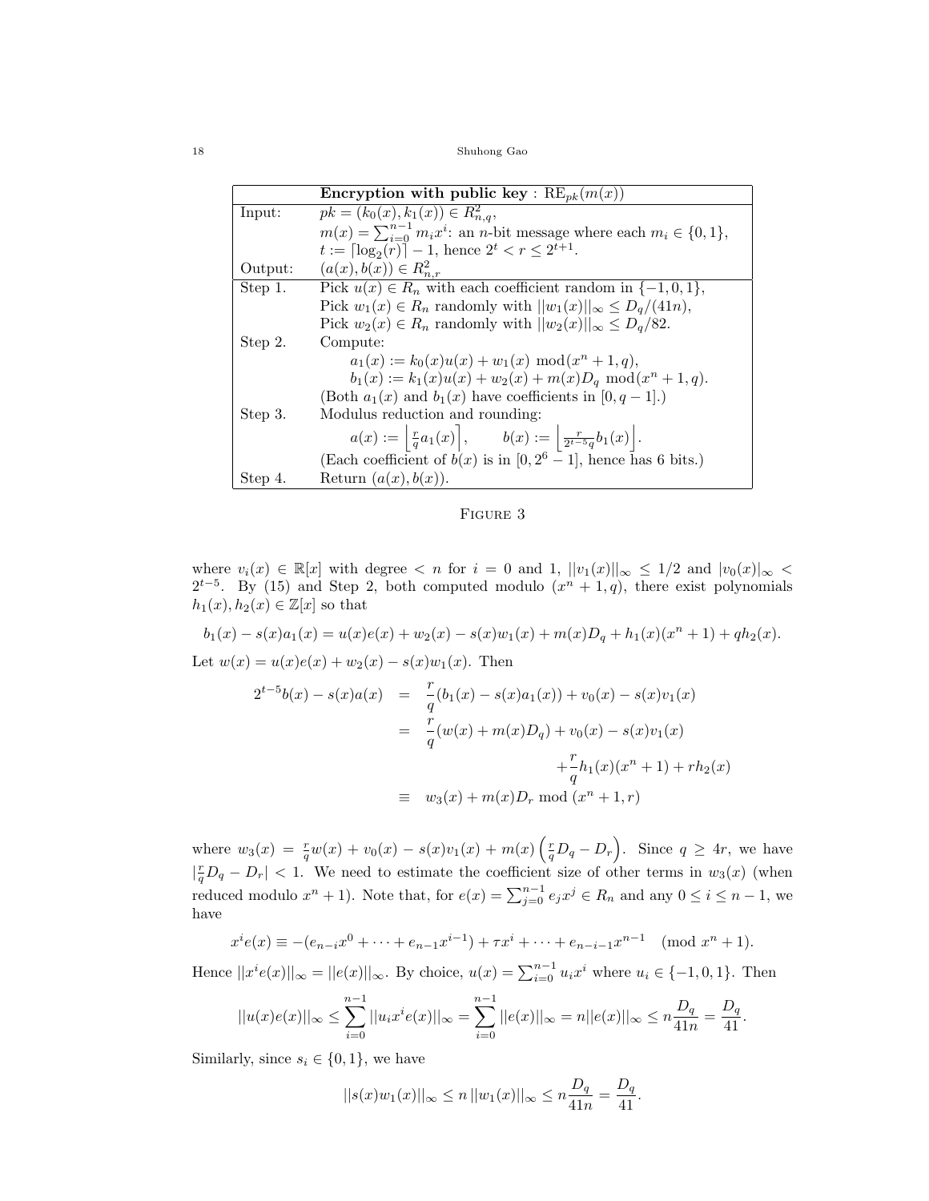| | **Encryption with public key** : $\mathrm{RE}_{pk}(m(x))$ |
|---|---|
| Input: | $pk = (k_0(x), k_1(x)) \in R_{n,q}^2$, <br> $m(x) = \sum_{i=0}^{n-1} m_i x^i$: an $n$-bit message where each $m_i \in \{0, 1\}$, <br> $t := \lceil \log_2(r) \rceil - 1$, hence $2^t < r \le 2^{t+1}$. |
| Output: | $(a(x), b(x)) \in R_{n,r}^2$ |
| Step 1. | Pick $u(x) \in R_n$ with each coefficient random in $\{-1, 0, 1\}$, <br> Pick $w_1(x) \in R_n$ randomly with $\|\|w_1(x)\|\|_\infty \le D_q/(41n)$, <br> Pick $w_2(x) \in R_n$ randomly with $\|\|w_2(x)\|\|_\infty \le D_q/82$. |
| Step 2. | Compute: <br> $a_1(x) := k_0(x)u(x) + w_1(x) \bmod (x^n + 1, q)$, <br> $b_1(x) := k_1(x)u(x) + w_2(x) + m(x)D_q \bmod (x^n + 1, q)$. <br> (Both $a_1(x)$ and $b_1(x)$ have coefficients in $[0, q-1]$.) |
| Step 3. | Modulus reduction and rounding: <br> $a(x) := \left\lfloor \frac{r}{q} a_1(x) \right\rceil, \qquad b(x) := \left\lfloor \frac{r}{2^{t-5}q} b_1(x) \right\rceil$. <br> (Each coefficient of $b(x)$ is in $[0, 2^6 - 1]$, hence has 6 bits.) |
| Step 4. | Return $(a(x), b(x))$. |

Figure 3

where $v_i(x) \in \mathbb{R}[x]$ with degree $< n$ for $i = 0$ and $1$, $||v_1(x)||_\infty \le 1/2$ and $|v_0(x)|_\infty < 2^{t-5}$. By (15) and Step 2, both computed modulo $(x^n + 1, q)$, there exist polynomials $h_1(x), h_2(x) \in \mathbb{Z}[x]$ so that

$$b_1(x) - s(x)a_1(x) = u(x)e(x) + w_2(x) - s(x)w_1(x) + m(x)D_q + h_1(x)(x^n + 1) + qh_2(x).$$

Let $w(x) = u(x)e(x) + w_2(x) - s(x)w_1(x)$. Then

$$\begin{aligned}
2^{t-5}b(x) - s(x)a(x) &= \frac{r}{q}(b_1(x) - s(x)a_1(x)) + v_0(x) - s(x)v_1(x) \\
&= \frac{r}{q}(w(x) + m(x)D_q) + v_0(x) - s(x)v_1(x) \\
&\qquad + \frac{r}{q}h_1(x)(x^n + 1) + rh_2(x) \\
&\equiv w_3(x) + m(x)D_r \bmod (x^n + 1, r)
\end{aligned}$$

where $w_3(x) = \frac{r}{q}w(x) + v_0(x) - s(x)v_1(x) + m(x)\left(\frac{r}{q}D_q - D_r\right)$. Since $q \ge 4r$, we have $|\frac{r}{q}D_q - D_r| < 1$. We need to estimate the coefficient size of other terms in $w_3(x)$ (when reduced modulo $x^n + 1$). Note that, for $e(x) = \sum_{j=0}^{n-1} e_j x^j \in R_n$ and any $0 \le i \le n-1$, we have

$$x^i e(x) \equiv -(e_{n-i}x^0 + \cdots + e_{n-1}x^{i-1}) + \tau x^i + \cdots + e_{n-i-1}x^{n-1} \pmod{x^n + 1}.$$

Hence $||x^i e(x)||_\infty = ||e(x)||_\infty$. By choice, $u(x) = \sum_{i=0}^{n-1} u_i x^i$ where $u_i \in \{-1, 0, 1\}$. Then

$$||u(x)e(x)||_\infty \le \sum_{i=0}^{n-1} ||u_i x^i e(x)||_\infty = \sum_{i=0}^{n-1} ||e(x)||_\infty = n||e(x)||_\infty \le n\frac{D_q}{41n} = \frac{D_q}{41}.$$

Similarly, since $s_i \in \{0, 1\}$, we have

$$||s(x)w_1(x)||_\infty \le n\,||w_1(x)||_\infty \le n\frac{D_q}{41n} = \frac{D_q}{41}.$$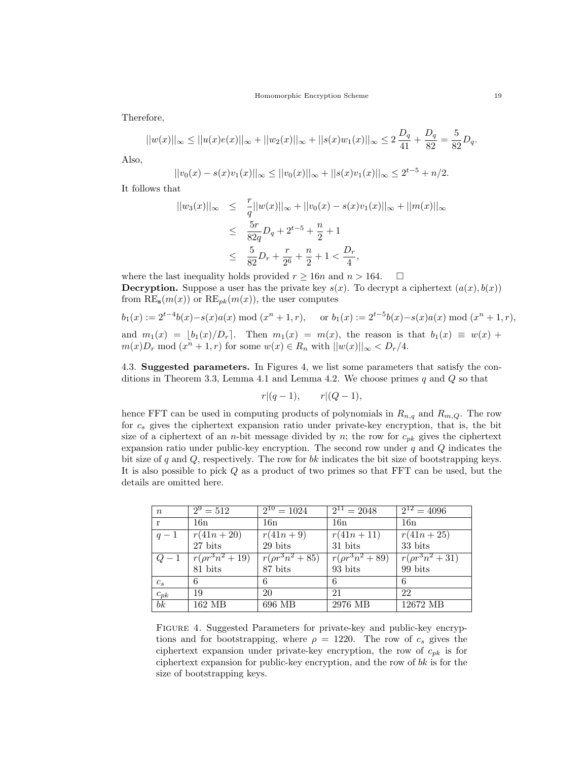Therefore,

$$||w(x)||_\infty \le ||u(x)e(x)||_\infty + ||w_2(x)||_\infty + ||s(x)w_1(x)||_\infty \le 2\,\frac{D_q}{41} + \frac{D_q}{82} = \frac{5}{82}D_q.$$

Also,

$$||v_0(x) - s(x)v_1(x)||_\infty \le ||v_0(x)||_\infty + ||s(x)v_1(x)||_\infty \le 2^{t-5} + n/2.$$

It follows that

$$\begin{aligned}
||w_3(x)||_\infty &\le \frac{r}{q}||w(x)||_\infty + ||v_0(x) - s(x)v_1(x)||_\infty + ||m(x)||_\infty \\
&\le \frac{5r}{82q}D_q + 2^{t-5} + \frac{n}{2} + 1 \\
&\le \frac{5}{82}D_r + \frac{r}{2^6} + \frac{n}{2} + 1 < \frac{D_r}{4},
\end{aligned}$$

where the last inequality holds provided $r \ge 16n$ and $n > 164$. $\square$

**Decryption.** Suppose a user has the private key $s(x)$. To decrypt a ciphertext $(a(x), b(x))$ from $\mathrm{RE}_{\mathbf{s}}(m(x))$ or $\mathrm{RE}_{pk}(m(x))$, the user computes

$$b_1(x) := 2^{t-4}b(x) - s(x)a(x) \bmod (x^n + 1, r), \quad \text{ or } b_1(x) := 2^{t-5}b(x) - s(x)a(x) \bmod (x^n + 1, r),$$

and $m_1(x) = \lfloor b_1(x)/D_r \rceil$. Then $m_1(x) = m(x)$, the reason is that $b_1(x) \equiv w(x) + m(x)D_r \bmod (x^n + 1, r)$ for some $w(x) \in R_n$ with $||w(x)||_\infty < D_r/4$.

4.3. **Suggested parameters.** In Figures 4, we list some parameters that satisfy the conditions in Theorem 3.3, Lemma 4.1 and Lemma 4.2. We choose primes $q$ and $Q$ so that

$$r|(q-1), \qquad r|(Q-1),$$

hence FFT can be used in computing products of polynomials in $R_{n,q}$ and $R_{m,Q}$. The row for $c_s$ gives the ciphertext expansion ratio under private-key encryption, that is, the bit size of a ciphertext of an $n$-bit message divided by $n$; the row for $c_{pk}$ gives the ciphertext expansion ratio under public-key encryption. The second row under $q$ and $Q$ indicates the bit size of $q$ and $Q$, respectively. The row for $bk$ indicates the bit size of bootstrapping keys. It is also possible to pick $Q$ as a product of two primes so that FFT can be used, but the details are omitted here.

| $n$ | $2^9 = 512$ | $2^{10} = 1024$ | $2^{11} = 2048$ | $2^{12} = 4096$ |
|---|---|---|---|---|
| r | 16n | 16n | 16n | 16n |
| $q-1$ | $r(41n + 20)$<br>27 bits | $r(41n + 9)$<br>29 bits | $r(41n + 11)$<br>31 bits | $r(41n + 25)$<br>33 bits |
| $Q-1$ | $r(\rho r^3 n^2 + 19)$<br>81 bits | $r(\rho r^3 n^2 + 85)$<br>87 bits | $r(\rho r^3 n^2 + 89)$<br>93 bits | $r(\rho r^3 n^2 + 31)$<br>99 bits |
| $c_s$ | 6 | 6 | 6 | 6 |
| $c_{pk}$ | 19 | 20 | 21 | 22 |
| $bk$ | 162 MB | 696 MB | 2976 MB | 12672 MB |

FIGURE 4. Suggested Parameters for private-key and public-key encryptions and for bootstrapping, where $\rho = 1220$. The row of $c_s$ gives the ciphertext expansion under private-key encryption, the row of $c_{pk}$ is for ciphertext expansion for public-key encryption, and the row of $bk$ is for the size of bootstrapping keys.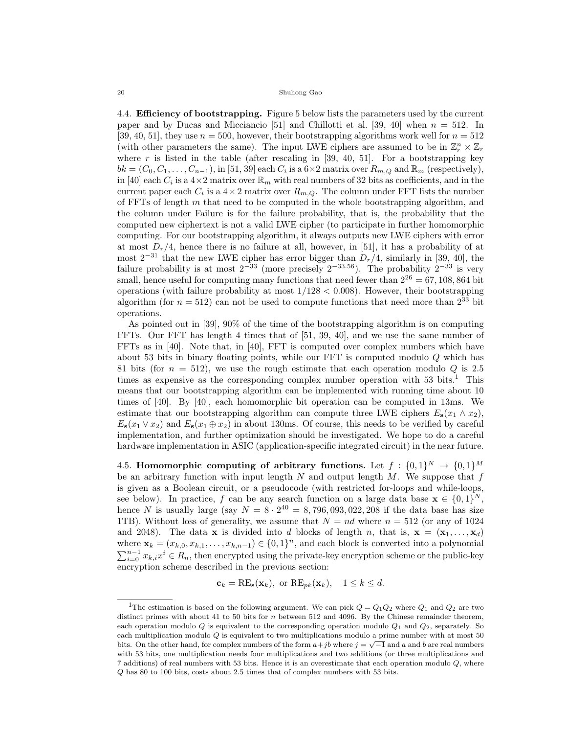4.4. **Efficiency of bootstrapping.** Figure 5 below lists the parameters used by the current paper and by Ducas and Micciancio [51] and Chillotti et al. [39, 40] when $n = 512$. In [39, 40, 51], they use $n = 500$, however, their bootstrapping algorithms work well for $n = 512$ (with other parameters the same). The input LWE ciphers are assumed to be in $\mathbb{Z}_r^n \times \mathbb{Z}_r$ where $r$ is listed in the table (after rescaling in [39, 40, 51]. For a bootstrapping key $bk = (C_0, C_1, \ldots, C_{n-1})$, in [51, 39] each $C_i$ is a $6 \times 2$ matrix over $R_{m,Q}$ and $\mathbb{R}_m$ (respectively), in [40] each $C_i$ is a $4 \times 2$ matrix over $\mathbb{R}_m$ with real numbers of 32 bits as coefficients, and in the current paper each $C_i$ is a $4 \times 2$ matrix over $R_{m,Q}$. The column under FFT lists the number of FFTs of length $m$ that need to be computed in the whole bootstrapping algorithm, and the column under Failure is for the failure probability, that is, the probability that the computed new ciphertext is not a valid LWE cipher (to participate in further homomorphic computing. For our bootstrapping algorithm, it always outputs new LWE ciphers with error at most $D_r/4$, hence there is no failure at all, however, in [51], it has a probability of at most $2^{-31}$ that the new LWE cipher has error bigger than $D_r/4$, similarly in [39, 40], the failure probability is at most $2^{-33}$ (more precisely $2^{-33.56}$). The probability $2^{-33}$ is very small, hence useful for computing many functions that need fewer than $2^{26} = 67,108,864$ bit operations (with failure probability at most $1/128 < 0.008$). However, their bootstrapping algorithm (for $n = 512$) can not be used to compute functions that need more than $2^{33}$ bit operations.

As pointed out in [39], 90% of the time of the bootstrapping algorithm is on computing FFTs. Our FFT has length 4 times that of [51, 39, 40], and we use the same number of FFTs as in [40]. Note that, in [40], FFT is computed over complex numbers which have about 53 bits in binary floating points, while our FFT is computed modulo $Q$ which has 81 bits (for $n = 512$), we use the rough estimate that each operation modulo $Q$ is 2.5 times as expensive as the corresponding complex number operation with 53 bits.[1] This means that our bootstrapping algorithm can be implemented with running time about 10 times of [40]. By [40], each homomorphic bit operation can be computed in 13ms. We estimate that our bootstrapping algorithm can compute three LWE ciphers $E_{\mathbf{s}}(x_1 \wedge x_2)$, $E_{\mathbf{s}}(x_1 \vee x_2)$ and $E_{\mathbf{s}}(x_1 \oplus x_2)$ in about 130ms. Of course, this needs to be verified by careful implementation, and further optimization should be investigated. We hope to do a careful hardware implementation in ASIC (application-specific integrated circuit) in the near future.

4.5. **Homomorphic computing of arbitrary functions.** Let $f : \{0,1\}^N \to \{0,1\}^M$ be an arbitrary function with input length $N$ and output length $M$. We suppose that $f$ is given as a Boolean circuit, or a pseudocode (with restricted for-loops and while-loops, see below). In practice, $f$ can be any search function on a large data base $\mathbf{x} \in \{0,1\}^N$, hence $N$ is usually large (say $N = 8 \cdot 2^{40} = 8,796,093,022,208$ if the data base has size 1TB). Without loss of generality, we assume that $N = nd$ where $n = 512$ (or any of 1024 and 2048). The data $\mathbf{x}$ is divided into $d$ blocks of length $n$, that is, $\mathbf{x} = (\mathbf{x}_1, \ldots, \mathbf{x}_d)$ where $\mathbf{x}_k = (x_{k,0}, x_{k,1}, \ldots, x_{k,n-1}) \in \{0,1\}^n$, and each block is converted into a polynomial $\sum_{i=0}^{n-1} x_{k,i} x^i \in R_n$, then encrypted using the private-key encryption scheme or the public-key encryption scheme described in the previous section:

$$\mathbf{c}_k = \mathrm{RE}_{\mathbf{s}}(\mathbf{x}_k), \text{ or } \mathrm{RE}_{pk}(\mathbf{x}_k), \quad 1 \le k \le d.$$

---

[1] The estimation is based on the following argument. We can pick $Q = Q_1 Q_2$ where $Q_1$ and $Q_2$ are two distinct primes with about 41 to 50 bits for $n$ between 512 and 4096. By the Chinese remainder theorem, each operation modulo $Q$ is equivalent to the corresponding operation modulo $Q_1$ and $Q_2$, separately. So each multiplication modulo $Q$ is equivalent to two multiplications modulo a prime number with at most 50 bits. On the other hand, for complex numbers of the form $a + jb$ where $j = \sqrt{-1}$ and $a$ and $b$ are real numbers with 53 bits, one multiplication needs four multiplications and two additions (or three multiplications and 7 additions) of real numbers with 53 bits. Hence it is an overestimate that each operation modulo $Q$, where $Q$ has 80 to 100 bits, costs about 2.5 times that of complex numbers with 53 bits.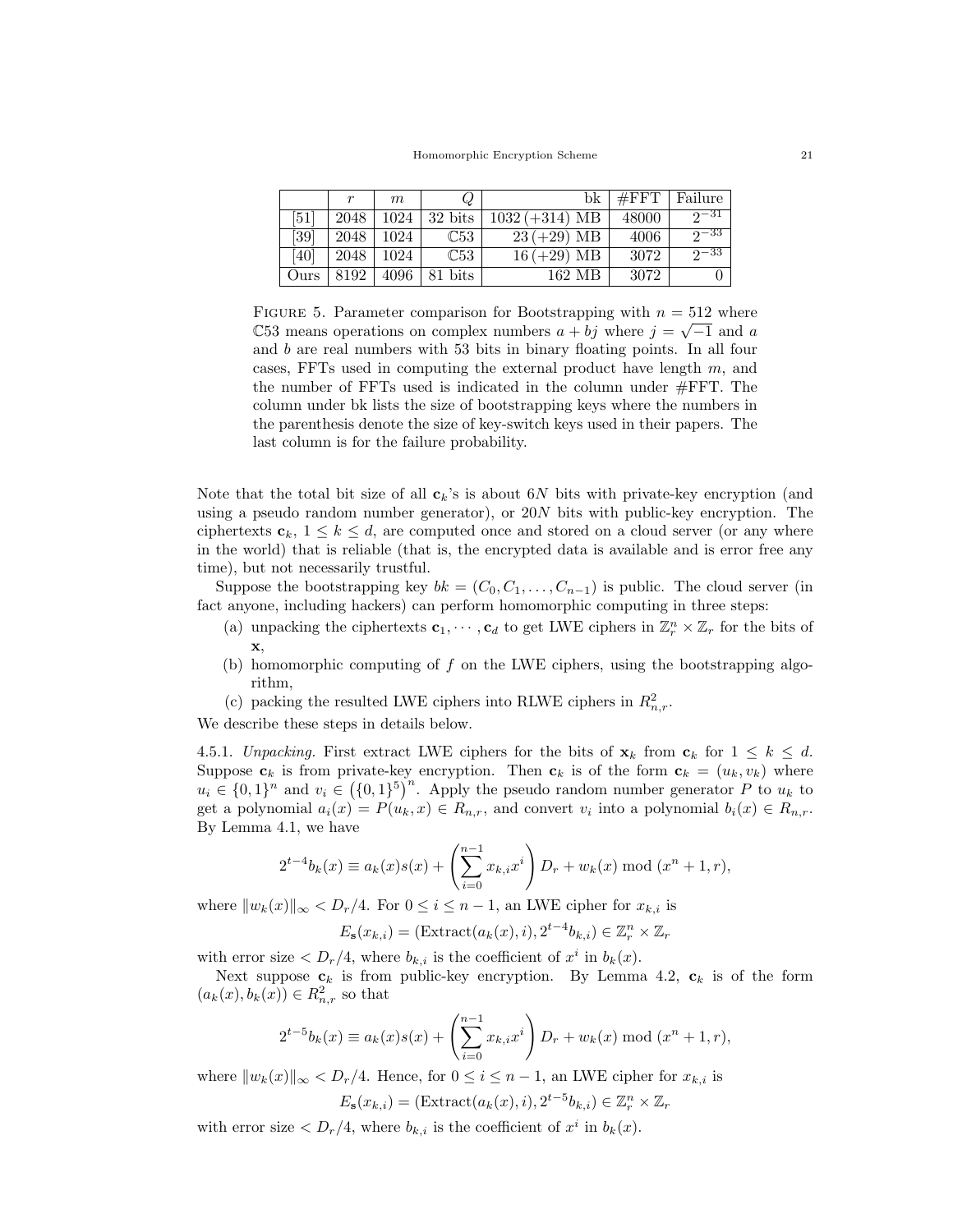|  | $r$ | $m$ | $Q$ | bk | #FFT | Failure |
|---|---|---|---|---|---|---|
| [51] | 2048 | 1024 | 32 bits | 1032 (+314) MB | 48000 | $2^{-31}$ |
| [39] | 2048 | 1024 | $\mathbb{C}53$ | 23 (+29) MB | 4006 | $2^{-33}$ |
| [40] | 2048 | 1024 | $\mathbb{C}53$ | 16 (+29) MB | 3072 | $2^{-33}$ |
| Ours | 8192 | 4096 | 81 bits | 162 MB | 3072 | 0 |

FIGURE 5. Parameter comparison for Bootstrapping with $n = 512$ where $\mathbb{C}53$ means operations on complex numbers $a + bj$ where $j = \sqrt{-1}$ and $a$ and $b$ are real numbers with 53 bits in binary floating points. In all four cases, FFTs used in computing the external product have length $m$, and the number of FFTs used is indicated in the column under #FFT. The column under bk lists the size of bootstrapping keys where the numbers in the parenthesis denote the size of key-switch keys used in their papers. The last column is for the failure probability.

Note that the total bit size of all $\mathbf{c}_k$'s is about $6N$ bits with private-key encryption (and using a pseudo random number generator), or $20N$ bits with public-key encryption. The ciphertexts $\mathbf{c}_k$, $1 \le k \le d$, are computed once and stored on a cloud server (or any where in the world) that is reliable (that is, the encrypted data is available and is error free any time), but not necessarily trustful.

Suppose the bootstrapping key $bk = (C_0, C_1, \ldots, C_{n-1})$ is public. The cloud server (in fact anyone, including hackers) can perform homomorphic computing in three steps:

(a) unpacking the ciphertexts $\mathbf{c}_1, \cdots, \mathbf{c}_d$ to get LWE ciphers in $\mathbb{Z}_r^n \times \mathbb{Z}_r$ for the bits of $\mathbf{x}$,

(b) homomorphic computing of $f$ on the LWE ciphers, using the bootstrapping algorithm,

(c) packing the resulted LWE ciphers into RLWE ciphers in $R_{n,r}^2$.

We describe these steps in details below.

4.5.1. *Unpacking.* First extract LWE ciphers for the bits of $\mathbf{x}_k$ from $\mathbf{c}_k$ for $1 \le k \le d$. Suppose $\mathbf{c}_k$ is from private-key encryption. Then $\mathbf{c}_k$ is of the form $\mathbf{c}_k = (u_k, v_k)$ where $u_i \in \{0,1\}^n$ and $v_i \in \left(\{0,1\}^5\right)^n$. Apply the pseudo random number generator $P$ to $u_k$ to get a polynomial $a_i(x) = P(u_k, x) \in R_{n,r}$, and convert $v_i$ into a polynomial $b_i(x) \in R_{n,r}$. By Lemma 4.1, we have

$$2^{t-4} b_k(x) \equiv a_k(x)s(x) + \left(\sum_{i=0}^{n-1} x_{k,i} x^i\right) D_r + w_k(x) \bmod (x^n + 1, r),$$

where $\|w_k(x)\|_\infty < D_r/4$. For $0 \le i \le n-1$, an LWE cipher for $x_{k,i}$ is

$$E_{\mathbf{s}}(x_{k,i}) = (\text{Extract}(a_k(x), i), 2^{t-4} b_{k,i}) \in \mathbb{Z}_r^n \times \mathbb{Z}_r$$

with error size $< D_r/4$, where $b_{k,i}$ is the coefficient of $x^i$ in $b_k(x)$.

Next suppose $\mathbf{c}_k$ is from public-key encryption. By Lemma 4.2, $\mathbf{c}_k$ is of the form $(a_k(x), b_k(x)) \in R_{n,r}^2$ so that

$$2^{t-5} b_k(x) \equiv a_k(x)s(x) + \left(\sum_{i=0}^{n-1} x_{k,i} x^i\right) D_r + w_k(x) \bmod (x^n + 1, r),$$

where $\|w_k(x)\|_\infty < D_r/4$. Hence, for $0 \le i \le n-1$, an LWE cipher for $x_{k,i}$ is

$$E_{\mathbf{s}}(x_{k,i}) = (\text{Extract}(a_k(x), i), 2^{t-5} b_{k,i}) \in \mathbb{Z}_r^n \times \mathbb{Z}_r$$

with error size $< D_r/4$, where $b_{k,i}$ is the coefficient of $x^i$ in $b_k(x)$.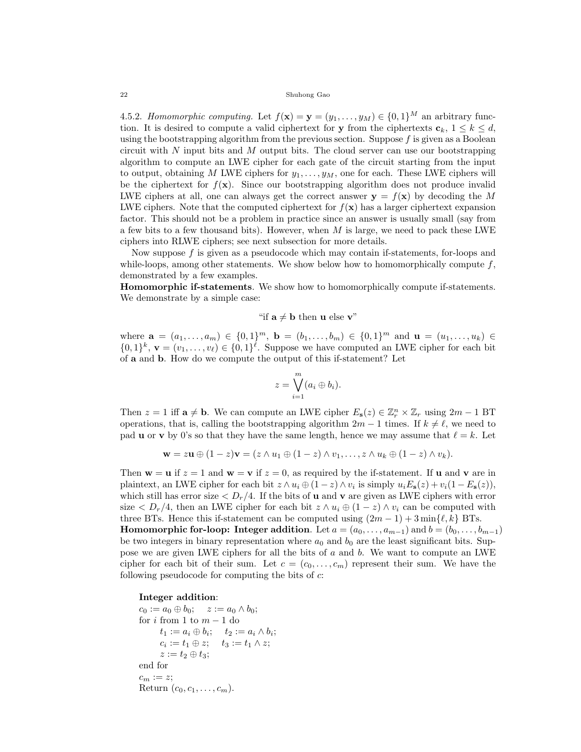4.5.2. *Homomorphic computing.* Let $f(\mathbf{x}) = \mathbf{y} = (y_1, \ldots, y_M) \in \{0,1\}^M$ an arbitrary function. It is desired to compute a valid ciphertext for $\mathbf{y}$ from the ciphertexts $\mathbf{c}_k$, $1 \le k \le d$, using the bootstrapping algorithm from the previous section. Suppose $f$ is given as a Boolean circuit with $N$ input bits and $M$ output bits. The cloud server can use our bootstrapping algorithm to compute an LWE cipher for each gate of the circuit starting from the input to output, obtaining $M$ LWE ciphers for $y_1, \ldots, y_M$, one for each. These LWE ciphers will be the ciphertext for $f(\mathbf{x})$. Since our bootstrapping algorithm does not produce invalid LWE ciphers at all, one can always get the correct answer $\mathbf{y} = f(\mathbf{x})$ by decoding the $M$ LWE ciphers. Note that the computed ciphertext for $f(\mathbf{x})$ has a larger ciphertext expansion factor. This should not be a problem in practice since an answer is usually small (say from a few bits to a few thousand bits). However, when $M$ is large, we need to pack these LWE ciphers into RLWE ciphers; see next subsection for more details.

Now suppose $f$ is given as a pseudocode which may contain if-statements, for-loops and while-loops, among other statements. We show below how to homomorphically compute $f$, demonstrated by a few examples.

**Homomorphic if-statements**. We show how to homomorphically compute if-statements. We demonstrate by a simple case:

$$\text{“if } \mathbf{a} \neq \mathbf{b} \text{ then } \mathbf{u} \text{ else } \mathbf{v}\text{”}$$

where $\mathbf{a} = (a_1, \ldots, a_m) \in \{0,1\}^m$, $\mathbf{b} = (b_1, \ldots, b_m) \in \{0,1\}^m$ and $\mathbf{u} = (u_1, \ldots, u_k) \in \{0,1\}^k$, $\mathbf{v} = (v_1, \ldots, v_\ell) \in \{0,1\}^\ell$. Suppose we have computed an LWE cipher for each bit of $\mathbf{a}$ and $\mathbf{b}$. How do we compute the output of this if-statement? Let

$$z = \bigvee_{i=1}^{m} (a_i \oplus b_i).$$

Then $z = 1$ iff $\mathbf{a} \neq \mathbf{b}$. We can compute an LWE cipher $E_{\mathbf{s}}(z) \in \mathbb{Z}_r^n \times \mathbb{Z}_r$ using $2m-1$ BT operations, that is, calling the bootstrapping algorithm $2m-1$ times. If $k \neq \ell$, we need to pad $\mathbf{u}$ or $\mathbf{v}$ by 0's so that they have the same length, hence we may assume that $\ell = k$. Let

$$\mathbf{w} = z\mathbf{u} \oplus (1-z)\mathbf{v} = (z \wedge u_1 \oplus (1-z) \wedge v_1, \ldots, z \wedge u_k \oplus (1-z) \wedge v_k).$$

Then $\mathbf{w} = \mathbf{u}$ if $z = 1$ and $\mathbf{w} = \mathbf{v}$ if $z = 0$, as required by the if-statement. If $\mathbf{u}$ and $\mathbf{v}$ are in plaintext, an LWE cipher for each bit $z \wedge u_i \oplus (1-z) \wedge v_i$ is simply $u_i E_{\mathbf{s}}(z) + v_i(1 - E_{\mathbf{s}}(z))$, which still has error size $< D_r/4$. If the bits of $\mathbf{u}$ and $\mathbf{v}$ are given as LWE ciphers with error size $< D_r/4$, then an LWE cipher for each bit $z \wedge u_i \oplus (1-z) \wedge v_i$ can be computed with three BTs. Hence this if-statement can be computed using $(2m-1) + 3\min\{\ell, k\}$ BTs.

**Homomorphic for-loop: Integer addition**. Let $a = (a_0, \ldots, a_{m-1})$ and $b = (b_0, \ldots, b_{m-1})$ be two integers in binary representation where $a_0$ and $b_0$ are the least significant bits. Suppose we are given LWE ciphers for all the bits of $a$ and $b$. We want to compute an LWE cipher for each bit of their sum. Let $c = (c_0, \ldots, c_m)$ represent their sum. We have the following pseudocode for computing the bits of $c$:

**Integer addition**:
$c_0 := a_0 \oplus b_0$; $\quad z := a_0 \wedge b_0$;
for $i$ from 1 to $m-1$ do
$\quad t_1 := a_i \oplus b_i$; $\quad t_2 := a_i \wedge b_i$;
$\quad c_i := t_1 \oplus z$; $\quad t_3 := t_1 \wedge z$;
$\quad z := t_2 \oplus t_3$;
end for
$c_m := z$;
Return $(c_0, c_1, \ldots, c_m)$.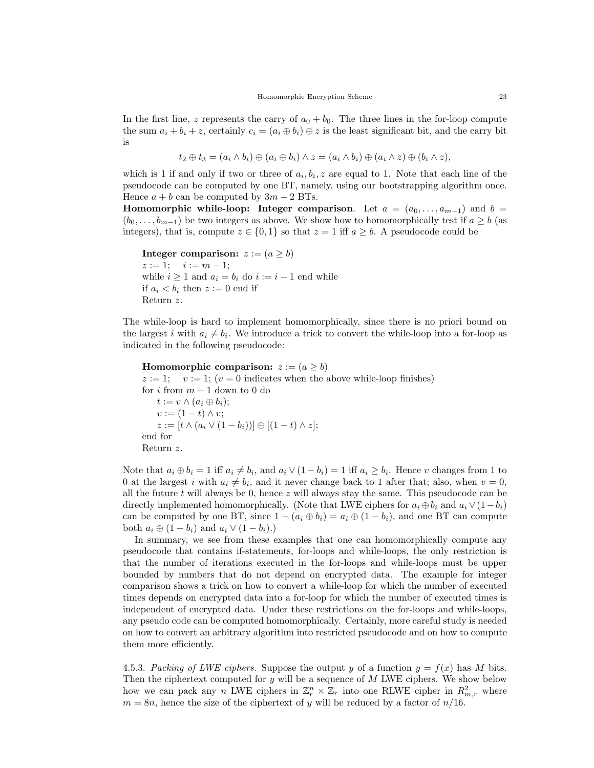In the first line, $z$ represents the carry of $a_0 + b_0$. The three lines in the for-loop compute the sum $a_i + b_i + z$, certainly $c_i = (a_i \oplus b_i) \oplus z$ is the least significant bit, and the carry bit is

$$t_2 \oplus t_3 = (a_i \wedge b_i) \oplus (a_i \oplus b_i) \wedge z = (a_i \wedge b_i) \oplus (a_i \wedge z) \oplus (b_i \wedge z),$$

which is 1 if and only if two or three of $a_i, b_i, z$ are equal to 1. Note that each line of the pseudocode can be computed by one BT, namely, using our bootstrapping algorithm once. Hence $a + b$ can be computed by $3m - 2$ BTs.

**Homomorphic while-loop: Integer comparison**. Let $a = (a_0, \ldots, a_{m-1})$ and $b = (b_0, \ldots, b_{m-1})$ be two integers as above. We show how to homomorphically test if $a \geq b$ (as integers), that is, compute $z \in \{0, 1\}$ so that $z = 1$ iff $a \geq b$. A pseudocode could be

> **Integer comparison:** $z := (a \geq b)$
> $z := 1$; $\quad i := m - 1$;
> while $i \geq 1$ and $a_i = b_i$ do $i := i - 1$ end while
> if $a_i < b_i$ then $z := 0$ end if
> Return $z$.

The while-loop is hard to implement homomorphically, since there is no priori bound on the largest $i$ with $a_i \neq b_i$. We introduce a trick to convert the while-loop into a for-loop as indicated in the following pseudocode:

> **Homomorphic comparison:** $z := (a \geq b)$
> $z := 1$; $\quad v := 1$; ($v = 0$ indicates when the above while-loop finishes)
> for $i$ from $m - 1$ down to 0 do
> $\quad t := v \wedge (a_i \oplus b_i)$;
> $\quad v := (1 - t) \wedge v$;
> $\quad z := [t \wedge (a_i \vee (1 - b_i))] \oplus [(1 - t) \wedge z]$;
> end for
> Return $z$.

Note that $a_i \oplus b_i = 1$ iff $a_i \neq b_i$, and $a_i \vee (1 - b_i) = 1$ iff $a_i \geq b_i$. Hence $v$ changes from 1 to 0 at the largest $i$ with $a_i \neq b_i$, and it never change back to 1 after that; also, when $v = 0$, all the future $t$ will always be 0, hence $z$ will always stay the same. This pseudocode can be directly implemented homomorphically. (Note that LWE ciphers for $a_i \oplus b_i$ and $a_i \vee (1 - b_i)$ can be computed by one BT, since $1 - (a_i \oplus b_i) = a_i \oplus (1 - b_i)$, and one BT can compute both $a_i \oplus (1 - b_i)$ and $a_i \vee (1 - b_i)$.)

In summary, we see from these examples that one can homomorphically compute any pseudocode that contains if-statements, for-loops and while-loops, the only restriction is that the number of iterations executed in the for-loops and while-loops must be upper bounded by numbers that do not depend on encrypted data. The example for integer comparison shows a trick on how to convert a while-loop for which the number of executed times depends on encrypted data into a for-loop for which the number of executed times is independent of encrypted data. Under these restrictions on the for-loops and while-loops, any pseudo code can be computed homomorphically. Certainly, more careful study is needed on how to convert an arbitrary algorithm into restricted pseudocode and on how to compute them more efficiently.

4.5.3. *Packing of LWE ciphers.* Suppose the output $y$ of a function $y = f(x)$ has $M$ bits. Then the ciphertext computed for $y$ will be a sequence of $M$ LWE ciphers. We show below how we can pack any $n$ LWE ciphers in $\mathbb{Z}_r^n \times \mathbb{Z}_r$ into one RLWE cipher in $R_{m,r}^2$ where $m = 8n$, hence the size of the ciphertext of $y$ will be reduced by a factor of $n/16$.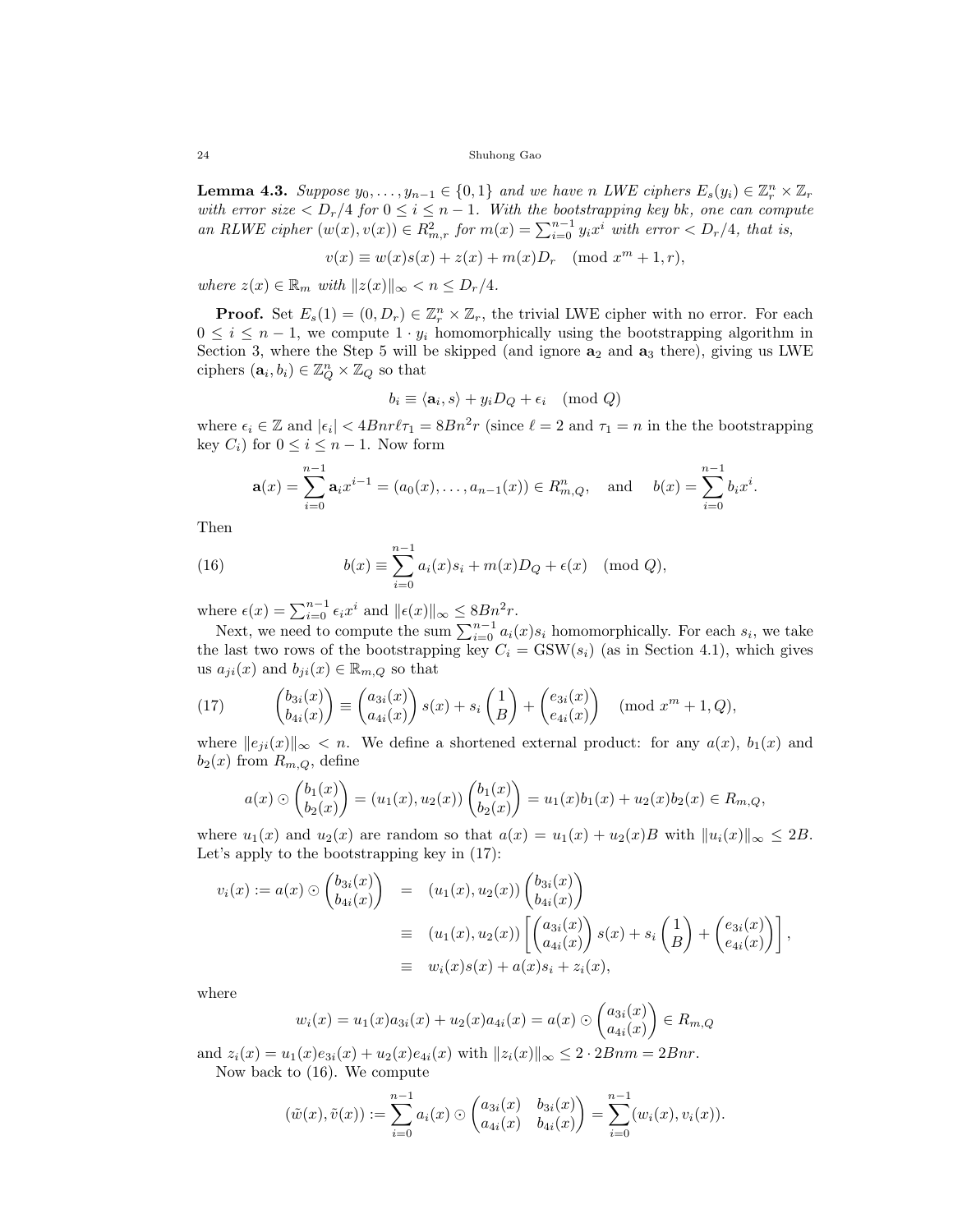**Lemma 4.3.** *Suppose $y_0, \ldots, y_{n-1} \in \{0,1\}$ and we have $n$ LWE ciphers $E_s(y_i) \in \mathbb{Z}_r^n \times \mathbb{Z}_r$ with error size $< D_r/4$ for $0 \le i \le n-1$. With the bootstrapping key bk, one can compute an RLWE cipher $(w(x), v(x)) \in R_{m,r}^2$ for $m(x) = \sum_{i=0}^{n-1} y_i x^i$ with error $< D_r/4$, that is,*

$$v(x) \equiv w(x)s(x) + z(x) + m(x)D_r \pmod{x^m + 1, r},$$

*where $z(x) \in \mathbb{R}_m$ with $\|z(x)\|_\infty < n \le D_r/4$.*

**Proof.** Set $E_s(1) = (0, D_r) \in \mathbb{Z}_r^n \times \mathbb{Z}_r$, the trivial LWE cipher with no error. For each $0 \le i \le n-1$, we compute $1 \cdot y_i$ homomorphically using the bootstrapping algorithm in Section 3, where the Step 5 will be skipped (and ignore $\mathbf{a}_2$ and $\mathbf{a}_3$ there), giving us LWE ciphers $(\mathbf{a}_i, b_i) \in \mathbb{Z}_Q^n \times \mathbb{Z}_Q$ so that

$$b_i \equiv \langle \mathbf{a}_i, s \rangle + y_i D_Q + \epsilon_i \pmod{Q}$$

where $\epsilon_i \in \mathbb{Z}$ and $|\epsilon_i| < 4Bnr\ell\tau_1 = 8Bn^2r$ (since $\ell = 2$ and $\tau_1 = n$ in the the bootstrapping key $C_i$) for $0 \le i \le n-1$. Now form

$$\mathbf{a}(x) = \sum_{i=0}^{n-1} \mathbf{a}_i x^{i-1} = (a_0(x), \ldots, a_{n-1}(x)) \in R_{m,Q}^n, \quad \text{and} \quad b(x) = \sum_{i=0}^{n-1} b_i x^i.$$

Then

$$b(x) \equiv \sum_{i=0}^{n-1} a_i(x)s_i + m(x)D_Q + \epsilon(x) \pmod{Q}, \tag{16}$$

where $\epsilon(x) = \sum_{i=0}^{n-1} \epsilon_i x^i$ and $\|\epsilon(x)\|_\infty \le 8Bn^2r$.

Next, we need to compute the sum $\sum_{i=0}^{n-1} a_i(x)s_i$ homomorphically. For each $s_i$, we take the last two rows of the bootstrapping key $C_i = \text{GSW}(s_i)$ (as in Section 4.1), which gives us $a_{ji}(x)$ and $b_{ji}(x) \in \mathbb{R}_{m,Q}$ so that

$$\begin{pmatrix} b_{3i}(x) \\ b_{4i}(x) \end{pmatrix} \equiv \begin{pmatrix} a_{3i}(x) \\ a_{4i}(x) \end{pmatrix} s(x) + s_i \begin{pmatrix} 1 \\ B \end{pmatrix} + \begin{pmatrix} e_{3i}(x) \\ e_{4i}(x) \end{pmatrix} \pmod{x^m + 1, Q}, \tag{17}$$

where $\|e_{ji}(x)\|_\infty < n$. We define a shortened external product: for any $a(x)$, $b_1(x)$ and $b_2(x)$ from $R_{m,Q}$, define

$$a(x) \odot \begin{pmatrix} b_1(x) \\ b_2(x) \end{pmatrix} = (u_1(x), u_2(x)) \begin{pmatrix} b_1(x) \\ b_2(x) \end{pmatrix} = u_1(x)b_1(x) + u_2(x)b_2(x) \in R_{m,Q},$$

where $u_1(x)$ and $u_2(x)$ are random so that $a(x) = u_1(x) + u_2(x)B$ with $\|u_i(x)\|_\infty \le 2B$. Let's apply to the bootstrapping key in (17):

$$\begin{aligned}
v_i(x) := a(x) \odot \begin{pmatrix} b_{3i}(x) \\ b_{4i}(x) \end{pmatrix} &= (u_1(x), u_2(x)) \begin{pmatrix} b_{3i}(x) \\ b_{4i}(x) \end{pmatrix} \\
&\equiv (u_1(x), u_2(x)) \left[ \begin{pmatrix} a_{3i}(x) \\ a_{4i}(x) \end{pmatrix} s(x) + s_i \begin{pmatrix} 1 \\ B \end{pmatrix} + \begin{pmatrix} e_{3i}(x) \\ e_{4i}(x) \end{pmatrix} \right], \\
&\equiv w_i(x)s(x) + a(x)s_i + z_i(x),
\end{aligned}$$

where

$$w_i(x) = u_1(x)a_{3i}(x) + u_2(x)a_{4i}(x) = a(x) \odot \begin{pmatrix} a_{3i}(x) \\ a_{4i}(x) \end{pmatrix} \in R_{m,Q}$$

and $z_i(x) = u_1(x)e_{3i}(x) + u_2(x)e_{4i}(x)$ with $\|z_i(x)\|_\infty \le 2 \cdot 2Bnm = 2Bnr$.

Now back to (16). We compute

$$(\tilde{w}(x), \tilde{v}(x)) := \sum_{i=0}^{n-1} a_i(x) \odot \begin{pmatrix} a_{3i}(x) & b_{3i}(x) \\ a_{4i}(x) & b_{4i}(x) \end{pmatrix} = \sum_{i=0}^{n-1} (w_i(x), v_i(x)).$$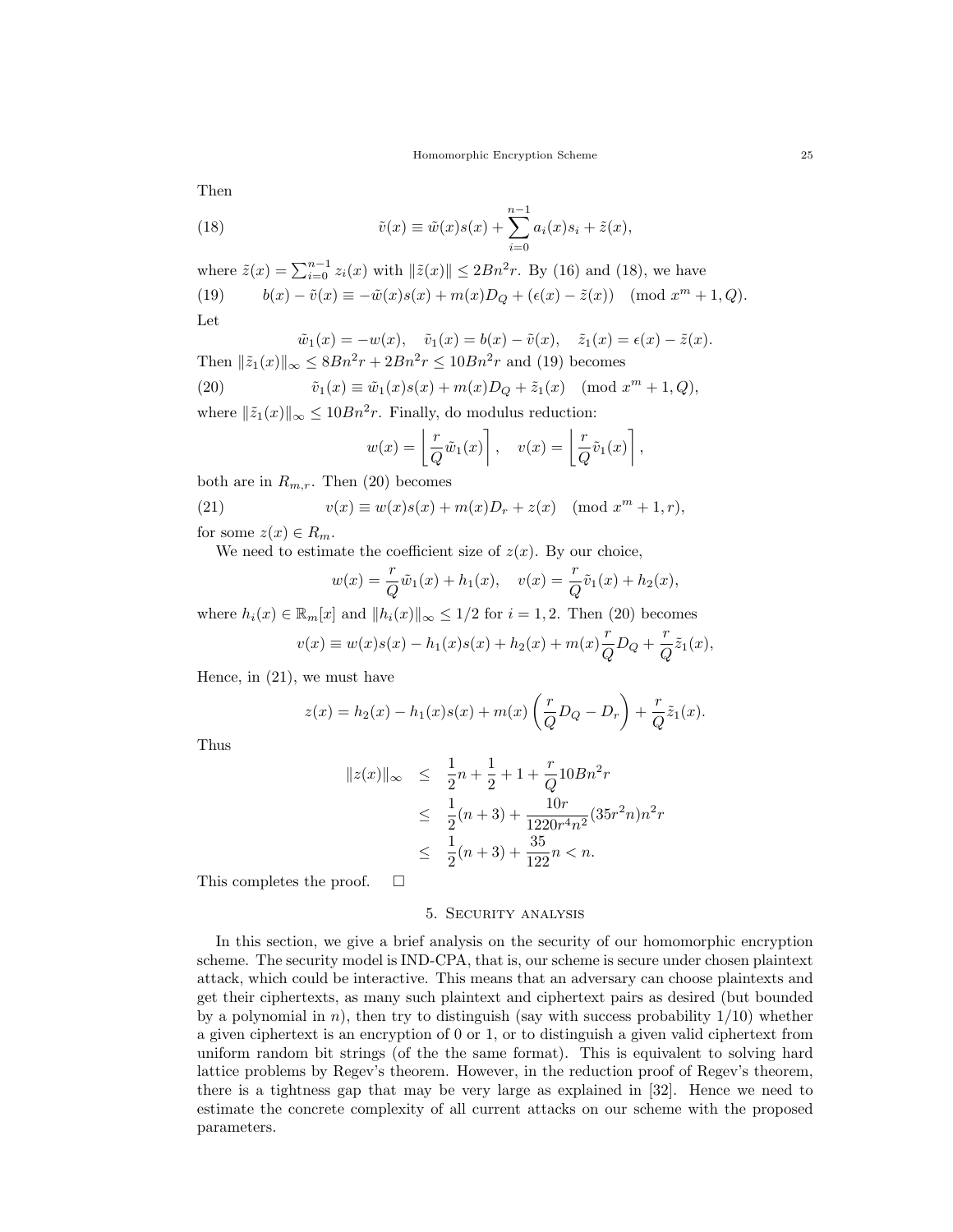Then

$$\tilde{v}(x) \equiv \tilde{w}(x)s(x) + \sum_{i=0}^{n-1} a_i(x)s_i + \tilde{z}(x), \tag{18}$$

where $\tilde{z}(x) = \sum_{i=0}^{n-1} z_i(x)$ with $\|\tilde{z}(x)\| \le 2Bn^2r$. By (16) and (18), we have

$$b(x) - \tilde{v}(x) \equiv -\tilde{w}(x)s(x) + m(x)D_Q + (\epsilon(x) - \tilde{z}(x)) \pmod{x^m + 1, Q}. \tag{19}$$

Let

$$\tilde{w}_1(x) = -w(x), \quad \tilde{v}_1(x) = b(x) - \tilde{v}(x), \quad \tilde{z}_1(x) = \epsilon(x) - \tilde{z}(x).$$

Then $\|\tilde{z}_1(x)\|_\infty \le 8Bn^2r + 2Bn^2r \le 10Bn^2r$ and (19) becomes

$$\tilde{v}_1(x) \equiv \tilde{w}_1(x)s(x) + m(x)D_Q + \tilde{z}_1(x) \pmod{x^m + 1, Q}, \tag{20}$$

where $\|\tilde{z}_1(x)\|_\infty \le 10Bn^2r$. Finally, do modulus reduction:

$$w(x) = \left\lfloor \frac{r}{Q}\tilde{w}_1(x) \right\rceil, \quad v(x) = \left\lfloor \frac{r}{Q}\tilde{v}_1(x) \right\rceil,$$

both are in $R_{m,r}$. Then (20) becomes

$$v(x) \equiv w(x)s(x) + m(x)D_r + z(x) \pmod{x^m + 1, r}, \tag{21}$$

for some $z(x) \in R_m$.

We need to estimate the coefficient size of $z(x)$. By our choice,

$$w(x) = \frac{r}{Q}\tilde{w}_1(x) + h_1(x), \quad v(x) = \frac{r}{Q}\tilde{v}_1(x) + h_2(x),$$

where $h_i(x) \in \mathbb{R}_m[x]$ and $\|h_i(x)\|_\infty \le 1/2$ for $i = 1, 2$. Then (20) becomes

$$v(x) \equiv w(x)s(x) - h_1(x)s(x) + h_2(x) + m(x)\frac{r}{Q}D_Q + \frac{r}{Q}\tilde{z}_1(x),$$

Hence, in (21), we must have

$$z(x) = h_2(x) - h_1(x)s(x) + m(x)\left(\frac{r}{Q}D_Q - D_r\right) + \frac{r}{Q}\tilde{z}_1(x).$$

Thus

$$\begin{aligned}
\|z(x)\|_\infty &\le \frac{1}{2}n + \frac{1}{2} + 1 + \frac{r}{Q}10Bn^2r \\
&\le \frac{1}{2}(n+3) + \frac{10r}{1220r^4n^2}(35r^2n)n^2r \\
&\le \frac{1}{2}(n+3) + \frac{35}{122}n < n.
\end{aligned}$$

This completes the proof. $\square$

## 5. Security analysis

In this section, we give a brief analysis on the security of our homomorphic encryption scheme. The security model is IND-CPA, that is, our scheme is secure under chosen plaintext attack, which could be interactive. This means that an adversary can choose plaintexts and get their ciphertexts, as many such plaintext and ciphertext pairs as desired (but bounded by a polynomial in $n$), then try to distinguish (say with success probability 1/10) whether a given ciphertext is an encryption of 0 or 1, or to distinguish a given valid ciphertext from uniform random bit strings (of the the same format). This is equivalent to solving hard lattice problems by Regev's theorem. However, in the reduction proof of Regev's theorem, there is a tightness gap that may be very large as explained in [32]. Hence we need to estimate the concrete complexity of all current attacks on our scheme with the proposed parameters.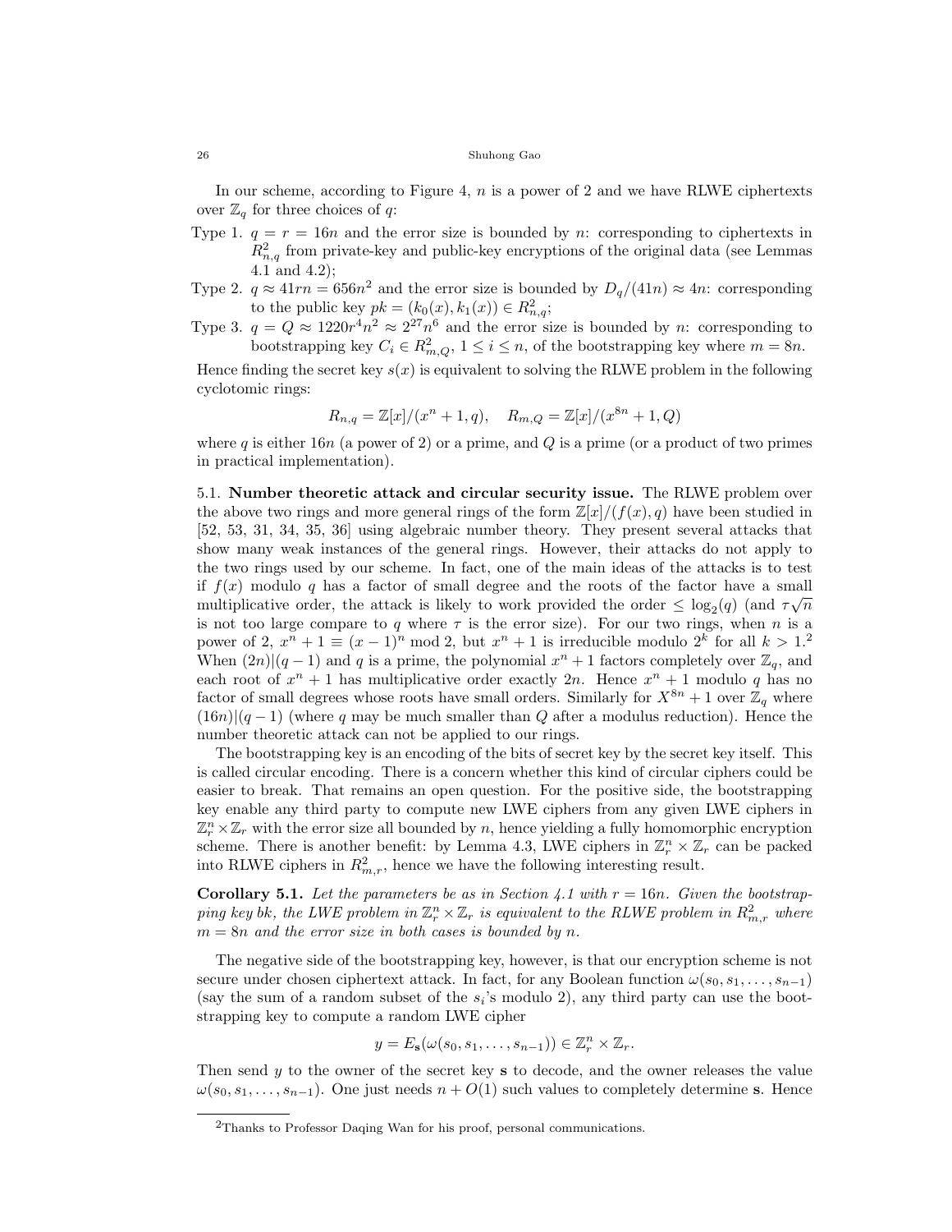In our scheme, according to Figure 4, $n$ is a power of 2 and we have RLWE ciphertexts over $\mathbb{Z}_q$ for three choices of $q$:

Type 1. $q = r = 16n$ and the error size is bounded by $n$: corresponding to ciphertexts in $R^2_{n,q}$ from private-key and public-key encryptions of the original data (see Lemmas 4.1 and 4.2);

Type 2. $q \approx 41rn = 656n^2$ and the error size is bounded by $D_q/(41n) \approx 4n$: corresponding to the public key $pk = (k_0(x), k_1(x)) \in R^2_{n,q}$;

Type 3. $q = Q \approx 1220r^4n^2 \approx 2^{27}n^6$ and the error size is bounded by $n$: corresponding to bootstrapping key $C_i \in R^2_{m,Q}$, $1 \leq i \leq n$, of the bootstrapping key where $m = 8n$.

Hence finding the secret key $s(x)$ is equivalent to solving the RLWE problem in the following cyclotomic rings:

$$R_{n,q} = \mathbb{Z}[x]/(x^n + 1, q), \quad R_{m,Q} = \mathbb{Z}[x]/(x^{8n} + 1, Q)$$

where $q$ is either $16n$ (a power of 2) or a prime, and $Q$ is a prime (or a product of two primes in practical implementation).

5.1. **Number theoretic attack and circular security issue.** The RLWE problem over the above two rings and more general rings of the form $\mathbb{Z}[x]/(f(x), q)$ have been studied in [52, 53, 31, 34, 35, 36] using algebraic number theory. They present several attacks that show many weak instances of the general rings. However, their attacks do not apply to the two rings used by our scheme. In fact, one of the main ideas of the attacks is to test if $f(x)$ modulo $q$ has a factor of small degree and the roots of the factor have a small multiplicative order, the attack is likely to work provided the order $\leq \log_2(q)$ (and $\tau\sqrt{n}$ is not too large compare to $q$ where $\tau$ is the error size). For our two rings, when $n$ is a power of 2, $x^n + 1 \equiv (x - 1)^n \bmod 2$, but $x^n + 1$ is irreducible modulo $2^k$ for all $k > 1$.[2] When $(2n)|(q - 1)$ and $q$ is a prime, the polynomial $x^n + 1$ factors completely over $\mathbb{Z}_q$, and each root of $x^n + 1$ has multiplicative order exactly $2n$. Hence $x^n + 1$ modulo $q$ has no factor of small degrees whose roots have small orders. Similarly for $X^{8n} + 1$ over $\mathbb{Z}_q$ where $(16n)|(q - 1)$ (where $q$ may be much smaller than $Q$ after a modulus reduction). Hence the number theoretic attack can not be applied to our rings.

The bootstrapping key is an encoding of the bits of secret key by the secret key itself. This is called circular encoding. There is a concern whether this kind of circular ciphers could be easier to break. That remains an open question. For the positive side, the bootstrapping key enable any third party to compute new LWE ciphers from any given LWE ciphers in $\mathbb{Z}^n_r \times \mathbb{Z}_r$ with the error size all bounded by $n$, hence yielding a fully homomorphic encryption scheme. There is another benefit: by Lemma 4.3, LWE ciphers in $\mathbb{Z}^n_r \times \mathbb{Z}_r$ can be packed into RLWE ciphers in $R^2_{m,r}$, hence we have the following interesting result.

**Corollary 5.1.** *Let the parameters be as in Section 4.1 with $r = 16n$. Given the bootstrapping key $bk$, the LWE problem in $\mathbb{Z}^n_r \times \mathbb{Z}_r$ is equivalent to the RLWE problem in $R^2_{m,r}$ where $m = 8n$ and the error size in both cases is bounded by $n$.*

The negative side of the bootstrapping key, however, is that our encryption scheme is not secure under chosen ciphertext attack. In fact, for any Boolean function $\omega(s_0, s_1, \ldots, s_{n-1})$ (say the sum of a random subset of the $s_i$'s modulo 2), any third party can use the bootstrapping key to compute a random LWE cipher

$$y = E_{\mathbf{s}}(\omega(s_0, s_1, \ldots, s_{n-1})) \in \mathbb{Z}^n_r \times \mathbb{Z}_r.$$

Then send $y$ to the owner of the secret key $\mathbf{s}$ to decode, and the owner releases the value $\omega(s_0, s_1, \ldots, s_{n-1})$. One just needs $n + O(1)$ such values to completely determine $\mathbf{s}$. Hence

---

[2] Thanks to Professor Daqing Wan for his proof, personal communications.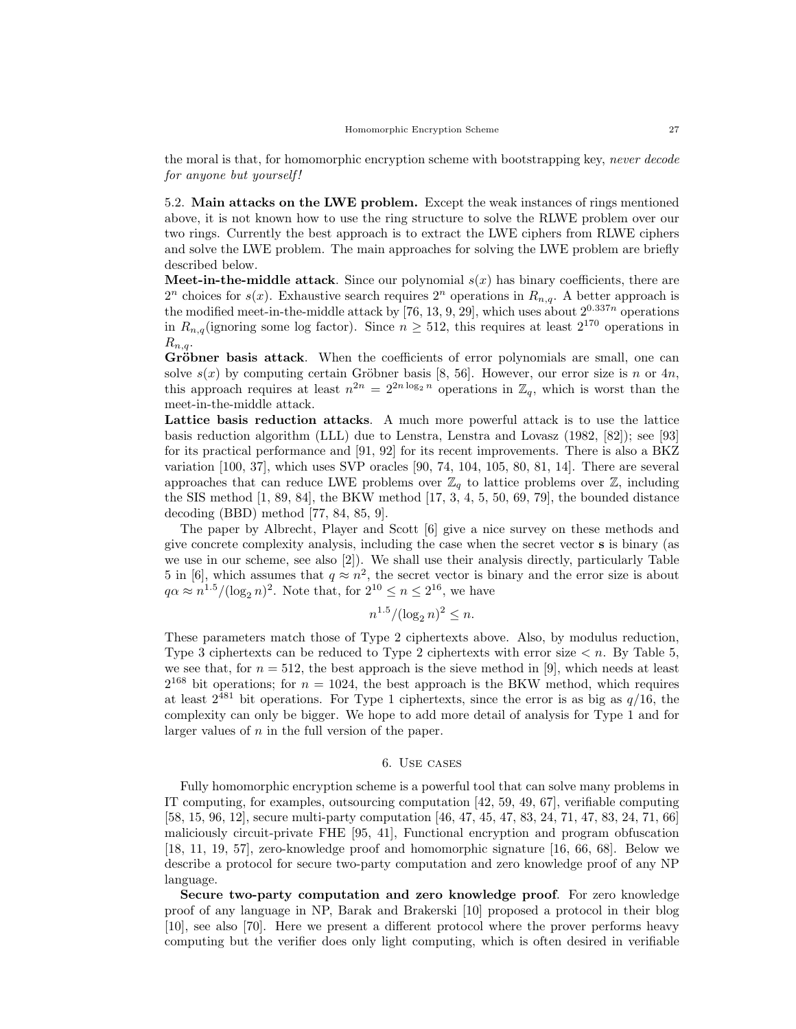the moral is that, for homomorphic encryption scheme with bootstrapping key, *never decode for anyone but yourself!*

5.2. **Main attacks on the LWE problem.** Except the weak instances of rings mentioned above, it is not known how to use the ring structure to solve the RLWE problem over our two rings. Currently the best approach is to extract the LWE ciphers from RLWE ciphers and solve the LWE problem. The main approaches for solving the LWE problem are briefly described below.

**Meet-in-the-middle attack**. Since our polynomial $s(x)$ has binary coefficients, there are $2^n$ choices for $s(x)$. Exhaustive search requires $2^n$ operations in $R_{n,q}$. A better approach is the modified meet-in-the-middle attack by [76, 13, 9, 29], which uses about $2^{0.337n}$ operations in $R_{n,q}$(ignoring some log factor). Since $n \geq 512$, this requires at least $2^{170}$ operations in $R_{n,q}$.

**Gröbner basis attack**. When the coefficients of error polynomials are small, one can solve $s(x)$ by computing certain Gröbner basis [8, 56]. However, our error size is $n$ or $4n$, this approach requires at least $n^{2n} = 2^{2n \log_2 n}$ operations in $\mathbb{Z}_q$, which is worst than the meet-in-the-middle attack.

**Lattice basis reduction attacks**. A much more powerful attack is to use the lattice basis reduction algorithm (LLL) due to Lenstra, Lenstra and Lovasz (1982, [82]); see [93] for its practical performance and [91, 92] for its recent improvements. There is also a BKZ variation [100, 37], which uses SVP oracles [90, 74, 104, 105, 80, 81, 14]. There are several approaches that can reduce LWE problems over $\mathbb{Z}_q$ to lattice problems over $\mathbb{Z}$, including the SIS method [1, 89, 84], the BKW method [17, 3, 4, 5, 50, 69, 79], the bounded distance decoding (BBD) method [77, 84, 85, 9].

The paper by Albrecht, Player and Scott [6] give a nice survey on these methods and give concrete complexity analysis, including the case when the secret vector $\mathbf{s}$ is binary (as we use in our scheme, see also [2]). We shall use their analysis directly, particularly Table 5 in [6], which assumes that $q \approx n^2$, the secret vector is binary and the error size is about $q\alpha \approx n^{1.5}/(\log_2 n)^2$. Note that, for $2^{10} \leq n \leq 2^{16}$, we have

$$n^{1.5}/(\log_2 n)^2 \leq n.$$

These parameters match those of Type 2 ciphertexts above. Also, by modulus reduction, Type 3 ciphertexts can be reduced to Type 2 ciphertexts with error size $< n$. By Table 5, we see that, for $n = 512$, the best approach is the sieve method in [9], which needs at least $2^{168}$ bit operations; for $n = 1024$, the best approach is the BKW method, which requires at least $2^{481}$ bit operations. For Type 1 ciphertexts, since the error is as big as $q/16$, the complexity can only be bigger. We hope to add more detail of analysis for Type 1 and for larger values of $n$ in the full version of the paper.

## 6. Use cases

Fully homomorphic encryption scheme is a powerful tool that can solve many problems in IT computing, for examples, outsourcing computation [42, 59, 49, 67], verifiable computing [58, 15, 96, 12], secure multi-party computation [46, 47, 45, 47, 83, 24, 71, 47, 83, 24, 71, 66] maliciously circuit-private FHE [95, 41], Functional encryption and program obfuscation [18, 11, 19, 57], zero-knowledge proof and homomorphic signature [16, 66, 68]. Below we describe a protocol for secure two-party computation and zero knowledge proof of any NP language.

**Secure two-party computation and zero knowledge proof**. For zero knowledge proof of any language in NP, Barak and Brakerski [10] proposed a protocol in their blog [10], see also [70]. Here we present a different protocol where the prover performs heavy computing but the verifier does only light computing, which is often desired in verifiable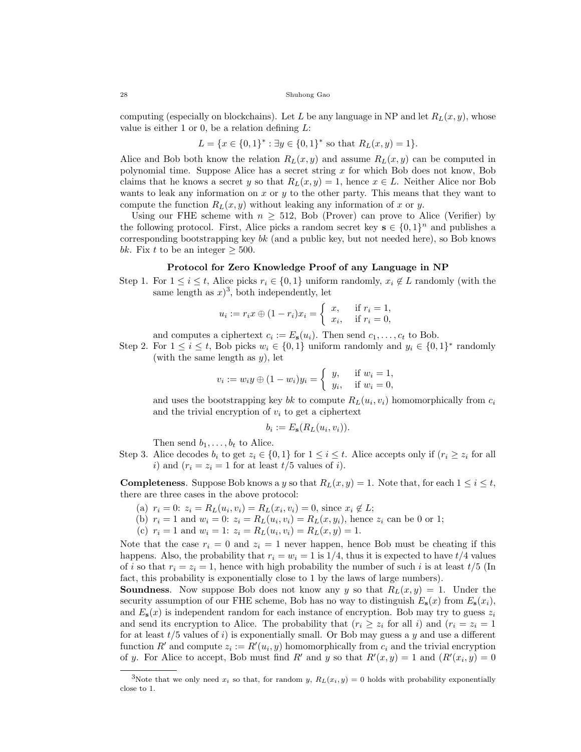computing (especially on blockchains). Let $L$ be any language in NP and let $R_L(x, y)$, whose value is either 1 or 0, be a relation defining $L$:

$$L = \{x \in \{0,1\}^* : \exists y \in \{0,1\}^* \text{ so that } R_L(x,y) = 1\}.$$

Alice and Bob both know the relation $R_L(x, y)$ and assume $R_L(x, y)$ can be computed in polynomial time. Suppose Alice has a secret string $x$ for which Bob does not know, Bob claims that he knows a secret $y$ so that $R_L(x, y) = 1$, hence $x \in L$. Neither Alice nor Bob wants to leak any information on $x$ or $y$ to the other party. This means that they want to compute the function $R_L(x, y)$ without leaking any information of $x$ or $y$.

Using our FHE scheme with $n \geq 512$, Bob (Prover) can prove to Alice (Verifier) by the following protocol. First, Alice picks a random secret key $\mathbf{s} \in \{0,1\}^n$ and publishes a corresponding bootstrapping key $bk$ (and a public key, but not needed here), so Bob knows $bk$. Fix $t$ to be an integer $\geq 500$.

**Protocol for Zero Knowledge Proof of any Language in NP**

Step 1. For $1 \leq i \leq t$, Alice picks $r_i \in \{0,1\}$ uniform randomly, $x_i \notin L$ randomly (with the same length as $x$)[3], both independently, let

$$u_i := r_i x \oplus (1 - r_i) x_i = \begin{cases} x, & \text{if } r_i = 1, \\ x_i, & \text{if } r_i = 0, \end{cases}$$

and computes a ciphertext $c_i := E_{\mathbf{s}}(u_i)$. Then send $c_1, \ldots, c_t$ to Bob.

Step 2. For $1 \leq i \leq t$, Bob picks $w_i \in \{0,1\}$ uniform randomly and $y_i \in \{0,1\}^*$ randomly (with the same length as $y$), let

$$v_i := w_i y \oplus (1 - w_i) y_i = \begin{cases} y, & \text{if } w_i = 1, \\ y_i, & \text{if } w_i = 0, \end{cases}$$

and uses the bootstrapping key $bk$ to compute $R_L(u_i, v_i)$ homomorphically from $c_i$ and the trivial encryption of $v_i$ to get a ciphertext

$$b_i := E_{\mathbf{s}}(R_L(u_i, v_i)).$$

Then send $b_1, \ldots, b_t$ to Alice.

Step 3. Alice decodes $b_i$ to get $z_i \in \{0,1\}$ for $1 \leq i \leq t$. Alice accepts only if ($r_i \geq z_i$ for all $i$) and ($r_i = z_i = 1$ for at least $t/5$ values of $i$).

**Completeness**. Suppose Bob knows a $y$ so that $R_L(x, y) = 1$. Note that, for each $1 \leq i \leq t$, there are three cases in the above protocol:

(a) $r_i = 0$: $z_i = R_L(u_i, v_i) = R_L(x_i, v_i) = 0$, since $x_i \notin L$;
(b) $r_i = 1$ and $w_i = 0$: $z_i = R_L(u_i, v_i) = R_L(x, y_i)$, hence $z_i$ can be 0 or 1;
(c) $r_i = 1$ and $w_i = 1$: $z_i = R_L(u_i, v_i) = R_L(x, y) = 1$.

Note that the case $r_i = 0$ and $z_i = 1$ never happen, hence Bob must be cheating if this happens. Also, the probability that $r_i = w_i = 1$ is 1/4, thus it is expected to have $t/4$ values of $i$ so that $r_i = z_i = 1$, hence with high probability the number of such $i$ is at least $t/5$ (In fact, this probability is exponentially close to 1 by the laws of large numbers).

**Soundness**. Now suppose Bob does not know any $y$ so that $R_L(x, y) = 1$. Under the security assumption of our FHE scheme, Bob has no way to distinguish $E_{\mathbf{s}}(x)$ from $E_{\mathbf{s}}(x_i)$, and $E_{\mathbf{s}}(x)$ is independent random for each instance of encryption. Bob may try to guess $z_i$ and send its encryption to Alice. The probability that ($r_i \geq z_i$ for all $i$) and ($r_i = z_i = 1$ for at least $t/5$ values of $i$) is exponentially small. Or Bob may guess a $y$ and use a different function $R'$ and compute $z_i := R'(u_i, y)$ homomorphically from $c_i$ and the trivial encryption of $y$. For Alice to accept, Bob must find $R'$ and $y$ so that $R'(x, y) = 1$ and ($R'(x_i, y) = 0$

[3] Note that we only need $x_i$ so that, for random $y$, $R_L(x_i, y) = 0$ holds with probability exponentially close to 1.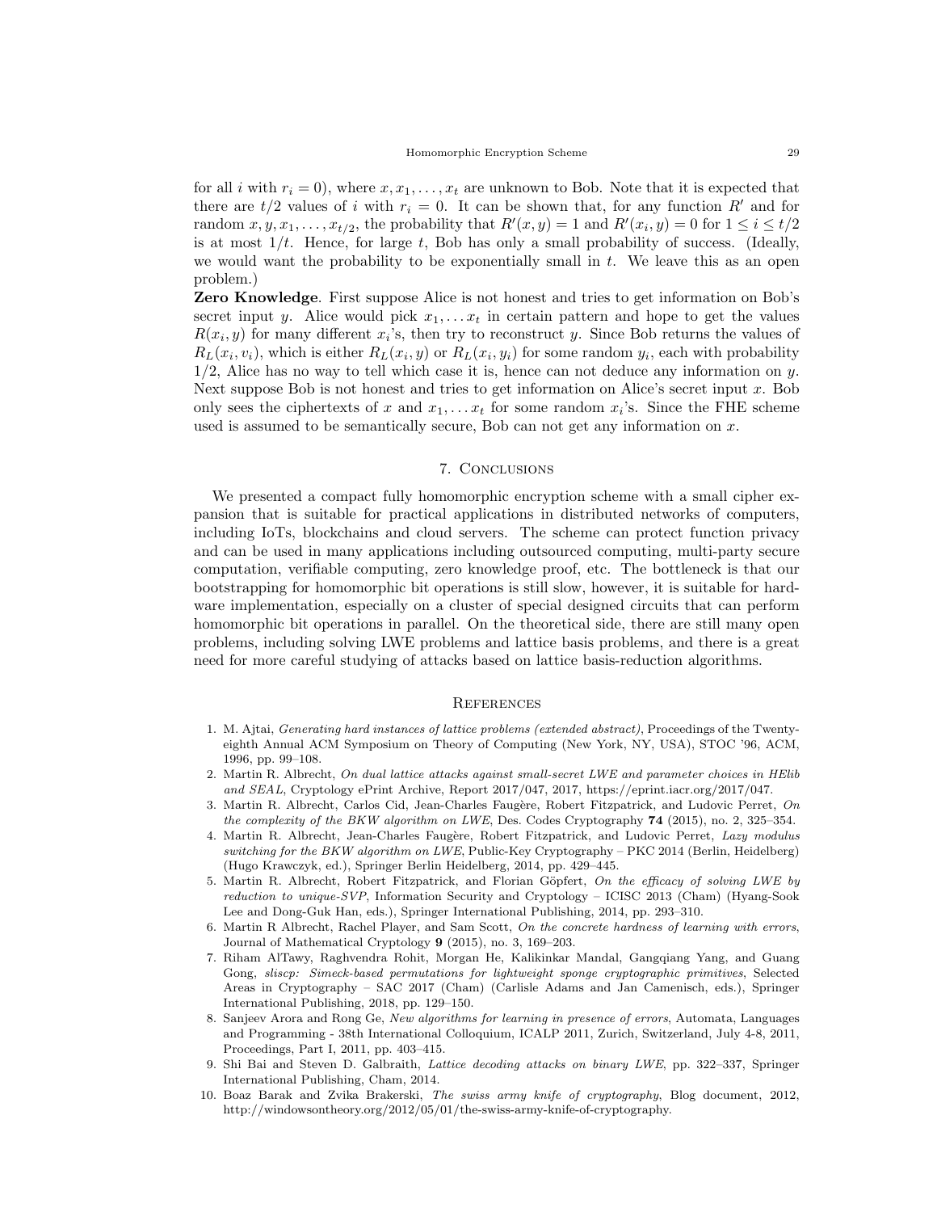for all $i$ with $r_i = 0$), where $x, x_1, \ldots, x_t$ are unknown to Bob. Note that it is expected that there are $t/2$ values of $i$ with $r_i = 0$. It can be shown that, for any function $R'$ and for random $x, y, x_1, \ldots, x_{t/2}$, the probability that $R'(x, y) = 1$ and $R'(x_i, y) = 0$ for $1 \le i \le t/2$ is at most $1/t$. Hence, for large $t$, Bob has only a small probability of success. (Ideally, we would want the probability to be exponentially small in $t$. We leave this as an open problem.)

**Zero Knowledge**. First suppose Alice is not honest and tries to get information on Bob's secret input $y$. Alice would pick $x_1, \ldots x_t$ in certain pattern and hope to get the values $R(x_i, y)$ for many different $x_i$'s, then try to reconstruct $y$. Since Bob returns the values of $R_L(x_i, v_i)$, which is either $R_L(x_i, y)$ or $R_L(x_i, y_i)$ for some random $y_i$, each with probability $1/2$, Alice has no way to tell which case it is, hence can not deduce any information on $y$. Next suppose Bob is not honest and tries to get information on Alice's secret input $x$. Bob only sees the ciphertexts of $x$ and $x_1, \ldots x_t$ for some random $x_i$'s. Since the FHE scheme used is assumed to be semantically secure, Bob can not get any information on $x$.

## 7. Conclusions

We presented a compact fully homomorphic encryption scheme with a small cipher expansion that is suitable for practical applications in distributed networks of computers, including IoTs, blockchains and cloud servers. The scheme can protect function privacy and can be used in many applications including outsourced computing, multi-party secure computation, verifiable computing, zero knowledge proof, etc. The bottleneck is that our bootstrapping for homomorphic bit operations is still slow, however, it is suitable for hardware implementation, especially on a cluster of special designed circuits that can perform homomorphic bit operations in parallel. On the theoretical side, there are still many open problems, including solving LWE problems and lattice basis problems, and there is a great need for more careful studying of attacks based on lattice basis-reduction algorithms.

## References

1. M. Ajtai, *Generating hard instances of lattice problems (extended abstract)*, Proceedings of the Twenty-eighth Annual ACM Symposium on Theory of Computing (New York, NY, USA), STOC '96, ACM, 1996, pp. 99–108.
2. Martin R. Albrecht, *On dual lattice attacks against small-secret LWE and parameter choices in HElib and SEAL*, Cryptology ePrint Archive, Report 2017/047, 2017, https://eprint.iacr.org/2017/047.
3. Martin R. Albrecht, Carlos Cid, Jean-Charles Faugère, Robert Fitzpatrick, and Ludovic Perret, *On the complexity of the BKW algorithm on LWE*, Des. Codes Cryptography **74** (2015), no. 2, 325–354.
4. Martin R. Albrecht, Jean-Charles Faugère, Robert Fitzpatrick, and Ludovic Perret, *Lazy modulus switching for the BKW algorithm on LWE*, Public-Key Cryptography – PKC 2014 (Berlin, Heidelberg) (Hugo Krawczyk, ed.), Springer Berlin Heidelberg, 2014, pp. 429–445.
5. Martin R. Albrecht, Robert Fitzpatrick, and Florian Göpfert, *On the efficacy of solving LWE by reduction to unique-SVP*, Information Security and Cryptology – ICISC 2013 (Cham) (Hyang-Sook Lee and Dong-Guk Han, eds.), Springer International Publishing, 2014, pp. 293–310.
6. Martin R Albrecht, Rachel Player, and Sam Scott, *On the concrete hardness of learning with errors*, Journal of Mathematical Cryptology **9** (2015), no. 3, 169–203.
7. Riham AlTawy, Raghvendra Rohit, Morgan He, Kalikinkar Mandal, Gangqiang Yang, and Guang Gong, *sliscp: Simeck-based permutations for lightweight sponge cryptographic primitives*, Selected Areas in Cryptography – SAC 2017 (Cham) (Carlisle Adams and Jan Camenisch, eds.), Springer International Publishing, 2018, pp. 129–150.
8. Sanjeev Arora and Rong Ge, *New algorithms for learning in presence of errors*, Automata, Languages and Programming - 38th International Colloquium, ICALP 2011, Zurich, Switzerland, July 4-8, 2011, Proceedings, Part I, 2011, pp. 403–415.
9. Shi Bai and Steven D. Galbraith, *Lattice decoding attacks on binary LWE*, pp. 322–337, Springer International Publishing, Cham, 2014.
10. Boaz Barak and Zvika Brakerski, *The swiss army knife of cryptography*, Blog document, 2012, http://windowsontheory.org/2012/05/01/the-swiss-army-knife-of-cryptography.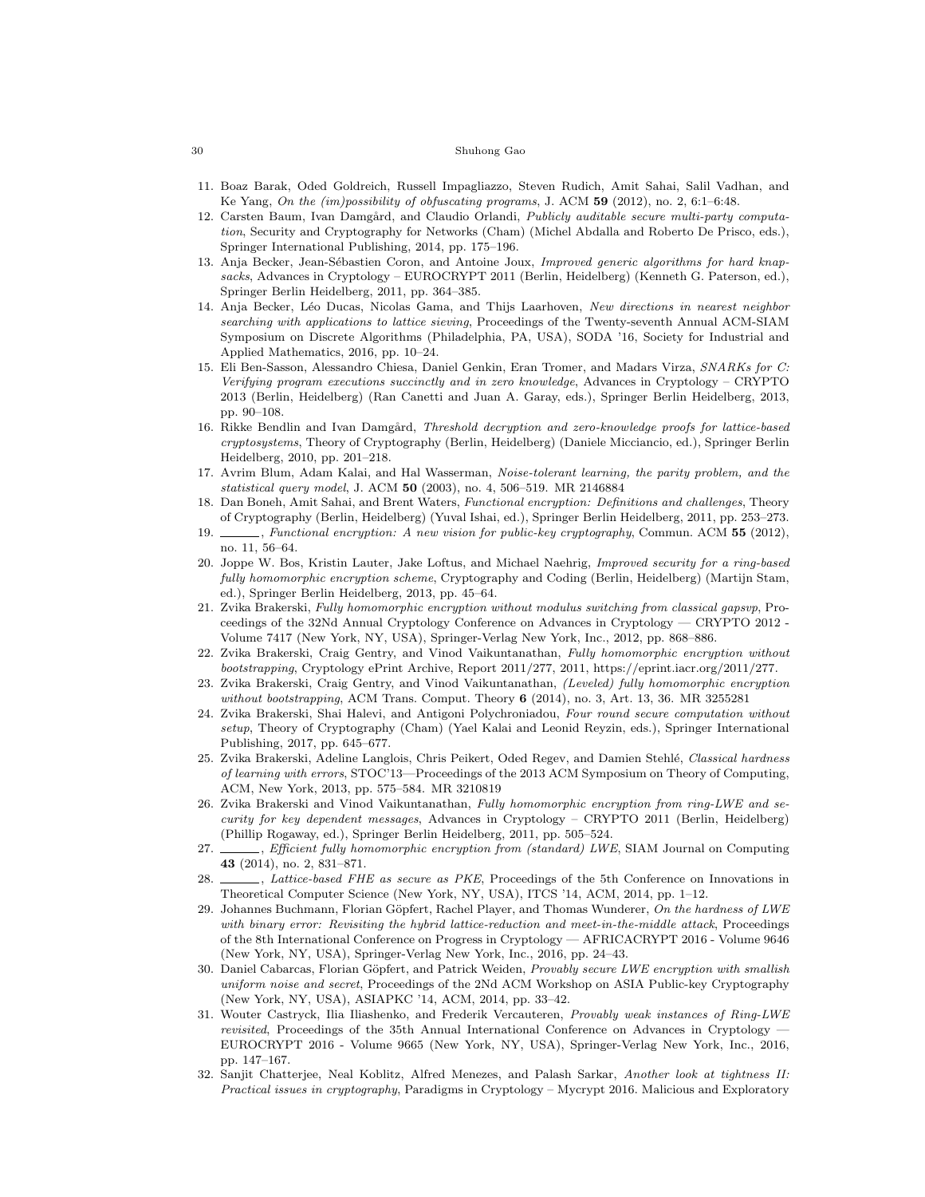11. Boaz Barak, Oded Goldreich, Russell Impagliazzo, Steven Rudich, Amit Sahai, Salil Vadhan, and Ke Yang, *On the (im)possibility of obfuscating programs*, J. ACM **59** (2012), no. 2, 6:1–6:48.
12. Carsten Baum, Ivan Damgård, and Claudio Orlandi, *Publicly auditable secure multi-party computation*, Security and Cryptography for Networks (Cham) (Michel Abdalla and Roberto De Prisco, eds.), Springer International Publishing, 2014, pp. 175–196.
13. Anja Becker, Jean-Sébastien Coron, and Antoine Joux, *Improved generic algorithms for hard knapsacks*, Advances in Cryptology – EUROCRYPT 2011 (Berlin, Heidelberg) (Kenneth G. Paterson, ed.), Springer Berlin Heidelberg, 2011, pp. 364–385.
14. Anja Becker, Léo Ducas, Nicolas Gama, and Thijs Laarhoven, *New directions in nearest neighbor searching with applications to lattice sieving*, Proceedings of the Twenty-seventh Annual ACM-SIAM Symposium on Discrete Algorithms (Philadelphia, PA, USA), SODA '16, Society for Industrial and Applied Mathematics, 2016, pp. 10–24.
15. Eli Ben-Sasson, Alessandro Chiesa, Daniel Genkin, Eran Tromer, and Madars Virza, *SNARKs for C: Verifying program executions succinctly and in zero knowledge*, Advances in Cryptology – CRYPTO 2013 (Berlin, Heidelberg) (Ran Canetti and Juan A. Garay, eds.), Springer Berlin Heidelberg, 2013, pp. 90–108.
16. Rikke Bendlin and Ivan Damgård, *Threshold decryption and zero-knowledge proofs for lattice-based cryptosystems*, Theory of Cryptography (Berlin, Heidelberg) (Daniele Micciancio, ed.), Springer Berlin Heidelberg, 2010, pp. 201–218.
17. Avrim Blum, Adam Kalai, and Hal Wasserman, *Noise-tolerant learning, the parity problem, and the statistical query model*, J. ACM **50** (2003), no. 4, 506–519. MR 2146884
18. Dan Boneh, Amit Sahai, and Brent Waters, *Functional encryption: Definitions and challenges*, Theory of Cryptography (Berlin, Heidelberg) (Yuval Ishai, ed.), Springer Berlin Heidelberg, 2011, pp. 253–273.
19. ______, *Functional encryption: A new vision for public-key cryptography*, Commun. ACM **55** (2012), no. 11, 56–64.
20. Joppe W. Bos, Kristin Lauter, Jake Loftus, and Michael Naehrig, *Improved security for a ring-based fully homomorphic encryption scheme*, Cryptography and Coding (Berlin, Heidelberg) (Martijn Stam, ed.), Springer Berlin Heidelberg, 2013, pp. 45–64.
21. Zvika Brakerski, *Fully homomorphic encryption without modulus switching from classical gapsvp*, Proceedings of the 32Nd Annual Cryptology Conference on Advances in Cryptology — CRYPTO 2012 - Volume 7417 (New York, NY, USA), Springer-Verlag New York, Inc., 2012, pp. 868–886.
22. Zvika Brakerski, Craig Gentry, and Vinod Vaikuntanathan, *Fully homomorphic encryption without bootstrapping*, Cryptology ePrint Archive, Report 2011/277, 2011, https://eprint.iacr.org/2011/277.
23. Zvika Brakerski, Craig Gentry, and Vinod Vaikuntanathan, *(Leveled) fully homomorphic encryption without bootstrapping*, ACM Trans. Comput. Theory **6** (2014), no. 3, Art. 13, 36. MR 3255281
24. Zvika Brakerski, Shai Halevi, and Antigoni Polychroniadou, *Four round secure computation without setup*, Theory of Cryptography (Cham) (Yael Kalai and Leonid Reyzin, eds.), Springer International Publishing, 2017, pp. 645–677.
25. Zvika Brakerski, Adeline Langlois, Chris Peikert, Oded Regev, and Damien Stehlé, *Classical hardness of learning with errors*, STOC'13—Proceedings of the 2013 ACM Symposium on Theory of Computing, ACM, New York, 2013, pp. 575–584. MR 3210819
26. Zvika Brakerski and Vinod Vaikuntanathan, *Fully homomorphic encryption from ring-LWE and security for key dependent messages*, Advances in Cryptology – CRYPTO 2011 (Berlin, Heidelberg) (Phillip Rogaway, ed.), Springer Berlin Heidelberg, 2011, pp. 505–524.
27. ______, *Efficient fully homomorphic encryption from (standard) LWE*, SIAM Journal on Computing **43** (2014), no. 2, 831–871.
28. ______, *Lattice-based FHE as secure as PKE*, Proceedings of the 5th Conference on Innovations in Theoretical Computer Science (New York, NY, USA), ITCS '14, ACM, 2014, pp. 1–12.
29. Johannes Buchmann, Florian Göpfert, Rachel Player, and Thomas Wunderer, *On the hardness of LWE with binary error: Revisiting the hybrid lattice-reduction and meet-in-the-middle attack*, Proceedings of the 8th International Conference on Progress in Cryptology — AFRICACRYPT 2016 - Volume 9646 (New York, NY, USA), Springer-Verlag New York, Inc., 2016, pp. 24–43.
30. Daniel Cabarcas, Florian Göpfert, and Patrick Weiden, *Provably secure LWE encryption with smallish uniform noise and secret*, Proceedings of the 2Nd ACM Workshop on ASIA Public-key Cryptography (New York, NY, USA), ASIAPKC '14, ACM, 2014, pp. 33–42.
31. Wouter Castryck, Ilia Iliashenko, and Frederik Vercauteren, *Provably weak instances of Ring-LWE revisited*, Proceedings of the 35th Annual International Conference on Advances in Cryptology — EUROCRYPT 2016 - Volume 9665 (New York, NY, USA), Springer-Verlag New York, Inc., 2016, pp. 147–167.
32. Sanjit Chatterjee, Neal Koblitz, Alfred Menezes, and Palash Sarkar, *Another look at tightness II: Practical issues in cryptography*, Paradigms in Cryptology – Mycrypt 2016. Malicious and Exploratory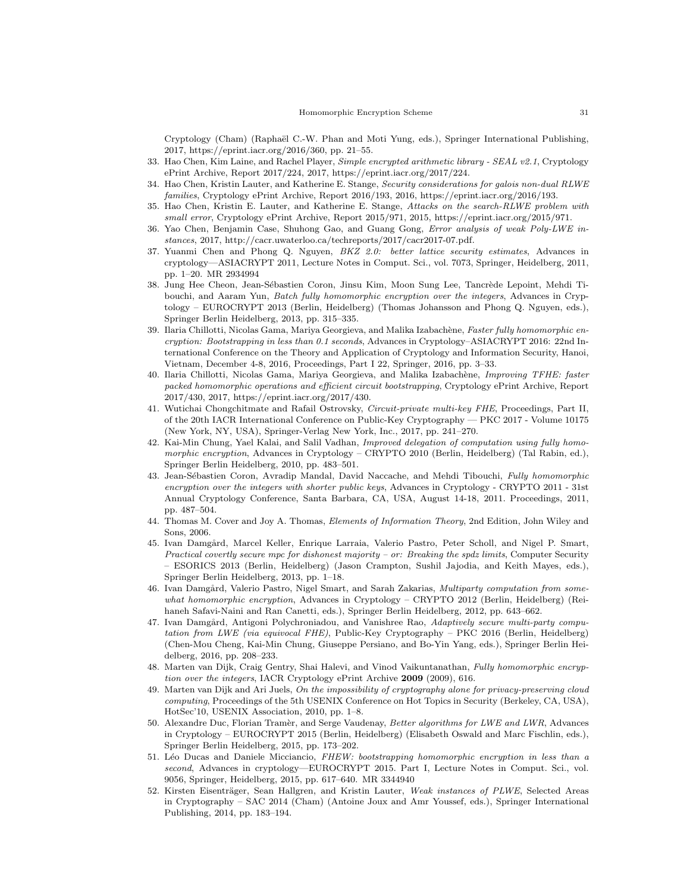Cryptology (Cham) (Raphaël C.-W. Phan and Moti Yung, eds.), Springer International Publishing, 2017, https://eprint.iacr.org/2016/360, pp. 21–55.

33. Hao Chen, Kim Laine, and Rachel Player, *Simple encrypted arithmetic library - SEAL v2.1*, Cryptology ePrint Archive, Report 2017/224, 2017, https://eprint.iacr.org/2017/224.
34. Hao Chen, Kristin Lauter, and Katherine E. Stange, *Security considerations for galois non-dual RLWE families*, Cryptology ePrint Archive, Report 2016/193, 2016, https://eprint.iacr.org/2016/193.
35. Hao Chen, Kristin E. Lauter, and Katherine E. Stange, *Attacks on the search-RLWE problem with small error*, Cryptology ePrint Archive, Report 2015/971, 2015, https://eprint.iacr.org/2015/971.
36. Yao Chen, Benjamin Case, Shuhong Gao, and Guang Gong, *Error analysis of weak Poly-LWE instances*, 2017, http://cacr.uwaterloo.ca/techreports/2017/cacr2017-07.pdf.
37. Yuanmi Chen and Phong Q. Nguyen, *BKZ 2.0: better lattice security estimates*, Advances in cryptology—ASIACRYPT 2011, Lecture Notes in Comput. Sci., vol. 7073, Springer, Heidelberg, 2011, pp. 1–20. MR 2934994
38. Jung Hee Cheon, Jean-Sébastien Coron, Jinsu Kim, Moon Sung Lee, Tancrède Lepoint, Mehdi Tibouchi, and Aaram Yun, *Batch fully homomorphic encryption over the integers*, Advances in Cryptology – EUROCRYPT 2013 (Berlin, Heidelberg) (Thomas Johansson and Phong Q. Nguyen, eds.), Springer Berlin Heidelberg, 2013, pp. 315–335.
39. Ilaria Chillotti, Nicolas Gama, Mariya Georgieva, and Malika Izabachène, *Faster fully homomorphic encryption: Bootstrapping in less than 0.1 seconds*, Advances in Cryptology–ASIACRYPT 2016: 22nd International Conference on the Theory and Application of Cryptology and Information Security, Hanoi, Vietnam, December 4-8, 2016, Proceedings, Part I 22, Springer, 2016, pp. 3–33.
40. Ilaria Chillotti, Nicolas Gama, Mariya Georgieva, and Malika Izabachène, *Improving TFHE: faster packed homomorphic operations and efficient circuit bootstrapping*, Cryptology ePrint Archive, Report 2017/430, 2017, https://eprint.iacr.org/2017/430.
41. Wutichai Chongchitmate and Rafail Ostrovsky, *Circuit-private multi-key FHE*, Proceedings, Part II, of the 20th IACR International Conference on Public-Key Cryptography — PKC 2017 - Volume 10175 (New York, NY, USA), Springer-Verlag New York, Inc., 2017, pp. 241–270.
42. Kai-Min Chung, Yael Kalai, and Salil Vadhan, *Improved delegation of computation using fully homomorphic encryption*, Advances in Cryptology – CRYPTO 2010 (Berlin, Heidelberg) (Tal Rabin, ed.), Springer Berlin Heidelberg, 2010, pp. 483–501.
43. Jean-Sébastien Coron, Avradip Mandal, David Naccache, and Mehdi Tibouchi, *Fully homomorphic encryption over the integers with shorter public keys*, Advances in Cryptology - CRYPTO 2011 - 31st Annual Cryptology Conference, Santa Barbara, CA, USA, August 14-18, 2011. Proceedings, 2011, pp. 487–504.
44. Thomas M. Cover and Joy A. Thomas, *Elements of Information Theory*, 2nd Edition, John Wiley and Sons, 2006.
45. Ivan Damgård, Marcel Keller, Enrique Larraia, Valerio Pastro, Peter Scholl, and Nigel P. Smart, *Practical covertly secure mpc for dishonest majority – or: Breaking the spdz limits*, Computer Security – ESORICS 2013 (Berlin, Heidelberg) (Jason Crampton, Sushil Jajodia, and Keith Mayes, eds.), Springer Berlin Heidelberg, 2013, pp. 1–18.
46. Ivan Damgård, Valerio Pastro, Nigel Smart, and Sarah Zakarias, *Multiparty computation from somewhat homomorphic encryption*, Advances in Cryptology – CRYPTO 2012 (Berlin, Heidelberg) (Reihaneh Safavi-Naini and Ran Canetti, eds.), Springer Berlin Heidelberg, 2012, pp. 643–662.
47. Ivan Damgård, Antigoni Polychroniadou, and Vanishree Rao, *Adaptively secure multi-party computation from LWE (via equivocal FHE)*, Public-Key Cryptography – PKC 2016 (Berlin, Heidelberg) (Chen-Mou Cheng, Kai-Min Chung, Giuseppe Persiano, and Bo-Yin Yang, eds.), Springer Berlin Heidelberg, 2016, pp. 208–233.
48. Marten van Dijk, Craig Gentry, Shai Halevi, and Vinod Vaikuntanathan, *Fully homomorphic encryption over the integers*, IACR Cryptology ePrint Archive **2009** (2009), 616.
49. Marten van Dijk and Ari Juels, *On the impossibility of cryptography alone for privacy-preserving cloud computing*, Proceedings of the 5th USENIX Conference on Hot Topics in Security (Berkeley, CA, USA), HotSec'10, USENIX Association, 2010, pp. 1–8.
50. Alexandre Duc, Florian Tramèr, and Serge Vaudenay, *Better algorithms for LWE and LWR*, Advances in Cryptology – EUROCRYPT 2015 (Berlin, Heidelberg) (Elisabeth Oswald and Marc Fischlin, eds.), Springer Berlin Heidelberg, 2015, pp. 173–202.
51. Léo Ducas and Daniele Micciancio, *FHEW: bootstrapping homomorphic encryption in less than a second*, Advances in cryptology—EUROCRYPT 2015. Part I, Lecture Notes in Comput. Sci., vol. 9056, Springer, Heidelberg, 2015, pp. 617–640. MR 3344940
52. Kirsten Eisenträger, Sean Hallgren, and Kristin Lauter, *Weak instances of PLWE*, Selected Areas in Cryptography – SAC 2014 (Cham) (Antoine Joux and Amr Youssef, eds.), Springer International Publishing, 2014, pp. 183–194.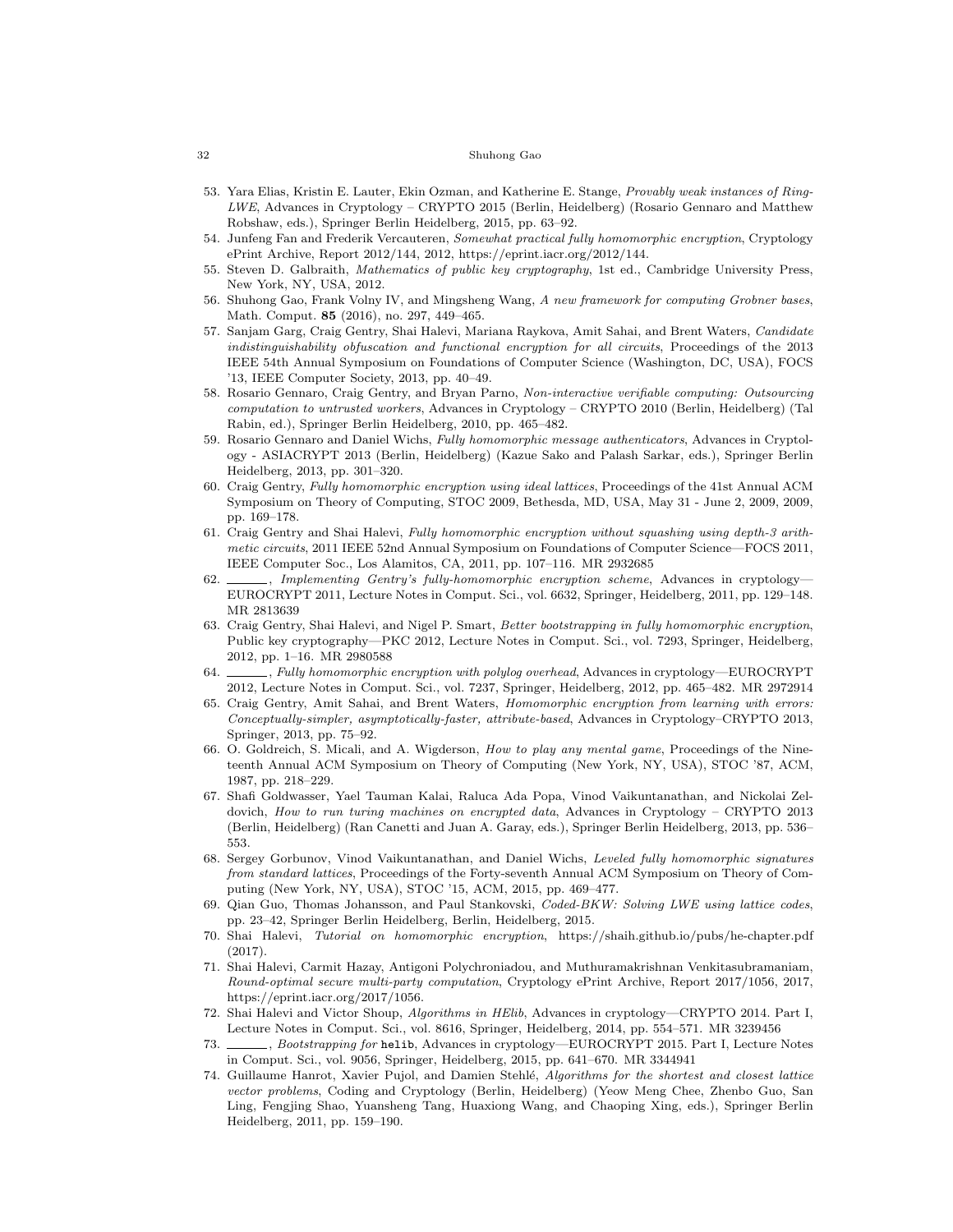53. Yara Elias, Kristin E. Lauter, Ekin Ozman, and Katherine E. Stange, *Provably weak instances of Ring-LWE*, Advances in Cryptology – CRYPTO 2015 (Berlin, Heidelberg) (Rosario Gennaro and Matthew Robshaw, eds.), Springer Berlin Heidelberg, 2015, pp. 63–92.
54. Junfeng Fan and Frederik Vercauteren, *Somewhat practical fully homomorphic encryption*, Cryptology ePrint Archive, Report 2012/144, 2012, https://eprint.iacr.org/2012/144.
55. Steven D. Galbraith, *Mathematics of public key cryptography*, 1st ed., Cambridge University Press, New York, NY, USA, 2012.
56. Shuhong Gao, Frank Volny IV, and Mingsheng Wang, *A new framework for computing Grobner bases*, Math. Comput. **85** (2016), no. 297, 449–465.
57. Sanjam Garg, Craig Gentry, Shai Halevi, Mariana Raykova, Amit Sahai, and Brent Waters, *Candidate indistinguishability obfuscation and functional encryption for all circuits*, Proceedings of the 2013 IEEE 54th Annual Symposium on Foundations of Computer Science (Washington, DC, USA), FOCS '13, IEEE Computer Society, 2013, pp. 40–49.
58. Rosario Gennaro, Craig Gentry, and Bryan Parno, *Non-interactive verifiable computing: Outsourcing computation to untrusted workers*, Advances in Cryptology – CRYPTO 2010 (Berlin, Heidelberg) (Tal Rabin, ed.), Springer Berlin Heidelberg, 2010, pp. 465–482.
59. Rosario Gennaro and Daniel Wichs, *Fully homomorphic message authenticators*, Advances in Cryptology - ASIACRYPT 2013 (Berlin, Heidelberg) (Kazue Sako and Palash Sarkar, eds.), Springer Berlin Heidelberg, 2013, pp. 301–320.
60. Craig Gentry, *Fully homomorphic encryption using ideal lattices*, Proceedings of the 41st Annual ACM Symposium on Theory of Computing, STOC 2009, Bethesda, MD, USA, May 31 - June 2, 2009, 2009, pp. 169–178.
61. Craig Gentry and Shai Halevi, *Fully homomorphic encryption without squashing using depth-3 arithmetic circuits*, 2011 IEEE 52nd Annual Symposium on Foundations of Computer Science—FOCS 2011, IEEE Computer Soc., Los Alamitos, CA, 2011, pp. 107–116. MR 2932685
62. ______, *Implementing Gentry's fully-homomorphic encryption scheme*, Advances in cryptology—EUROCRYPT 2011, Lecture Notes in Comput. Sci., vol. 6632, Springer, Heidelberg, 2011, pp. 129–148. MR 2813639
63. Craig Gentry, Shai Halevi, and Nigel P. Smart, *Better bootstrapping in fully homomorphic encryption*, Public key cryptography—PKC 2012, Lecture Notes in Comput. Sci., vol. 7293, Springer, Heidelberg, 2012, pp. 1–16. MR 2980588
64. ______, *Fully homomorphic encryption with polylog overhead*, Advances in cryptology—EUROCRYPT 2012, Lecture Notes in Comput. Sci., vol. 7237, Springer, Heidelberg, 2012, pp. 465–482. MR 2972914
65. Craig Gentry, Amit Sahai, and Brent Waters, *Homomorphic encryption from learning with errors: Conceptually-simpler, asymptotically-faster, attribute-based*, Advances in Cryptology–CRYPTO 2013, Springer, 2013, pp. 75–92.
66. O. Goldreich, S. Micali, and A. Wigderson, *How to play any mental game*, Proceedings of the Nineteenth Annual ACM Symposium on Theory of Computing (New York, NY, USA), STOC '87, ACM, 1987, pp. 218–229.
67. Shafi Goldwasser, Yael Tauman Kalai, Raluca Ada Popa, Vinod Vaikuntanathan, and Nickolai Zeldovich, *How to run turing machines on encrypted data*, Advances in Cryptology – CRYPTO 2013 (Berlin, Heidelberg) (Ran Canetti and Juan A. Garay, eds.), Springer Berlin Heidelberg, 2013, pp. 536–553.
68. Sergey Gorbunov, Vinod Vaikuntanathan, and Daniel Wichs, *Leveled fully homomorphic signatures from standard lattices*, Proceedings of the Forty-seventh Annual ACM Symposium on Theory of Computing (New York, NY, USA), STOC '15, ACM, 2015, pp. 469–477.
69. Qian Guo, Thomas Johansson, and Paul Stankovski, *Coded-BKW: Solving LWE using lattice codes*, pp. 23–42, Springer Berlin Heidelberg, Berlin, Heidelberg, 2015.
70. Shai Halevi, *Tutorial on homomorphic encryption*, https://shaih.github.io/pubs/he-chapter.pdf (2017).
71. Shai Halevi, Carmit Hazay, Antigoni Polychroniadou, and Muthuramakrishnan Venkitasubramaniam, *Round-optimal secure multi-party computation*, Cryptology ePrint Archive, Report 2017/1056, 2017, https://eprint.iacr.org/2017/1056.
72. Shai Halevi and Victor Shoup, *Algorithms in HElib*, Advances in cryptology—CRYPTO 2014. Part I, Lecture Notes in Comput. Sci., vol. 8616, Springer, Heidelberg, 2014, pp. 554–571. MR 3239456
73. ______, *Bootstrapping for* `helib`, Advances in cryptology—EUROCRYPT 2015. Part I, Lecture Notes in Comput. Sci., vol. 9056, Springer, Heidelberg, 2015, pp. 641–670. MR 3344941
74. Guillaume Hanrot, Xavier Pujol, and Damien Stehlé, *Algorithms for the shortest and closest lattice vector problems*, Coding and Cryptology (Berlin, Heidelberg) (Yeow Meng Chee, Zhenbo Guo, San Ling, Fengjing Shao, Yuansheng Tang, Huaxiong Wang, and Chaoping Xing, eds.), Springer Berlin Heidelberg, 2011, pp. 159–190.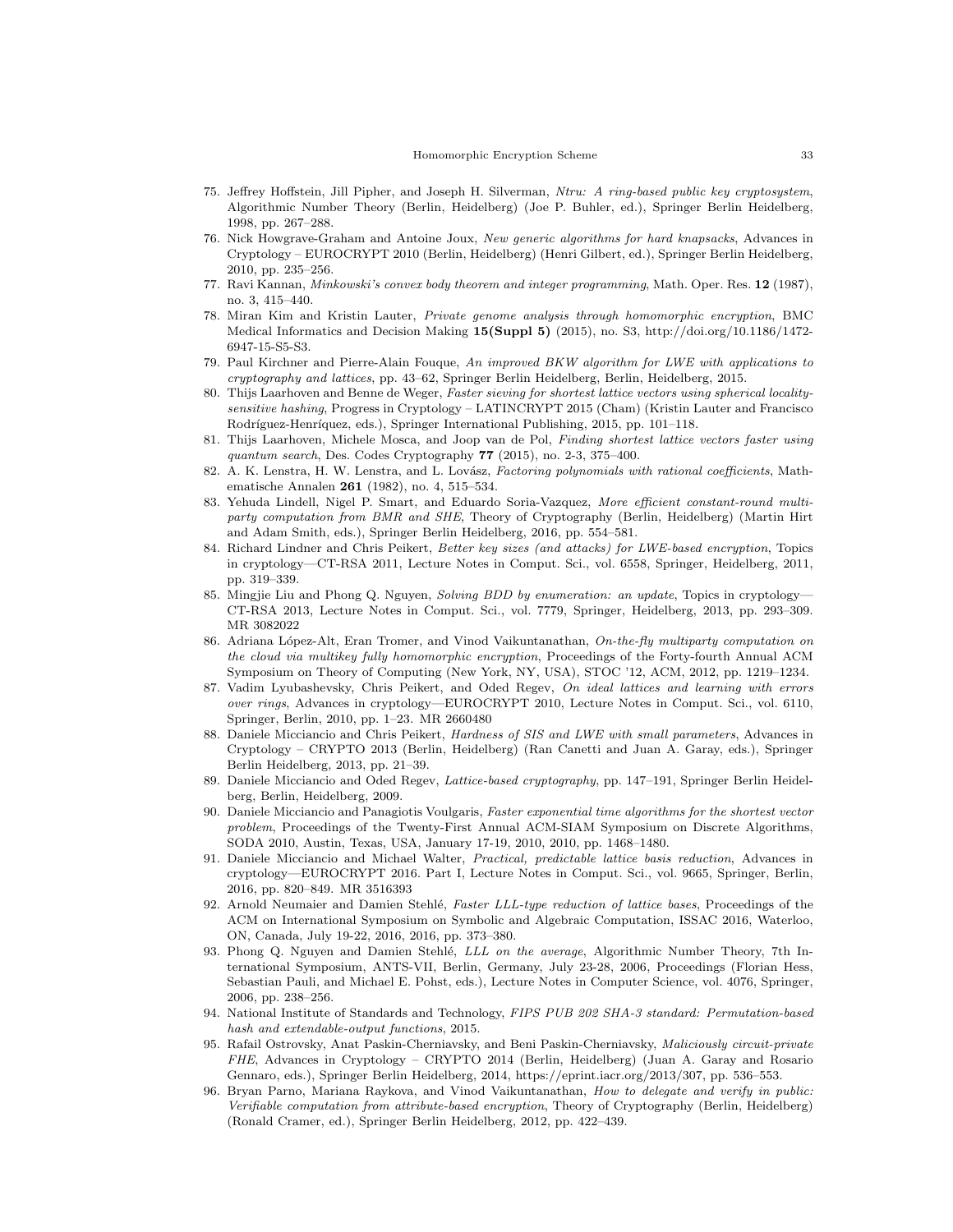75. Jeffrey Hoffstein, Jill Pipher, and Joseph H. Silverman, *Ntru: A ring-based public key cryptosystem*, Algorithmic Number Theory (Berlin, Heidelberg) (Joe P. Buhler, ed.), Springer Berlin Heidelberg, 1998, pp. 267–288.
76. Nick Howgrave-Graham and Antoine Joux, *New generic algorithms for hard knapsacks*, Advances in Cryptology – EUROCRYPT 2010 (Berlin, Heidelberg) (Henri Gilbert, ed.), Springer Berlin Heidelberg, 2010, pp. 235–256.
77. Ravi Kannan, *Minkowski's convex body theorem and integer programming*, Math. Oper. Res. **12** (1987), no. 3, 415–440.
78. Miran Kim and Kristin Lauter, *Private genome analysis through homomorphic encryption*, BMC Medical Informatics and Decision Making **15(Suppl 5)** (2015), no. S3, http://doi.org/10.1186/1472-6947-15-S5-S3.
79. Paul Kirchner and Pierre-Alain Fouque, *An improved BKW algorithm for LWE with applications to cryptography and lattices*, pp. 43–62, Springer Berlin Heidelberg, Berlin, Heidelberg, 2015.
80. Thijs Laarhoven and Benne de Weger, *Faster sieving for shortest lattice vectors using spherical locality-sensitive hashing*, Progress in Cryptology – LATINCRYPT 2015 (Cham) (Kristin Lauter and Francisco Rodríguez-Henríquez, eds.), Springer International Publishing, 2015, pp. 101–118.
81. Thijs Laarhoven, Michele Mosca, and Joop van de Pol, *Finding shortest lattice vectors faster using quantum search*, Des. Codes Cryptography **77** (2015), no. 2-3, 375–400.
82. A. K. Lenstra, H. W. Lenstra, and L. Lovász, *Factoring polynomials with rational coefficients*, Mathematische Annalen **261** (1982), no. 4, 515–534.
83. Yehuda Lindell, Nigel P. Smart, and Eduardo Soria-Vazquez, *More efficient constant-round multi-party computation from BMR and SHE*, Theory of Cryptography (Berlin, Heidelberg) (Martin Hirt and Adam Smith, eds.), Springer Berlin Heidelberg, 2016, pp. 554–581.
84. Richard Lindner and Chris Peikert, *Better key sizes (and attacks) for LWE-based encryption*, Topics in cryptology—CT-RSA 2011, Lecture Notes in Comput. Sci., vol. 6558, Springer, Heidelberg, 2011, pp. 319–339.
85. Mingjie Liu and Phong Q. Nguyen, *Solving BDD by enumeration: an update*, Topics in cryptology—CT-RSA 2013, Lecture Notes in Comput. Sci., vol. 7779, Springer, Heidelberg, 2013, pp. 293–309. MR 3082022
86. Adriana López-Alt, Eran Tromer, and Vinod Vaikuntanathan, *On-the-fly multiparty computation on the cloud via multikey fully homomorphic encryption*, Proceedings of the Forty-fourth Annual ACM Symposium on Theory of Computing (New York, NY, USA), STOC '12, ACM, 2012, pp. 1219–1234.
87. Vadim Lyubashevsky, Chris Peikert, and Oded Regev, *On ideal lattices and learning with errors over rings*, Advances in cryptology—EUROCRYPT 2010, Lecture Notes in Comput. Sci., vol. 6110, Springer, Berlin, 2010, pp. 1–23. MR 2660480
88. Daniele Micciancio and Chris Peikert, *Hardness of SIS and LWE with small parameters*, Advances in Cryptology – CRYPTO 2013 (Berlin, Heidelberg) (Ran Canetti and Juan A. Garay, eds.), Springer Berlin Heidelberg, 2013, pp. 21–39.
89. Daniele Micciancio and Oded Regev, *Lattice-based cryptography*, pp. 147–191, Springer Berlin Heidelberg, Berlin, Heidelberg, 2009.
90. Daniele Micciancio and Panagiotis Voulgaris, *Faster exponential time algorithms for the shortest vector problem*, Proceedings of the Twenty-First Annual ACM-SIAM Symposium on Discrete Algorithms, SODA 2010, Austin, Texas, USA, January 17-19, 2010, 2010, pp. 1468–1480.
91. Daniele Micciancio and Michael Walter, *Practical, predictable lattice basis reduction*, Advances in cryptology—EUROCRYPT 2016. Part I, Lecture Notes in Comput. Sci., vol. 9665, Springer, Berlin, 2016, pp. 820–849. MR 3516393
92. Arnold Neumaier and Damien Stehlé, *Faster LLL-type reduction of lattice bases*, Proceedings of the ACM on International Symposium on Symbolic and Algebraic Computation, ISSAC 2016, Waterloo, ON, Canada, July 19-22, 2016, 2016, pp. 373–380.
93. Phong Q. Nguyen and Damien Stehlé, *LLL on the average*, Algorithmic Number Theory, 7th International Symposium, ANTS-VII, Berlin, Germany, July 23-28, 2006, Proceedings (Florian Hess, Sebastian Pauli, and Michael E. Pohst, eds.), Lecture Notes in Computer Science, vol. 4076, Springer, 2006, pp. 238–256.
94. National Institute of Standards and Technology, *FIPS PUB 202 SHA-3 standard: Permutation-based hash and extendable-output functions*, 2015.
95. Rafail Ostrovsky, Anat Paskin-Cherniavsky, and Beni Paskin-Cherniavsky, *Maliciously circuit-private FHE*, Advances in Cryptology – CRYPTO 2014 (Berlin, Heidelberg) (Juan A. Garay and Rosario Gennaro, eds.), Springer Berlin Heidelberg, 2014, https://eprint.iacr.org/2013/307, pp. 536–553.
96. Bryan Parno, Mariana Raykova, and Vinod Vaikuntanathan, *How to delegate and verify in public: Verifiable computation from attribute-based encryption*, Theory of Cryptography (Berlin, Heidelberg) (Ronald Cramer, ed.), Springer Berlin Heidelberg, 2012, pp. 422–439.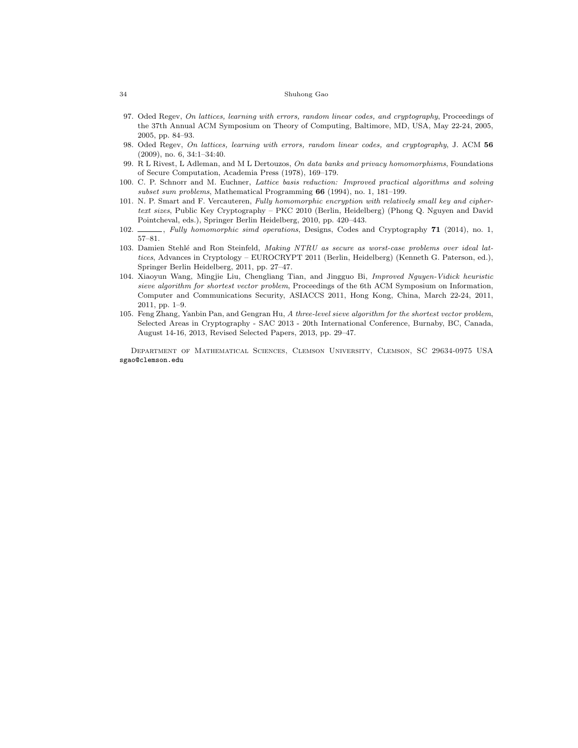97. Oded Regev, *On lattices, learning with errors, random linear codes, and cryptography*, Proceedings of the 37th Annual ACM Symposium on Theory of Computing, Baltimore, MD, USA, May 22-24, 2005, 2005, pp. 84–93.
98. Oded Regev, *On lattices, learning with errors, random linear codes, and cryptography*, J. ACM **56** (2009), no. 6, 34:1–34:40.
99. R L Rivest, L Adleman, and M L Dertouzos, *On data banks and privacy homomorphisms*, Foundations of Secure Computation, Academia Press (1978), 169–179.
100. C. P. Schnorr and M. Euchner, *Lattice basis reduction: Improved practical algorithms and solving subset sum problems*, Mathematical Programming **66** (1994), no. 1, 181–199.
101. N. P. Smart and F. Vercauteren, *Fully homomorphic encryption with relatively small key and ciphertext sizes*, Public Key Cryptography – PKC 2010 (Berlin, Heidelberg) (Phong Q. Nguyen and David Pointcheval, eds.), Springer Berlin Heidelberg, 2010, pp. 420–443.
102. ______, *Fully homomorphic simd operations*, Designs, Codes and Cryptography **71** (2014), no. 1, 57–81.
103. Damien Stehlé and Ron Steinfeld, *Making NTRU as secure as worst-case problems over ideal lattices*, Advances in Cryptology – EUROCRYPT 2011 (Berlin, Heidelberg) (Kenneth G. Paterson, ed.), Springer Berlin Heidelberg, 2011, pp. 27–47.
104. Xiaoyun Wang, Mingjie Liu, Chengliang Tian, and Jingguo Bi, *Improved Nguyen-Vidick heuristic sieve algorithm for shortest vector problem*, Proceedings of the 6th ACM Symposium on Information, Computer and Communications Security, ASIACCS 2011, Hong Kong, China, March 22-24, 2011, 2011, pp. 1–9.
105. Feng Zhang, Yanbin Pan, and Gengran Hu, *A three-level sieve algorithm for the shortest vector problem*, Selected Areas in Cryptography - SAC 2013 - 20th International Conference, Burnaby, BC, Canada, August 14-16, 2013, Revised Selected Papers, 2013, pp. 29–47.

Department of Mathematical Sciences, Clemson University, Clemson, SC 29634-0975 USA
sgao@clemson.edu